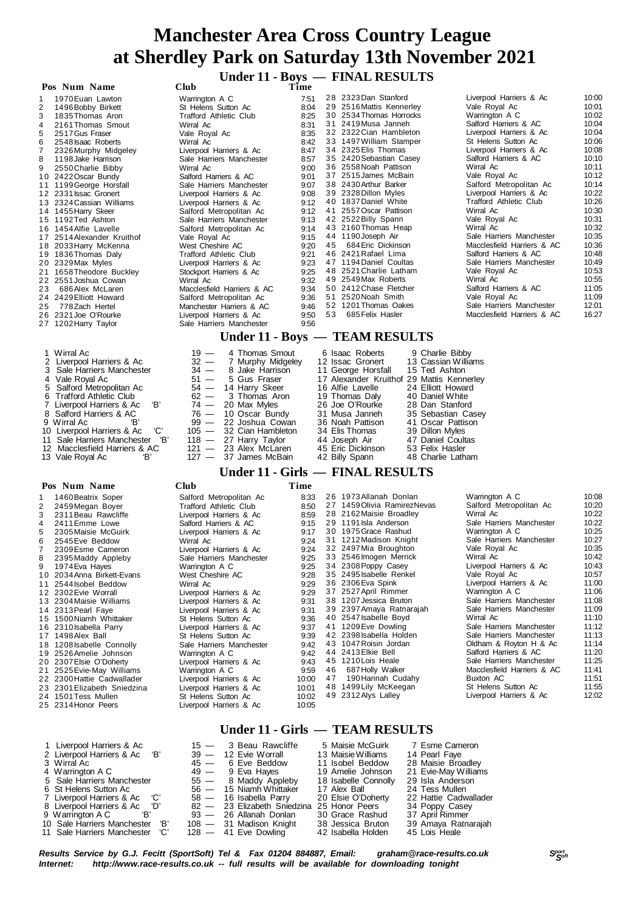# Manchester Area Cross Country League at Sherdley Park on Saturday 13th November 2021

## Under 11 - Boys — FINAL RESULTS

| Pos | Num | Name | Club | Time |
|---|---|---|---|---|
| 1 | 1970 | Euan Lawton | Warrington A C | 7:51 |
| 2 | 1496 | Bobby Birkett | St Helens Sutton Ac | 8:04 |
| 3 | 1835 | Thomas Aron | Trafford Athletic Club | 8:25 |
| 4 | 2161 | Thomas Smout | Wirral Ac | 8:31 |
| 5 | 2517 | Gus Fraser | Vale Royal Ac | 8:35 |
| 6 | 2548 | Isaac Roberts | Wirral Ac | 8:42 |
| 7 | 2326 | Murphy Midgeley | Liverpool Harriers & Ac | 8:47 |
| 8 | 1198 | Jake Harrison | Sale Harriers Manchester | 8:57 |
| 9 | 2550 | Charlie Bibby | Wirral Ac | 9:00 |
| 10 | 2422 | Oscar Bundy | Salford Harriers & AC | 9:01 |
| 11 | 1199 | George Horsfall | Sale Harriers Manchester | 9:07 |
| 12 | 2331 | Issac Gronert | Liverpool Harriers & Ac | 9:08 |
| 13 | 2324 | Cassian Williams | Liverpool Harriers & Ac | 9:12 |
| 14 | 1455 | Harry Skeer | Salford Metropolitan Ac | 9:12 |
| 15 | 1192 | Ted Ashton | Sale Harriers Manchester | 9:13 |
| 16 | 1454 | Alfie Lavelle | Salford Metropolitan Ac | 9:14 |
| 17 | 2514 | Alexander Kruithof | Vale Royal Ac | 9:15 |
| 18 | 2033 | Harry McKenna | West Cheshire AC | 9:20 |
| 19 | 1836 | Thomas Daly | Trafford Athletic Club | 9:21 |
| 20 | 2329 | Max Myles | Liverpool Harriers & Ac | 9:23 |
| 21 | 1658 | Theodore Buckley | Stockport Harriers & Ac | 9:25 |
| 22 | 2551 | Joshua Cowan | Wirral Ac | 9:32 |
| 23 | 686 | Alex McLaren | Macclesfield Harriers & AC | 9:34 |
| 24 | 2429 | Elliott Howard | Salford Metropolitan Ac | 9:36 |
| 25 | 778 | Zach Hertel | Manchester Harriers & AC | 9:46 |
| 26 | 2321 | Joe O'Rourke | Liverpool Harriers & Ac | 9:50 |
| 27 | 1202 | Harry Taylor | Sale Harriers Manchester | 9:56 |
| 28 | 2323 | Dan Stanford | Liverpool Harriers & Ac | 10:00 |
| 29 | 2516 | Mattis Kennerley | Vale Royal Ac | 10:01 |
| 30 | 2534 | Thomas Horrocks | Warrington A C | 10:02 |
| 31 | 2419 | Musa Janneh | Salford Harriers & AC | 10:04 |
| 32 | 2322 | Cian Hambleton | Liverpool Harriers & Ac | 10:04 |
| 33 | 1497 | William Stamper | St Helens Sutton Ac | 10:06 |
| 34 | 2325 | Elis Thomas | Liverpool Harriers & Ac | 10:08 |
| 35 | 2420 | Sebastian Casey | Salford Harriers & AC | 10:10 |
| 36 | 2558 | Noah Pattison | Wirral Ac | 10:11 |
| 37 | 2515 | James McBain | Vale Royal Ac | 10:12 |
| 38 | 2430 | Arthur Barker | Salford Metropolitan Ac | 10:14 |
| 39 | 2328 | Dillon Myles | Liverpool Harriers & Ac | 10:22 |
| 40 | 1837 | Daniel White | Trafford Athletic Club | 10:26 |
| 41 | 2557 | Oscar Pattison | Wirral Ac | 10:30 |
| 42 | 2522 | Billy Spann | Vale Royal Ac | 10:31 |
| 43 | 2160 | Thomas Heap | Wirral Ac | 10:32 |
| 44 | 1190 | Joseph Air | Sale Harriers Manchester | 10:35 |
| 45 | 684 | Eric Dickinson | Macclesfield Harriers & AC | 10:36 |
| 46 | 2421 | Rafael Lima | Salford Harriers & AC | 10:48 |
| 47 | 1194 | Daniel Coultas | Sale Harriers Manchester | 10:49 |
| 48 | 2521 | Charlie Latham | Vale Royal Ac | 10:53 |
| 49 | 2549 | Max Roberts | Wirral Ac | 10:55 |
| 50 | 2412 | Chase Fletcher | Salford Harriers & AC | 11:05 |
| 51 | 2520 | Noah Smith | Vale Royal Ac | 11:09 |
| 52 | 1201 | Thomas Oakes | Sale Harriers Manchester | 12:01 |
| 53 | 685 | Felix Hasler | Macclesfield Harriers & AC | 16:27 |

## Under 11 - Boys — TEAM RESULTS

| Pos | Team | Points | 1st | 2nd | 3rd | 4th |
|---|---|---|---|---|---|---|
| 1 | Wirral Ac | 19 | 4 Thomas Smout | 6 Isaac Roberts | 9 Charlie Bibby | |
| 2 | Liverpool Harriers & Ac | 32 | 7 Murphy Midgeley | 12 Issac Gronert | 13 Cassian Williams | |
| 3 | Sale Harriers Manchester | 34 | 8 Jake Harrison | 11 George Horsfall | 15 Ted Ashton | |
| 4 | Vale Royal Ac | 51 | 5 Gus Fraser | 17 Alexander Kruithof | 29 Mattis Kennerley | |
| 5 | Salford Metropolitan Ac | 54 | 14 Harry Skeer | 16 Alfie Lavelle | 24 Elliott Howard | |
| 6 | Trafford Athletic Club | 62 | 3 Thomas Aron | 19 Thomas Daly | 40 Daniel White | |
| 7 | Liverpool Harriers & Ac 'B' | 74 | 20 Max Myles | 26 Joe O'Rourke | 28 Dan Stanford | |
| 8 | Salford Harriers & AC | 76 | 10 Oscar Bundy | 31 Musa Janneh | 35 Sebastian Casey | |
| 9 | Wirral Ac 'B' | 99 | 22 Joshua Cowan | 36 Noah Pattison | 41 Oscar Pattison | |
| 10 | Liverpool Harriers & Ac 'C' | 105 | 32 Cian Hambleton | 34 Elis Thomas | 39 Dillon Myles | |
| 11 | Sale Harriers Manchester 'B' | 118 | 27 Harry Taylor | 44 Joseph Air | 47 Daniel Coultas | |
| 12 | Macclesfield Harriers & AC | 121 | 23 Alex McLaren | 45 Eric Dickinson | 53 Felix Hasler | |
| 13 | Vale Royal Ac 'B' | 127 | 37 James McBain | 42 Billy Spann | 48 Charlie Latham | |

## Under 11 - Girls — FINAL RESULTS

| Pos | Num | Name | Club | Time |
|---|---|---|---|---|
| 1 | 1460 | Beatrix Soper | Salford Metropolitan Ac | 8:33 |
| 2 | 2459 | Megan Boyer | Trafford Athletic Club | 8:50 |
| 3 | 2311 | Beau Rawcliffe | Liverpool Harriers & Ac | 8:59 |
| 4 | 2411 | Emme Lowe | Salford Harriers & AC | 9:15 |
| 5 | 2305 | Maisie McGuirk | Liverpool Harriers & Ac | 9:17 |
| 6 | 2545 | Eve Beddow | Wirral Ac | 9:24 |
| 7 | 2309 | Esme Cameron | Liverpool Harriers & Ac | 9:24 |
| 8 | 2395 | Maddy Appleby | Sale Harriers Manchester | 9:25 |
| 9 | 1974 | Eva Hayes | Warrington A C | 9:25 |
| 10 | 2034 | Anna Birkett-Evans | West Cheshire AC | 9:28 |
| 11 | 2544 | Isobel Beddow | Wirral Ac | 9:29 |
| 12 | 2302 | Evie Worrall | Liverpool Harriers & Ac | 9:29 |
| 13 | 2304 | Maisie Williams | Liverpool Harriers & Ac | 9:31 |
| 14 | 2313 | Pearl Faye | Liverpool Harriers & Ac | 9:31 |
| 15 | 1500 | Niamh Whittaker | St Helens Sutton Ac | 9:36 |
| 16 | 2310 | Isabella Parry | Liverpool Harriers & Ac | 9:37 |
| 17 | 1498 | Alex Ball | St Helens Sutton Ac | 9:39 |
| 18 | 1208 | Isabelle Connolly | Sale Harriers Manchester | 9:42 |
| 19 | 2526 | Amelie Johnson | Warrington A C | 9:42 |
| 20 | 2307 | Elsie O'Doherty | Liverpool Harriers & Ac | 9:43 |
| 21 | 2525 | Evie-May Williams | Warrington A C | 9:59 |
| 22 | 2300 | Hattie Cadwallader | Liverpool Harriers & Ac | 10:00 |
| 23 | 2301 | Elizabeth Sniedzina | Liverpool Harriers & Ac | 10:01 |
| 24 | 1501 | Tess Mullen | St Helens Sutton Ac | 10:02 |
| 25 | 2314 | Honor Peers | Liverpool Harriers & Ac | 10:05 |
| 26 | 1973 | Allanah Donlan | Warrington A C | 10:08 |
| 27 | 1459 | Olivia RamirezNevas | Salford Metropolitan Ac | 10:20 |
| 28 | 2162 | Maisie Broadley | Wirral Ac | 10:22 |
| 29 | 1191 | Isla Anderson | Sale Harriers Manchester | 10:22 |
| 30 | 1975 | Grace Rashud | Warrington A C | 10:25 |
| 31 | 1212 | Madison Knight | Sale Harriers Manchester | 10:27 |
| 32 | 2497 | Mia Broughton | Vale Royal Ac | 10:35 |
| 33 | 2546 | Imogen Merrick | Wirral Ac | 10:42 |
| 34 | 2308 | Poppy Casey | Liverpool Harriers & Ac | 10:43 |
| 35 | 2495 | Isabelle Renkel | Vale Royal Ac | 10:57 |
| 36 | 2306 | Eva Spink | Liverpool Harriers & Ac | 11:00 |
| 37 | 2527 | April Rimmer | Warrington A C | 11:06 |
| 38 | 1207 | Jessica Bruton | Sale Harriers Manchester | 11:08 |
| 39 | 2397 | Amaya Ratnarajah | Sale Harriers Manchester | 11:09 |
| 40 | 2547 | Isabelle Boyd | Wirral Ac | 11:10 |
| 41 | 1209 | Eve Dowling | Sale Harriers Manchester | 11:12 |
| 42 | 2398 | Isabella Holden | Sale Harriers Manchester | 11:13 |
| 43 | 1047 | Roisin Jordan | Oldham & Royton H & Ac | 11:14 |
| 44 | 2413 | Elkie Bell | Salford Harriers & AC | 11:20 |
| 45 | 1210 | Lois Heale | Sale Harriers Manchester | 11:25 |
| 46 | 687 | Holly Walker | Macclesfield Harriers & AC | 11:41 |
| 47 | 190 | Hannah Cudahy | Buxton AC | 11:51 |
| 48 | 1499 | Lily McKeegan | St Helens Sutton Ac | 11:55 |
| 49 | 2312 | Alys Lalley | Liverpool Harriers & Ac | 12:02 |

## Under 11 - Girls — TEAM RESULTS

| Pos | Team | Points | 1st | 2nd | 3rd |
|---|---|---|---|---|---|
| 1 | Liverpool Harriers & Ac | 15 | 3 Beau Rawcliffe | 5 Maisie McGuirk | 7 Esme Cameron |
| 2 | Liverpool Harriers & Ac 'B' | 39 | 12 Evie Worrall | 13 Maisie Williams | 14 Pearl Faye |
| 3 | Wirral Ac | 45 | 6 Eve Beddow | 11 Isobel Beddow | 28 Maisie Broadley |
| 4 | Warrington A C | 49 | 9 Eva Hayes | 19 Amelie Johnson | 21 Evie-May Williams |
| 5 | Sale Harriers Manchester | 55 | 8 Maddy Appleby | 18 Isabelle Connolly | 29 Isla Anderson |
| 6 | St Helens Sutton Ac | 56 | 15 Niamh Whittaker | 17 Alex Ball | 24 Tess Mullen |
| 7 | Liverpool Harriers & Ac 'C' | 58 | 16 Isabella Parry | 20 Elsie O'Doherty | 22 Hattie Cadwallader |
| 8 | Liverpool Harriers & Ac 'D' | 82 | 23 Elizabeth Sniedzina | 25 Honor Peers | 34 Poppy Casey |
| 9 | Warrington A C 'B' | 93 | 26 Allanah Donlan | 30 Grace Rashud | 37 April Rimmer |
| 10 | Sale Harriers Manchester 'B' | 108 | 31 Madison Knight | 38 Jessica Bruton | 39 Amaya Ratnarajah |
| 11 | Sale Harriers Manchester 'C' | 128 | 41 Eve Dowling | 42 Isabella Holden | 45 Lois Heale |

*Results Service by G.J. Fecitt (SportSoft) Tel & Fax 01204 884887, Email: graham@race-results.co.uk*
*Internet: http://www.race-results.co.uk -- full results will be available for downloading tonight*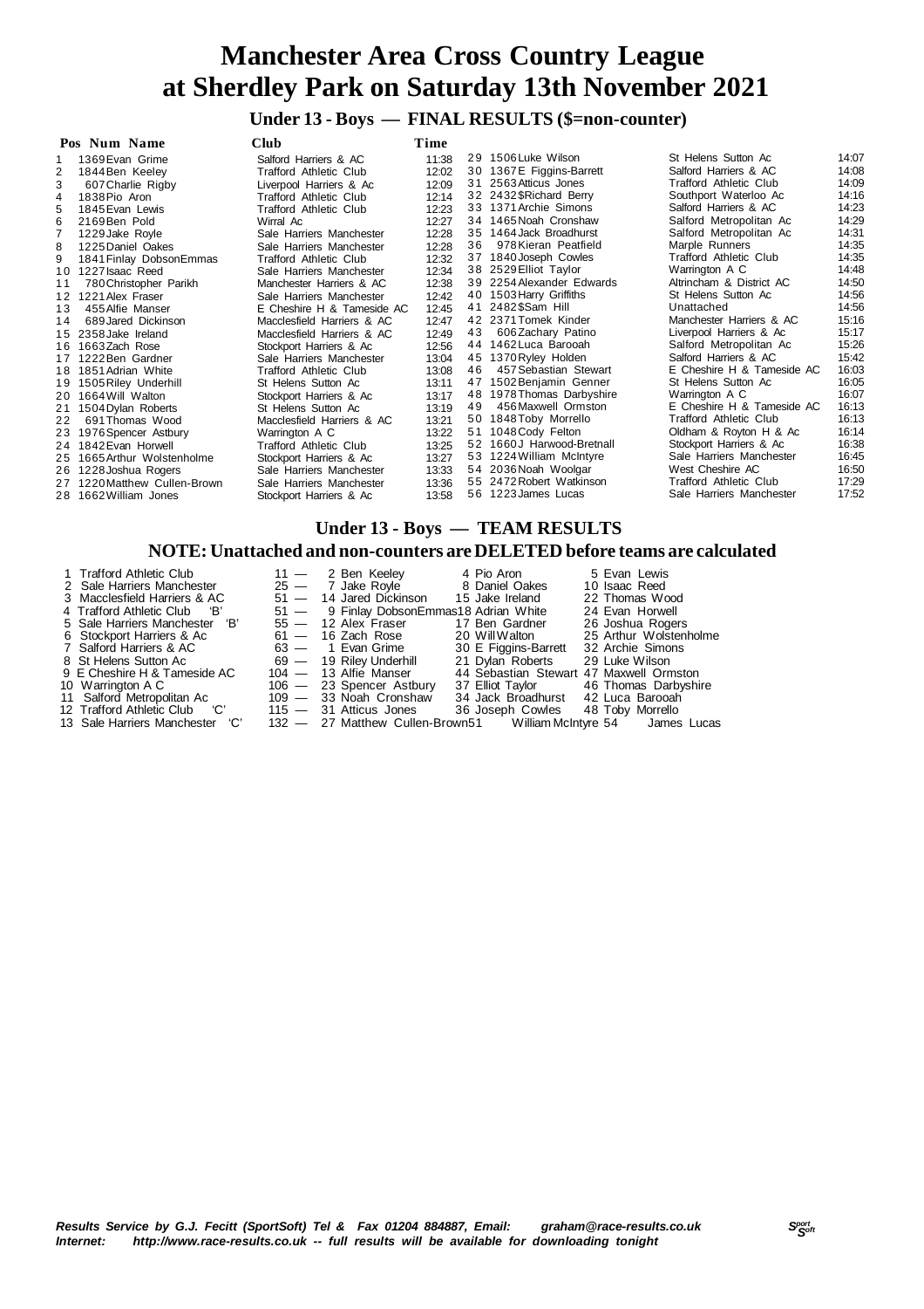# Manchester Area Cross Country League at Sherdley Park on Saturday 13th November 2021

## Under 13 - Boys — FINAL RESULTS ($=non-counter)

| Pos | Num | Name | Club | Time |
|---|---|---|---|---|
| 1 | 1369 | Evan Grime | Salford Harriers & AC | 11:38 |
| 2 | 1844 | Ben Keeley | Trafford Athletic Club | 12:02 |
| 3 | 607 | Charlie Rigby | Liverpool Harriers & Ac | 12:09 |
| 4 | 1838 | Pio Aron | Trafford Athletic Club | 12:14 |
| 5 | 1845 | Evan Lewis | Trafford Athletic Club | 12:23 |
| 6 | 2169 | Ben Pold | Wirral Ac | 12:27 |
| 7 | 1229 | Jake Royle | Sale Harriers Manchester | 12:28 |
| 8 | 1225 | Daniel Oakes | Sale Harriers Manchester | 12:28 |
| 9 | 1841 | Finlay DobsonEmmas | Trafford Athletic Club | 12:32 |
| 10 | 1227 | Isaac Reed | Sale Harriers Manchester | 12:34 |
| 11 | 780 | Christopher Parikh | Manchester Harriers & AC | 12:38 |
| 12 | 1221 | Alex Fraser | Sale Harriers Manchester | 12:42 |
| 13 | 455 | Alfie Manser | E Cheshire H & Tameside AC | 12:45 |
| 14 | 689 | Jared Dickinson | Macclesfield Harriers & AC | 12:47 |
| 15 | 2358 | Jake Ireland | Macclesfield Harriers & AC | 12:49 |
| 16 | 1663 | Zach Rose | Stockport Harriers & Ac | 12:56 |
| 17 | 1222 | Ben Gardner | Sale Harriers Manchester | 13:04 |
| 18 | 1851 | Adrian White | Trafford Athletic Club | 13:08 |
| 19 | 1505 | Riley Underhill | St Helens Sutton Ac | 13:11 |
| 20 | 1664 | Will Walton | Stockport Harriers & Ac | 13:17 |
| 21 | 1504 | Dylan Roberts | St Helens Sutton Ac | 13:19 |
| 22 | 691 | Thomas Wood | Macclesfield Harriers & AC | 13:21 |
| 23 | 1976 | Spencer Astbury | Warrington A C | 13:22 |
| 24 | 1842 | Evan Horwell | Trafford Athletic Club | 13:25 |
| 25 | 1665 | Arthur Wolstenholme | Stockport Harriers & Ac | 13:27 |
| 26 | 1228 | Joshua Rogers | Sale Harriers Manchester | 13:33 |
| 27 | 1220 | Matthew Cullen-Brown | Sale Harriers Manchester | 13:36 |
| 28 | 1662 | William Jones | Stockport Harriers & Ac | 13:58 |
| 29 | 1506 | Luke Wilson | St Helens Sutton Ac | 14:07 |
| 30 | 1367 | E Figgins-Barrett | Salford Harriers & AC | 14:08 |
| 31 | 2563 | Atticus Jones | Trafford Athletic Club | 14:09 |
| 32 | 2432 | $Richard Berry | Southport Waterloo Ac | 14:16 |
| 33 | 1371 | Archie Simons | Salford Harriers & AC | 14:23 |
| 34 | 1465 | Noah Cronshaw | Salford Metropolitan Ac | 14:29 |
| 35 | 1464 | Jack Broadhurst | Salford Metropolitan Ac | 14:31 |
| 36 | 978 | Kieran Peatfield | Marple Runners | 14:35 |
| 37 | 1840 | Joseph Cowles | Trafford Athletic Club | 14:35 |
| 38 | 2529 | Elliot Taylor | Warrington A C | 14:48 |
| 39 | 2254 | Alexander Edwards | Altrincham & District AC | 14:50 |
| 40 | 1503 | Harry Griffiths | St Helens Sutton Ac | 14:56 |
| 41 | 2482 | $Sam Hill | Unattached | 14:56 |
| 42 | 2371 | Tomek Kinder | Manchester Harriers & AC | 15:16 |
| 43 | 606 | Zachary Patino | Liverpool Harriers & Ac | 15:17 |
| 44 | 1462 | Luca Barooah | Salford Metropolitan Ac | 15:26 |
| 45 | 1370 | Ryley Holden | Salford Harriers & AC | 15:42 |
| 46 | 457 | Sebastian Stewart | E Cheshire H & Tameside AC | 16:03 |
| 47 | 1502 | Benjamin Genner | St Helens Sutton Ac | 16:05 |
| 48 | 1978 | Thomas Darbyshire | Warrington A C | 16:07 |
| 49 | 456 | Maxwell Ormston | E Cheshire H & Tameside AC | 16:13 |
| 50 | 1848 | Toby Morrello | Trafford Athletic Club | 16:13 |
| 51 | 1048 | Cody Felton | Oldham & Royton H & Ac | 16:14 |
| 52 | 1660 | J Harwood-Bretnall | Stockport Harriers & Ac | 16:38 |
| 53 | 1224 | William McIntyre | Sale Harriers Manchester | 16:45 |
| 54 | 2036 | Noah Woolgar | West Cheshire AC | 16:50 |
| 55 | 2472 | Robert Watkinson | Trafford Athletic Club | 17:29 |
| 56 | 1223 | James Lucas | Sale Harriers Manchester | 17:52 |

## Under 13 - Boys — TEAM RESULTS

### NOTE: Unattached and non-counters are DELETED before teams are calculated

| Pos | Team | Points | 1st | 2nd | 3rd |
|---|---|---|---|---|---|
| 1 | Trafford Athletic Club | 11 | 2 Ben Keeley | 4 Pio Aron | 5 Evan Lewis |
| 2 | Sale Harriers Manchester | 25 | 7 Jake Royle | 8 Daniel Oakes | 10 Isaac Reed |
| 3 | Macclesfield Harriers & AC | 51 | 14 Jared Dickinson | 15 Jake Ireland | 22 Thomas Wood |
| 4 | Trafford Athletic Club 'B' | 51 | 9 Finlay DobsonEmmas | 18 Adrian White | 24 Evan Horwell |
| 5 | Sale Harriers Manchester 'B' | 55 | 12 Alex Fraser | 17 Ben Gardner | 26 Joshua Rogers |
| 6 | Stockport Harriers & Ac | 61 | 16 Zach Rose | 20 Will Walton | 25 Arthur Wolstenholme |
| 7 | Salford Harriers & AC | 63 | 1 Evan Grime | 30 E Figgins-Barrett | 32 Archie Simons |
| 8 | St Helens Sutton Ac | 69 | 19 Riley Underhill | 21 Dylan Roberts | 29 Luke Wilson |
| 9 | E Cheshire H & Tameside AC | 104 | 13 Alfie Manser | 44 Sebastian Stewart | 47 Maxwell Ormston |
| 10 | Warrington A C | 106 | 23 Spencer Astbury | 37 Elliot Taylor | 46 Thomas Darbyshire |
| 11 | Salford Metropolitan Ac | 109 | 33 Noah Cronshaw | 34 Jack Broadhurst | 42 Luca Barooah |
| 12 | Trafford Athletic Club 'C' | 115 | 31 Atticus Jones | 36 Joseph Cowles | 48 Toby Morrello |
| 13 | Sale Harriers Manchester 'C' | 132 | 27 Matthew Cullen-Brown | 51 William McIntyre | 54 James Lucas |

*Results Service by G.J. Fecitt (SportSoft) Tel & Fax 01204 884887, Email: graham@race-results.co.uk*
*Internet: http://www.race-results.co.uk -- full results will be available for downloading tonight*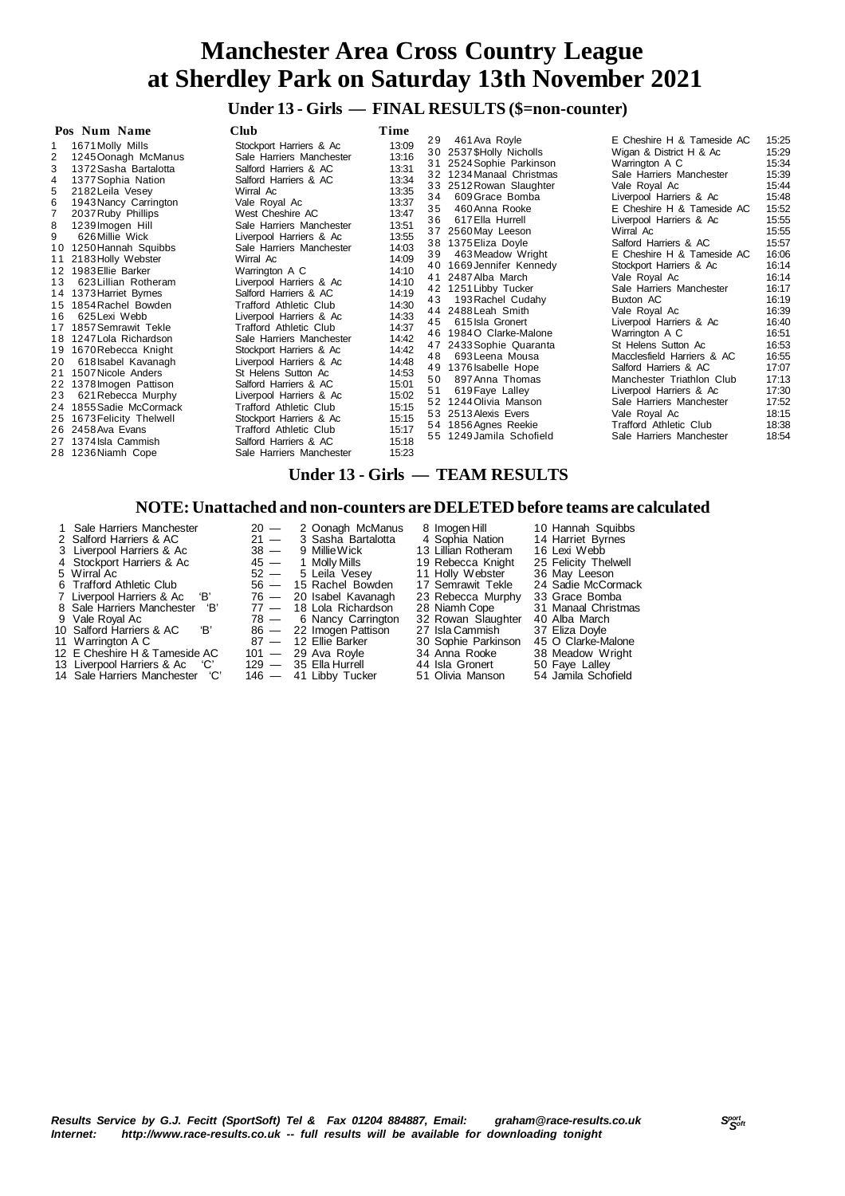# Manchester Area Cross Country League at Sherdley Park on Saturday 13th November 2021

## Under 13 - Girls — FINAL RESULTS ($=non-counter)

| Pos | Num | Name | Club | Time |
|---|---|---|---|---|
| 1 | 1671 | Molly Mills | Stockport Harriers & Ac | 13:09 |
| 2 | 1245 | Oonagh McManus | Sale Harriers Manchester | 13:16 |
| 3 | 1372 | Sasha Bartalotta | Salford Harriers & AC | 13:31 |
| 4 | 1377 | Sophia Nation | Salford Harriers & AC | 13:34 |
| 5 | 2182 | Leila Vesey | Wirral Ac | 13:35 |
| 6 | 1943 | Nancy Carrington | Vale Royal Ac | 13:37 |
| 7 | 2037 | Ruby Phillips | West Cheshire AC | 13:47 |
| 8 | 1239 | Imogen Hill | Sale Harriers Manchester | 13:51 |
| 9 | 626 | Millie Wick | Liverpool Harriers & Ac | 13:55 |
| 10 | 1250 | Hannah Squibbs | Sale Harriers Manchester | 14:03 |
| 11 | 2183 | Holly Webster | Wirral Ac | 14:09 |
| 12 | 1983 | Ellie Barker | Warrington A C | 14:10 |
| 13 | 623 | Lillian Rotheram | Liverpool Harriers & Ac | 14:10 |
| 14 | 1373 | Harriet Byrnes | Salford Harriers & AC | 14:19 |
| 15 | 1854 | Rachel Bowden | Trafford Athletic Club | 14:30 |
| 16 | 625 | Lexi Webb | Liverpool Harriers & Ac | 14:33 |
| 17 | 1857 | Semrawit Tekle | Trafford Athletic Club | 14:37 |
| 18 | 1247 | Lola Richardson | Sale Harriers Manchester | 14:42 |
| 19 | 1670 | Rebecca Knight | Stockport Harriers & Ac | 14:42 |
| 20 | 618 | Isabel Kavanagh | Liverpool Harriers & Ac | 14:48 |
| 21 | 1507 | Nicole Anders | St Helens Sutton Ac | 14:53 |
| 22 | 1378 | Imogen Pattison | Salford Harriers & AC | 15:01 |
| 23 | 621 | Rebecca Murphy | Liverpool Harriers & Ac | 15:02 |
| 24 | 1855 | Sadie McCormack | Trafford Athletic Club | 15:15 |
| 25 | 1673 | Felicity Thelwell | Stockport Harriers & Ac | 15:15 |
| 26 | 2458 | Ava Evans | Trafford Athletic Club | 15:17 |
| 27 | 1374 | Isla Cammish | Salford Harriers & AC | 15:18 |
| 28 | 1236 | Niamh Cope | Sale Harriers Manchester | 15:23 |
| 29 | 461 | Ava Royle | E Cheshire H & Tameside AC | 15:25 |
| 30 | 2537 | $Holly Nicholls | Wigan & District H & Ac | 15:29 |
| 31 | 2524 | Sophie Parkinson | Warrington A C | 15:34 |
| 32 | 1234 | Manaal Christmas | Sale Harriers Manchester | 15:39 |
| 33 | 2512 | Rowan Slaughter | Vale Royal Ac | 15:44 |
| 34 | 609 | Grace Bomba | Liverpool Harriers & Ac | 15:48 |
| 35 | 460 | Anna Rooke | E Cheshire H & Tameside AC | 15:52 |
| 36 | 617 | Ella Hurrell | Liverpool Harriers & Ac | 15:55 |
| 37 | 2560 | May Leeson | Wirral Ac | 15:55 |
| 38 | 1375 | Eliza Doyle | Salford Harriers & AC | 15:57 |
| 39 | 463 | Meadow Wright | E Cheshire H & Tameside AC | 16:06 |
| 40 | 1669 | Jennifer Kennedy | Stockport Harriers & Ac | 16:14 |
| 41 | 2487 | Alba March | Vale Royal Ac | 16:14 |
| 42 | 1251 | Libby Tucker | Sale Harriers Manchester | 16:17 |
| 43 | 193 | Rachel Cudahy | Buxton AC | 16:19 |
| 44 | 2488 | Leah Smith | Vale Royal Ac | 16:39 |
| 45 | 615 | Isla Gronert | Liverpool Harriers & Ac | 16:40 |
| 46 | 1984 | O Clarke-Malone | Warrington A C | 16:51 |
| 47 | 2433 | Sophie Quaranta | St Helens Sutton Ac | 16:53 |
| 48 | 693 | Leena Mousa | Macclesfield Harriers & AC | 16:55 |
| 49 | 1376 | Isabelle Hope | Salford Harriers & AC | 17:07 |
| 50 | 897 | Anna Thomas | Manchester Triathlon Club | 17:13 |
| 51 | 619 | Faye Lalley | Liverpool Harriers & Ac | 17:30 |
| 52 | 1244 | Olivia Manson | Sale Harriers Manchester | 17:52 |
| 53 | 2513 | Alexis Evers | Vale Royal Ac | 18:15 |
| 54 | 1856 | Agnes Reekie | Trafford Athletic Club | 18:38 |
| 55 | 1249 | Jamila Schofield | Sale Harriers Manchester | 18:54 |

## Under 13 - Girls — TEAM RESULTS

### NOTE: Unattached and non-counters are DELETED before teams are calculated

| | Team | Points | | | |
|---|---|---|---|---|---|
| 1 | Sale Harriers Manchester | 20 | 2 Oonagh McManus | 8 Imogen Hill | 10 Hannah Squibbs |
| 2 | Salford Harriers & AC | 21 | 3 Sasha Bartalotta | 4 Sophia Nation | 14 Harriet Byrnes |
| 3 | Liverpool Harriers & Ac | 38 | 9 Millie Wick | 13 Lillian Rotheram | 16 Lexi Webb |
| 4 | Stockport Harriers & Ac | 45 | 1 Molly Mills | 19 Rebecca Knight | 25 Felicity Thelwell |
| 5 | Wirral Ac | 52 | 5 Leila Vesey | 11 Holly Webster | 36 May Leeson |
| 6 | Trafford Athletic Club | 56 | 15 Rachel Bowden | 17 Semrawit Tekle | 24 Sadie McCormack |
| 7 | Liverpool Harriers & Ac 'B' | 76 | 20 Isabel Kavanagh | 23 Rebecca Murphy | 33 Grace Bomba |
| 8 | Sale Harriers Manchester 'B' | 77 | 18 Lola Richardson | 28 Niamh Cope | 31 Manaal Christmas |
| 9 | Vale Royal Ac | 78 | 6 Nancy Carrington | 32 Rowan Slaughter | 40 Alba March |
| 10 | Salford Harriers & AC 'B' | 86 | 22 Imogen Pattison | 27 Isla Cammish | 37 Eliza Doyle |
| 11 | Warrington A C | 87 | 12 Ellie Barker | 30 Sophie Parkinson | 45 O Clarke-Malone |
| 12 | E Cheshire H & Tameside AC | 101 | 29 Ava Royle | 34 Anna Rooke | 38 Meadow Wright |
| 13 | Liverpool Harriers & Ac 'C' | 129 | 35 Ella Hurrell | 44 Isla Gronert | 50 Faye Lalley |
| 14 | Sale Harriers Manchester 'C' | 146 | 41 Libby Tucker | 51 Olivia Manson | 54 Jamila Schofield |

*Results Service by G.J. Fecitt (SportSoft) Tel & Fax 01204 884887, Email: graham@race-results.co.uk*
*Internet: http://www.race-results.co.uk -- full results will be available for downloading tonight*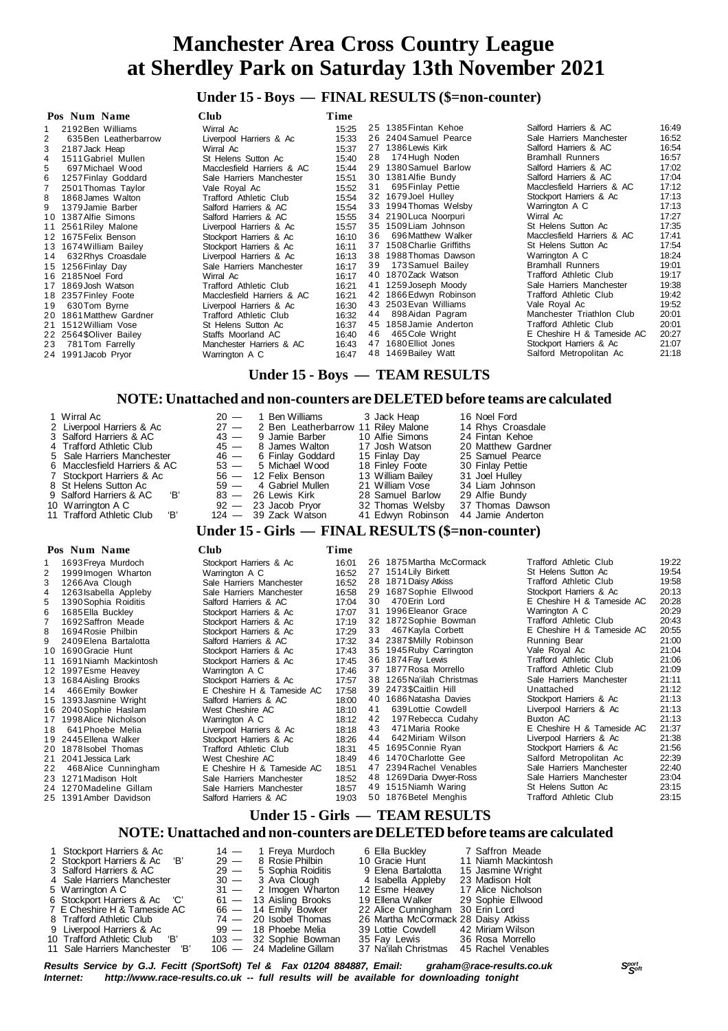# Manchester Area Cross Country League at Sherdley Park on Saturday 13th November 2021

## Under 15 - Boys — FINAL RESULTS ($=non-counter)

| Pos | Num | Name | Club | Time |
|---|---|---|---|---|
| 1 | 2192 | Ben Williams | Wirral Ac | 15:25 |
| 2 | 635 | Ben Leatherbarrow | Liverpool Harriers & Ac | 15:33 |
| 3 | 2187 | Jack Heap | Wirral Ac | 15:37 |
| 4 | 1511 | Gabriel Mullen | St Helens Sutton Ac | 15:40 |
| 5 | 697 | Michael Wood | Macclesfield Harriers & AC | 15:44 |
| 6 | 1257 | Finlay Goddard | Sale Harriers Manchester | 15:51 |
| 7 | 2501 | Thomas Taylor | Vale Royal Ac | 15:52 |
| 8 | 1868 | James Walton | Trafford Athletic Club | 15:54 |
| 9 | 1379 | Jamie Barber | Salford Harriers & AC | 15:54 |
| 10 | 1387 | Alfie Simons | Salford Harriers & AC | 15:55 |
| 11 | 2561 | Riley Malone | Liverpool Harriers & Ac | 15:57 |
| 12 | 1675 | Felix Benson | Stockport Harriers & Ac | 16:10 |
| 13 | 1674 | William Bailey | Stockport Harriers & Ac | 16:11 |
| 14 | 632 | Rhys Croasdale | Liverpool Harriers & Ac | 16:13 |
| 15 | 1256 | Finlay Day | Sale Harriers Manchester | 16:17 |
| 16 | 2185 | Noel Ford | Wirral Ac | 16:17 |
| 17 | 1869 | Josh Watson | Trafford Athletic Club | 16:21 |
| 18 | 2357 | Finley Foote | Macclesfield Harriers & AC | 16:21 |
| 19 | 630 | Tom Byrne | Liverpool Harriers & Ac | 16:30 |
| 20 | 1861 | Matthew Gardner | Trafford Athletic Club | 16:32 |
| 21 | 1512 | William Vose | St Helens Sutton Ac | 16:37 |
| 22 | 2564 | $Oliver Bailey | Staffs Moorland AC | 16:40 |
| 23 | 781 | Tom Farrelly | Manchester Harriers & AC | 16:43 |
| 24 | 1991 | Jacob Pryor | Warrington A C | 16:47 |
| 25 | 1385 | Fintan Kehoe | Salford Harriers & AC | 16:49 |
| 26 | 2404 | Samuel Pearce | Sale Harriers Manchester | 16:52 |
| 27 | 1386 | Lewis Kirk | Salford Harriers & AC | 16:54 |
| 28 | 174 | Hugh Noden | Bramhall Runners | 16:57 |
| 29 | 1380 | Samuel Barlow | Salford Harriers & AC | 17:02 |
| 30 | 1381 | Alfie Bundy | Salford Harriers & AC | 17:04 |
| 31 | 695 | Finlay Pettie | Macclesfield Harriers & AC | 17:12 |
| 32 | 1679 | Joel Hulley | Stockport Harriers & Ac | 17:13 |
| 33 | 1994 | Thomas Welsby | Warrington A C | 17:13 |
| 34 | 2190 | Luca Noorpuri | Wirral Ac | 17:27 |
| 35 | 1509 | Liam Johnson | St Helens Sutton Ac | 17:35 |
| 36 | 696 | Matthew Walker | Macclesfield Harriers & AC | 17:41 |
| 37 | 1508 | Charlie Griffiths | St Helens Sutton Ac | 17:54 |
| 38 | 1988 | Thomas Dawson | Warrington A C | 18:24 |
| 39 | 173 | Samuel Bailey | Bramhall Runners | 19:01 |
| 40 | 1870 | Zack Watson | Trafford Athletic Club | 19:17 |
| 41 | 1259 | Joseph Moody | Sale Harriers Manchester | 19:38 |
| 42 | 1866 | Edwyn Robinson | Trafford Athletic Club | 19:42 |
| 43 | 2503 | Evan Williams | Vale Royal Ac | 19:52 |
| 44 | 898 | Aidan Pagram | Manchester Triathlon Club | 20:01 |
| 45 | 1858 | Jamie Anderton | Trafford Athletic Club | 20:01 |
| 46 | 465 | Cole Wright | E Cheshire H & Tameside AC | 20:27 |
| 47 | 1680 | Elliot Jones | Stockport Harriers & Ac | 21:07 |
| 48 | 1469 | Bailey Watt | Salford Metropolitan Ac | 21:18 |

## Under 15 - Boys — TEAM RESULTS

### NOTE: Unattached and non-counters are DELETED before teams are calculated

| Pos | Team | Points | | | |
|---|---|---|---|---|---|
| 1 | Wirral Ac | 20 | 1 Ben Williams | 3 Jack Heap | 16 Noel Ford |
| 2 | Liverpool Harriers & Ac | 27 | 2 Ben Leatherbarrow | 11 Riley Malone | 14 Rhys Croasdale |
| 3 | Salford Harriers & AC | 43 | 9 Jamie Barber | 10 Alfie Simons | 24 Fintan Kehoe |
| 4 | Trafford Athletic Club | 45 | 8 James Walton | 17 Josh Watson | 20 Matthew Gardner |
| 5 | Sale Harriers Manchester | 46 | 6 Finlay Goddard | 15 Finlay Day | 25 Samuel Pearce |
| 6 | Macclesfield Harriers & AC | 53 | 5 Michael Wood | 18 Finley Foote | 30 Finlay Pettie |
| 7 | Stockport Harriers & Ac | 56 | 12 Felix Benson | 13 William Bailey | 31 Joel Hulley |
| 8 | St Helens Sutton Ac | 59 | 4 Gabriel Mullen | 21 William Vose | 34 Liam Johnson |
| 9 | Salford Harriers & AC 'B' | 83 | 26 Lewis Kirk | 28 Samuel Barlow | 29 Alfie Bundy |
| 10 | Warrington A C | 92 | 23 Jacob Pryor | 32 Thomas Welsby | 37 Thomas Dawson |
| 11 | Trafford Athletic Club 'B' | 124 | 39 Zack Watson | 41 Edwyn Robinson | 44 Jamie Anderton |

## Under 15 - Girls — FINAL RESULTS ($=non-counter)

| Pos | Num | Name | Club | Time |
|---|---|---|---|---|
| 1 | 1693 | Freya Murdoch | Stockport Harriers & Ac | 16:01 |
| 2 | 1999 | Imogen Wharton | Warrington A C | 16:52 |
| 3 | 1266 | Ava Clough | Sale Harriers Manchester | 16:52 |
| 4 | 1263 | Isabella Appleby | Sale Harriers Manchester | 16:58 |
| 5 | 1390 | Sophia Roiditis | Salford Harriers & AC | 17:04 |
| 6 | 1685 | Ella Buckley | Stockport Harriers & Ac | 17:07 |
| 7 | 1692 | Saffron Meade | Stockport Harriers & Ac | 17:19 |
| 8 | 1694 | Rosie Philbin | Stockport Harriers & Ac | 17:29 |
| 9 | 2409 | Elena Bartalotta | Salford Harriers & AC | 17:32 |
| 10 | 1690 | Gracie Hunt | Stockport Harriers & Ac | 17:43 |
| 11 | 1691 | Niamh Mackintosh | Stockport Harriers & Ac | 17:45 |
| 12 | 1997 | Esme Heavey | Warrington A C | 17:46 |
| 13 | 1684 | Aisling Brooks | Stockport Harriers & Ac | 17:57 |
| 14 | 466 | Emily Bowker | E Cheshire H & Tameside AC | 17:58 |
| 15 | 1393 | Jasmine Wright | Salford Harriers & AC | 18:00 |
| 16 | 2040 | Sophie Haslam | West Cheshire AC | 18:10 |
| 17 | 1998 | Alice Nicholson | Warrington A C | 18:12 |
| 18 | 641 | Phoebe Melia | Liverpool Harriers & Ac | 18:18 |
| 19 | 2445 | Ellena Walker | Stockport Harriers & Ac | 18:26 |
| 20 | 1878 | Isobel Thomas | Trafford Athletic Club | 18:31 |
| 21 | 2041 | Jessica Lark | West Cheshire AC | 18:49 |
| 22 | 468 | Alice Cunningham | E Cheshire H & Tameside AC | 18:51 |
| 23 | 1271 | Madison Holt | Sale Harriers Manchester | 18:52 |
| 24 | 1270 | Madeline Gillam | Sale Harriers Manchester | 18:57 |
| 25 | 1391 | Amber Davidson | Salford Harriers & AC | 19:03 |
| 26 | 1875 | Martha McCormack | Trafford Athletic Club | 19:22 |
| 27 | 1514 | Lily Birkett | St Helens Sutton Ac | 19:54 |
| 28 | 1871 | Daisy Atkiss | Trafford Athletic Club | 19:58 |
| 29 | 1687 | Sophie Ellwood | Stockport Harriers & Ac | 20:13 |
| 30 | 470 | Erin Lord | E Cheshire H & Tameside AC | 20:28 |
| 31 | 1996 | Eleanor Grace | Warrington A C | 20:29 |
| 32 | 1872 | Sophie Bowman | Trafford Athletic Club | 20:43 |
| 33 | 467 | Kayla Corbett | E Cheshire H & Tameside AC | 20:55 |
| 34 | 2387 | $Milly Robinson | Running Bear | 21:00 |
| 35 | 1945 | Ruby Carrington | Vale Royal Ac | 21:04 |
| 36 | 1874 | Fay Lewis | Trafford Athletic Club | 21:06 |
| 37 | 1877 | Rosa Morrello | Trafford Athletic Club | 21:09 |
| 38 | 1265 | Na'ilah Christmas | Sale Harriers Manchester | 21:11 |
| 39 | 2473 | $Caitlin Hill | Unattached | 21:12 |
| 40 | 1686 | Natasha Davies | Stockport Harriers & Ac | 21:13 |
| 41 | 639 | Lottie Cowdell | Liverpool Harriers & Ac | 21:13 |
| 42 | 197 | Rebecca Cudahy | Buxton AC | 21:13 |
| 43 | 471 | Maria Rooke | E Cheshire H & Tameside AC | 21:37 |
| 44 | 642 | Miriam Wilson | Liverpool Harriers & Ac | 21:38 |
| 45 | 1695 | Connie Ryan | Stockport Harriers & Ac | 21:56 |
| 46 | 1470 | Charlotte Gee | Salford Metropolitan Ac | 22:39 |
| 47 | 2394 | Rachel Venables | Sale Harriers Manchester | 22:40 |
| 48 | 1269 | Daria Dwyer-Ross | Sale Harriers Manchester | 23:04 |
| 49 | 1515 | Niamh Waring | St Helens Sutton Ac | 23:15 |
| 50 | 1876 | Betel Menghis | Trafford Athletic Club | 23:15 |

## Under 15 - Girls — TEAM RESULTS

### NOTE: Unattached and non-counters are DELETED before teams are calculated

| Pos | Team | Points | | | |
|---|---|---|---|---|---|
| 1 | Stockport Harriers & Ac | 14 | 1 Freya Murdoch | 6 Ella Buckley | 7 Saffron Meade |
| 2 | Stockport Harriers & Ac 'B' | 29 | 8 Rosie Philbin | 10 Gracie Hunt | 11 Niamh Mackintosh |
| 3 | Salford Harriers & AC | 29 | 5 Sophia Roiditis | 9 Elena Bartalotta | 15 Jasmine Wright |
| 4 | Sale Harriers Manchester | 30 | 3 Ava Clough | 4 Isabella Appleby | 23 Madison Holt |
| 5 | Warrington A C | 31 | 2 Imogen Wharton | 12 Esme Heavey | 17 Alice Nicholson |
| 6 | Stockport Harriers & Ac 'C' | 61 | 13 Aisling Brooks | 19 Ellena Walker | 29 Sophie Ellwood |
| 7 | E Cheshire H & Tameside AC | 66 | 14 Emily Bowker | 22 Alice Cunningham | 30 Erin Lord |
| 8 | Trafford Athletic Club | 74 | 20 Isobel Thomas | 26 Martha McCormack | 28 Daisy Atkiss |
| 9 | Liverpool Harriers & Ac | 99 | 18 Phoebe Melia | 39 Lottie Cowdell | 42 Miriam Wilson |
| 10 | Trafford Athletic Club 'B' | 103 | 32 Sophie Bowman | 35 Fay Lewis | 36 Rosa Morrello |
| 11 | Sale Harriers Manchester 'B' | 106 | 24 Madeline Gillam | 37 Na'ilah Christmas | 45 Rachel Venables |

*Results Service by G.J. Fecitt (SportSoft) Tel & Fax 01204 884887, Email: graham@race-results.co.uk*
*Internet: http://www.race-results.co.uk -- full results will be available for downloading tonight*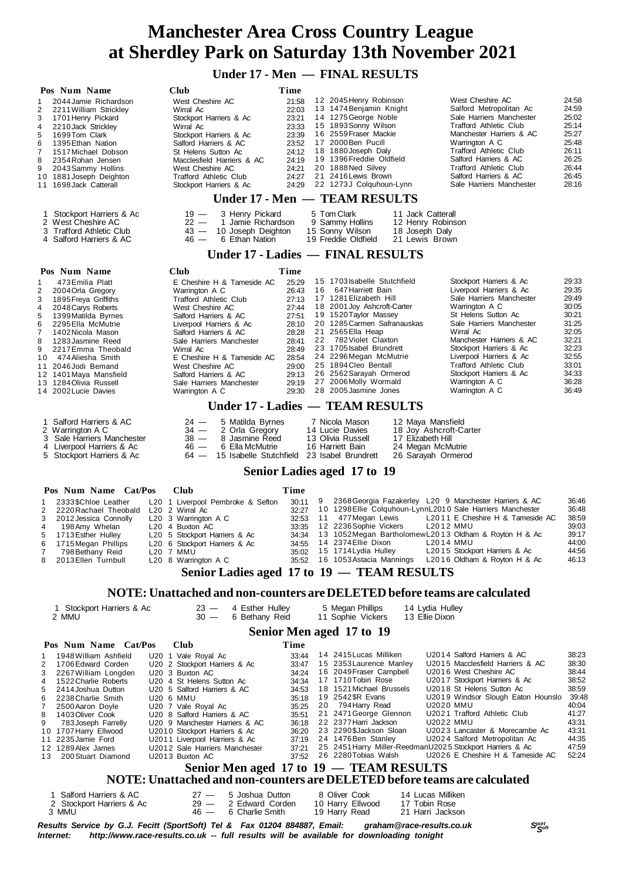# Manchester Area Cross Country League at Sherdley Park on Saturday 13th November 2021

## Under 17 - Men — FINAL RESULTS

| Pos | Num | Name | Club | Time |
|---|---|---|---|---|
| 1 | 2044 | Jamie Richardson | West Cheshire AC | 21:58 |
| 2 | 2211 | William Strickley | Wirral Ac | 22:03 |
| 3 | 1701 | Henry Pickard | Stockport Harriers & Ac | 23:21 |
| 4 | 2210 | Jack Strickley | Wirral Ac | 23:33 |
| 5 | 1699 | Tom Clark | Stockport Harriers & Ac | 23:39 |
| 6 | 1395 | Ethan Nation | Salford Harriers & AC | 23:52 |
| 7 | 1517 | Michael Dobson | St Helens Sutton Ac | 24:12 |
| 8 | 2354 | Rohan Jensen | Macclesfield Harriers & AC | 24:19 |
| 9 | 2043 | Sammy Hollins | West Cheshire AC | 24:21 |
| 10 | 1881 | Joseph Deighton | Trafford Athletic Club | 24:27 |
| 11 | 1698 | Jack Catterall | Stockport Harriers & Ac | 24:29 |
| 12 | 2045 | Henry Robinson | West Cheshire AC | 24:58 |
| 13 | 1474 | Benjamin Knight | Salford Metropolitan Ac | 24:59 |
| 14 | 1275 | George Noble | Sale Harriers Manchester | 25:02 |
| 15 | 1893 | Sonny Wilson | Trafford Athletic Club | 25:14 |
| 16 | 2559 | Fraser Mackie | Manchester Harriers & AC | 25:27 |
| 17 | 2000 | Ben Pucill | Warrington A C | 25:48 |
| 18 | 1880 | Joseph Daly | Trafford Athletic Club | 26:11 |
| 19 | 1396 | Freddie Oldfield | Salford Harriers & AC | 26:25 |
| 20 | 1888 | Ned Silvey | Trafford Athletic Club | 26:44 |
| 21 | 2416 | Lewis Brown | Salford Harriers & AC | 26:45 |
| 22 | 1273 | J Colquhoun-Lynn | Sale Harriers Manchester | 28:16 |

## Under 17 - Men — TEAM RESULTS

| Pos | Team | Pts | | | |
|---|---|---|---|---|---|
| 1 | Stockport Harriers & Ac | 19 | 3 Henry Pickard | 5 Tom Clark | 11 Jack Catterall |
| 2 | West Cheshire AC | 22 | 1 Jamie Richardson | 9 Sammy Hollins | 12 Henry Robinson |
| 3 | Trafford Athletic Club | 43 | 10 Joseph Deighton | 15 Sonny Wilson | 18 Joseph Daly |
| 4 | Salford Harriers & AC | 46 | 6 Ethan Nation | 19 Freddie Oldfield | 21 Lewis Brown |

## Under 17 - Ladies — FINAL RESULTS

| Pos | Num | Name | Club | Time |
|---|---|---|---|---|
| 1 | 473 | Emilia Platt | E Cheshire H & Tameside AC | 25:29 |
| 2 | 2004 | Orla Gregory | Warrington A C | 26:43 |
| 3 | 1895 | Freya Griffiths | Trafford Athletic Club | 27:13 |
| 4 | 2048 | Carys Roberts | West Cheshire AC | 27:44 |
| 5 | 1399 | Matilda Byrnes | Salford Harriers & AC | 27:51 |
| 6 | 2295 | Ella McMutrie | Liverpool Harriers & Ac | 28:10 |
| 7 | 1402 | Nicola Mason | Salford Harriers & AC | 28:28 |
| 8 | 1283 | Jasmine Reed | Sale Harriers Manchester | 28:41 |
| 9 | 2217 | Emma Theobald | Wirral Ac | 28:49 |
| 10 | 474 | Aliesha Smith | E Cheshire H & Tameside AC | 28:54 |
| 11 | 2046 | Jodi Bemand | West Cheshire AC | 29:00 |
| 12 | 1401 | Maya Mansfield | Salford Harriers & AC | 29:13 |
| 13 | 1284 | Olivia Russell | Sale Harriers Manchester | 29:19 |
| 14 | 2002 | Lucie Davies | Warrington A C | 29:30 |
| 15 | 1703 | Isabelle Stutchfield | Stockport Harriers & Ac | 29:33 |
| 16 | 647 | Harriett Bain | Liverpool Harriers & Ac | 29:35 |
| 17 | 1281 | Elizabeth Hill | Sale Harriers Manchester | 29:49 |
| 18 | 2001 | Joy Ashcroft-Carter | Warrington A C | 30:05 |
| 19 | 1520 | Taylor Massey | St Helens Sutton Ac | 30:21 |
| 20 | 1285 | Carmen Safranauskas | Sale Harriers Manchester | 31:25 |
| 21 | 2565 | Ella Heap | Wirral Ac | 32:05 |
| 22 | 782 | Violet Claxton | Manchester Harriers & AC | 32:21 |
| 23 | 1705 | Isabel Brundrett | Stockport Harriers & Ac | 32:23 |
| 24 | 2296 | Megan McMutrie | Liverpool Harriers & Ac | 32:55 |
| 25 | 1894 | Cleo Bentall | Trafford Athletic Club | 33:01 |
| 26 | 2562 | Sarayah Ormerod | Stockport Harriers & Ac | 34:33 |
| 27 | 2006 | Molly Wormald | Warrington A C | 36:28 |
| 28 | 2005 | Jasmine Jones | Warrington A C | 36:49 |

## Under 17 - Ladies — TEAM RESULTS

| Pos | Team | Pts | | | |
|---|---|---|---|---|---|
| 1 | Salford Harriers & AC | 24 | 5 Matilda Byrnes | 7 Nicola Mason | 12 Maya Mansfield |
| 2 | Warrington A C | 34 | 2 Orla Gregory | 14 Lucie Davies | 18 Joy Ashcroft-Carter |
| 3 | Sale Harriers Manchester | 38 | 8 Jasmine Reed | 13 Olivia Russell | 17 Elizabeth Hill |
| 4 | Liverpool Harriers & Ac | 46 | 6 Ella McMutrie | 16 Harriett Bain | 24 Megan McMutrie |
| 5 | Stockport Harriers & Ac | 64 | 15 Isabelle Stutchfield | 23 Isabel Brundrett | 26 Sarayah Ormerod |

## Senior Ladies aged 17 to 19

| Pos | Num | Name | Cat/Pos | Club | Time |
|---|---|---|---|---|---|
| 1 | 2333 | $Chloe Leather | L20 1 | Liverpool Pembroke & Sefton | 30:11 |
| 2 | 2220 | Rachael Theobald | L20 2 | Wirral Ac | 32:27 |
| 3 | 2012 | Jessica Connolly | L20 3 | Warrington A C | 32:53 |
| 4 | 198 | Amy Whelan | L20 4 | Buxton AC | 33:35 |
| 5 | 1713 | Esther Hulley | L20 5 | Stockport Harriers & Ac | 34:34 |
| 6 | 1715 | Megan Phillips | L20 6 | Stockport Harriers & Ac | 34:55 |
| 7 | 798 | Bethany Reid | L20 7 | MMU | 35:02 |
| 8 | 2013 | Ellen Turnbull | L20 8 | Warrington A C | 35:52 |
| 9 | 2368 | Georgia Fazakerley | L20 9 | Manchester Harriers & AC | 36:46 |
| 10 | 1298 | Ellie Colquhoun-Lynn | L2010 | Sale Harriers Manchester | 36:48 |
| 11 | 477 | Megan Lewis | L2011 | E Cheshire H & Tameside AC | 38:59 |
| 12 | 2236 | Sophie Vickers | L2012 | MMU | 39:03 |
| 13 | 1052 | Megan Bartholomew | L2013 | Oldham & Royton H & Ac | 39:17 |
| 14 | 2374 | Ellie Dixon | L2014 | MMU | 44:00 |
| 15 | 1714 | Lydia Hulley | L2015 | Stockport Harriers & Ac | 44:56 |
| 16 | 1053 | Astacia Mannings | L2016 | Oldham & Royton H & Ac | 46:13 |

## Senior Ladies aged 17 to 19 — TEAM RESULTS

### NOTE: Unattached and non-counters are DELETED before teams are calculated

| Pos | Team | Pts | | | |
|---|---|---|---|---|---|
| 1 | Stockport Harriers & Ac | 23 | 4 Esther Hulley | 5 Megan Phillips | 14 Lydia Hulley |
| 2 | MMU | 30 | 6 Bethany Reid | 11 Sophie Vickers | 13 Ellie Dixon |

## Senior Men aged 17 to 19

| Pos | Num | Name | Cat/Pos | Club | Time |
|---|---|---|---|---|---|
| 1 | 1948 | William Ashfield | U20 1 | Vale Royal Ac | 33:44 |
| 2 | 1706 | Edward Corden | U20 2 | Stockport Harriers & Ac | 33:47 |
| 3 | 2267 | William Longden | U20 3 | Buxton AC | 34:24 |
| 4 | 1522 | Charlie Roberts | U20 4 | St Helens Sutton Ac | 34:34 |
| 5 | 2414 | Joshua Dutton | U20 5 | Salford Harriers & AC | 34:53 |
| 6 | 2238 | Charlie Smith | U20 6 | MMU | 35:18 |
| 7 | 2500 | Aaron Doyle | U20 7 | Vale Royal Ac | 35:25 |
| 8 | 1403 | Oliver Cook | U20 8 | Salford Harriers & AC | 35:51 |
| 9 | 783 | Joseph Farrelly | U20 9 | Manchester Harriers & AC | 36:18 |
| 10 | 1707 | Harry Ellwood | U2010 | Stockport Harriers & Ac | 36:20 |
| 11 | 2235 | Jamie Ford | U2011 | Liverpool Harriers & Ac | 37:19 |
| 12 | 1289 | Alex James | U2012 | Sale Harriers Manchester | 37:21 |
| 13 | 200 | Stuart Diamond | U2013 | Buxton AC | 37:52 |
| 14 | 2415 | Lucas Milliken | U2014 | Salford Harriers & AC | 38:23 |
| 15 | 2353 | Laurence Manley | U2015 | Macclesfield Harriers & AC | 38:30 |
| 16 | 2049 | Fraser Campbell | U2016 | West Cheshire AC | 38:44 |
| 17 | 1710 | Tobin Rose | U2017 | Stockport Harriers & Ac | 38:52 |
| 18 | 1521 | Michael Brussels | U2018 | St Helens Sutton Ac | 38:59 |
| 19 | 2542 | $R Evans | U2019 | Windsor Slough Eaton Hounslo | 39:48 |
| 20 | 794 | Harry Read | U2020 | MMU | 40:04 |
| 21 | 2471 | George Glennon | U2021 | Trafford Athletic Club | 41:27 |
| 22 | 2377 | Harri Jackson | U2022 | MMU | 43:31 |
| 23 | 2290 | $Jackson Sloan | U2023 | Lancaster & Morecambe Ac | 43:31 |
| 24 | 1476 | Ben Stanley | U2024 | Salford Metropolitan Ac | 44:35 |
| 25 | 2451 | Harry Miller-Reedman | U2025 | Stockport Harriers & Ac | 47:59 |
| 26 | 2280 | Tobias Walsh | U2026 | E Cheshire H & Tameside AC | 52:24 |

## Senior Men aged 17 to 19 — TEAM RESULTS

### NOTE: Unattached and non-counters are DELETED before teams are calculated

| Pos | Team | Pts | | | |
|---|---|---|---|---|---|
| 1 | Salford Harriers & AC | 27 | 5 Joshua Dutton | 8 Oliver Cook | 14 Lucas Milliken |
| 2 | Stockport Harriers & Ac | 29 | 2 Edward Corden | 10 Harry Ellwood | 17 Tobin Rose |
| 3 | MMU | 46 | 6 Charlie Smith | 19 Harry Read | 21 Harri Jackson |

*Results Service by G.J. Fecitt (SportSoft) Tel & Fax 01204 884887, Email: graham@race-results.co.uk*
*Internet: http://www.race-results.co.uk -- full results will be available for downloading tonight*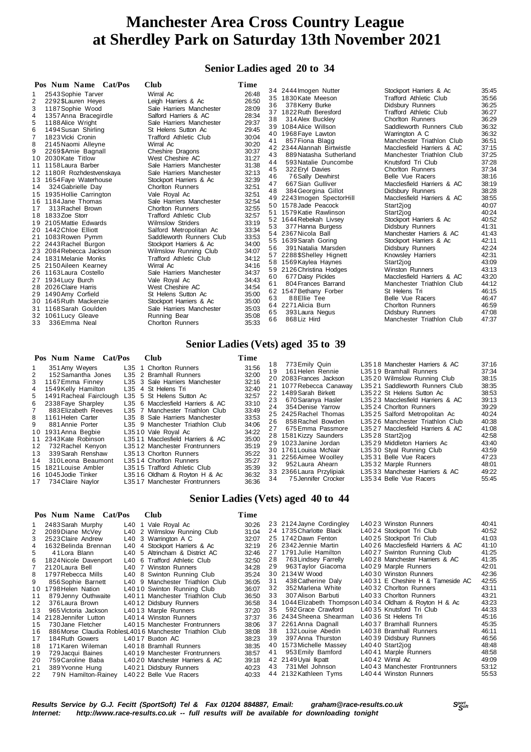# Manchester Area Cross Country League at Sherdley Park on Saturday 13th November 2021

## Senior Ladies aged 20 to 34

| Pos | Num | Name | Cat/Pos | Club | Time |
|---|---|---|---|---|---|
| 1 | 2543 | Sophie Tarver | | Wirral Ac | 26:48 |
| 2 | 2292 | $Lauren Heyes | | Leigh Harriers & Ac | 26:50 |
| 3 | 1187 | Sophie Wood | | Sale Harriers Manchester | 28:09 |
| 4 | 1357 | Anna Bracegirdle | | Salford Harriers & AC | 28:34 |
| 5 | 1188 | Alice Wright | | Sale Harriers Manchester | 29:37 |
| 6 | 1494 | Susan Shirling | | St Helens Sutton Ac | 29:45 |
| 7 | 1823 | Vicki Cronin | | Trafford Athletic Club | 30:04 |
| 8 | 2145 | Naomi Alleyne | | Wirral Ac | 30:20 |
| 9 | 2269 | $Amie Bagnall | | Cheshire Dragons | 30:37 |
| 10 | 2030 | Kate Titlow | | West Cheshire AC | 31:27 |
| 11 | 1158 | Laura Barber | | Sale Harriers Manchester | 31:38 |
| 12 | 1180 | R Rozhdestvenskaya | | Sale Harriers Manchester | 32:13 |
| 13 | 1654 | Faye Waterhouse | | Stockport Harriers & Ac | 32:39 |
| 14 | 324 | Gabrielle Day | | Chorlton Runners | 32:51 |
| 15 | 1935 | Hollie Carrington | | Vale Royal Ac | 32:51 |
| 16 | 1184 | Jane Thomas | | Sale Harriers Manchester | 32:54 |
| 17 | 313 | Rachel Brown | | Chorlton Runners | 32:55 |
| 18 | 1833 | Zoe Storr | | Trafford Athletic Club | 32:57 |
| 19 | 2105 | Mattie Edwards | | Wilmslow Striders | 33:19 |
| 20 | 1442 | Chloe Elliott | | Salford Metropolitan Ac | 33:34 |
| 21 | 1083 | Rowen Pymm | | Saddleworth Runners Club | 33:53 |
| 22 | 2443 | Rachel Burgon | | Stockport Harriers & Ac | 34:00 |
| 23 | 2084 | Rebecca Jackson | | Wilmslow Running Club | 34:07 |
| 24 | 1831 | Melanie Monks | | Trafford Athletic Club | 34:12 |
| 25 | 2150 | Aileen Kearney | | Wirral Ac | 34:16 |
| 26 | 1163 | Laura Costello | | Sale Harriers Manchester | 34:37 |
| 27 | 1934 | Lucy Burch | | Vale Royal Ac | 34:43 |
| 28 | 2026 | Claire Harris | | West Cheshire AC | 34:54 |
| 29 | 1490 | Amy Corfield | | St Helens Sutton Ac | 35:00 |
| 30 | 1645 | Ruth Mackenzie | | Stockport Harriers & Ac | 35:00 |
| 31 | 1168 | Sarah Goulden | | Sale Harriers Manchester | 35:03 |
| 32 | 1061 | Lucy Gleave | | Running Bear | 35:08 |
| 33 | 336 | Emma Neal | | Chorlton Runners | 35:33 |
| 34 | 2444 | Imogen Nutter | | Stockport Harriers & Ac | 35:45 |
| 35 | 1830 | Kate Meeson | | Trafford Athletic Club | 35:56 |
| 36 | 378 | Kerry Burke | | Didsbury Runners | 36:25 |
| 37 | 1822 | Ruth Beresford | | Trafford Athletic Club | 36:27 |
| 38 | 314 | Alex Buckley | | Chorlton Runners | 36:29 |
| 39 | 1084 | Alice Willson | | Saddleworth Runners Club | 36:32 |
| 40 | 1968 | Faye Lawton | | Warrington A C | 36:32 |
| 41 | 857 | Fiona Blagg | | Manchester Triathlon Club | 36:51 |
| 42 | 2344 | Alannah Birtwistle | | Macclesfield Harriers & AC | 37:15 |
| 43 | 889 | Natasha Sutherland | | Manchester Triathlon Club | 37:25 |
| 44 | 593 | Natalie Duncombe | | Knutsford Tri Club | 37:28 |
| 45 | 322 | Eryl Davies | | Chorlton Runners | 37:34 |
| 46 | 76 | Sally Dewhirst | | Belle Vue Racers | 38:16 |
| 47 | 667 | Sian Gulliver | | Macclesfield Harriers & AC | 38:19 |
| 48 | 384 | Georgina Gillot | | Didsbury Runners | 38:28 |
| 49 | 2243 | Imogen SpectorHill | | Macclesfield Harriers & AC | 38:55 |
| 50 | 1578 | Jade Peacock | | Start2jog | 40:07 |
| 51 | 1579 | Katie Rawlinson | | Start2jog | 40:24 |
| 52 | 1644 | Rebekah Livsey | | Stockport Harriers & Ac | 40:52 |
| 53 | 377 | Hanna Burgess | | Didsbury Runners | 41:31 |
| 54 | 2367 | Nicola Ball | | Manchester Harriers & AC | 41:43 |
| 55 | 1639 | Sarah Goring | | Stockport Harriers & Ac | 42:11 |
| 56 | 391 | Natalia Marsden | | Didsbury Runners | 42:24 |
| 57 | 2288 | $Shelley Hignett | | Knowsley Harriers | 42:31 |
| 58 | 1569 | Kaylea Haynes | | Start2jog | 43:09 |
| 59 | 2126 | Christina Hodges | | Winston Runners | 43:13 |
| 60 | 677 | Daisy Pickles | | Macclesfield Harriers & AC | 43:20 |
| 61 | 804 | Frances Barrand | | Manchester Triathlon Club | 44:12 |
| 62 | 1547 | Bethany Forber | | St Helens Tri | 46:15 |
| 63 | 88 | Ellie Tee | | Belle Vue Racers | 46:47 |
| 64 | 2271 | Alicia Burn | | Chorlton Runners | 46:59 |
| 65 | 393 | Laura Negus | | Didsbury Runners | 47:08 |
| 66 | 868 | Liz Hird | | Manchester Triathlon Club | 47:37 |

## Senior Ladies (Vets) aged 35 to 39

| Pos | Num | Name | Cat/Pos | Club | Time |
|---|---|---|---|---|---|
| 1 | 351 | Amy Weyers | L35 1 | Chorlton Runners | 31:56 |
| 2 | 152 | Samantha Jones | L35 2 | Bramhall Runners | 32:00 |
| 3 | 1167 | Emma Finney | L35 3 | Sale Harriers Manchester | 32:16 |
| 4 | 1549 | Kelly Hamilton | L35 4 | St Helens Tri | 32:40 |
| 5 | 1491 | Racheal Fairclough | L35 5 | St Helens Sutton Ac | 32:57 |
| 6 | 2338 | Faye Sharpley | L35 6 | Macclesfield Harriers & AC | 33:10 |
| 7 | 883 | Elizabeth Reeves | L35 7 | Manchester Triathlon Club | 33:49 |
| 8 | 1161 | Helen Carter | L35 8 | Sale Harriers Manchester | 33:53 |
| 9 | 881 | Annie Porter | L35 9 | Manchester Triathlon Club | 34:06 |
| 10 | 1931 | Anna Begbie | L35 10 | Vale Royal Ac | 34:22 |
| 11 | 2343 | Kate Robinson | L35 11 | Macclesfield Harriers & AC | 35:00 |
| 12 | 732 | Rachel Kenyon | L35 12 | Manchester Frontrunners | 35:19 |
| 13 | 339 | Sarah Renshaw | L35 13 | Chorlton Runners | 35:22 |
| 14 | 310 | Leona Beaumont | L35 14 | Chorlton Runners | 35:27 |
| 15 | 1821 | Louise Ambler | L35 15 | Trafford Athletic Club | 35:39 |
| 16 | 1045 | Jodie Tinker | L35 16 | Oldham & Royton H & Ac | 36:32 |
| 17 | 734 | Claire Naylor | L35 17 | Manchester Frontrunners | 36:36 |
| 18 | 773 | Emily Quin | L35 18 | Manchester Harriers & AC | 37:16 |
| 19 | 161 | Helen Rennie | L35 19 | Bramhall Runners | 37:34 |
| 20 | 2083 | Frances Jackson | L35 20 | Wilmslow Running Club | 38:15 |
| 21 | 1077 | Rebecca Canaway | L35 21 | Saddleworth Runners Club | 38:35 |
| 22 | 1489 | Sarah Birkett | L35 22 | St Helens Sutton Ac | 38:53 |
| 23 | 670 | Saranya Hasler | L35 23 | Macclesfield Harriers & AC | 39:13 |
| 24 | 354 | Denise Yarrow | L35 24 | Chorlton Runners | 39:29 |
| 25 | 2425 | Rachel Thomas | L35 25 | Salford Metropolitan Ac | 40:24 |
| 26 | 858 | Rachel Bowden | L35 26 | Manchester Triathlon Club | 40:38 |
| 27 | 675 | Emma Passmore | L35 27 | Macclesfield Harriers & AC | 41:08 |
| 28 | 1581 | Kizzy Saunders | L35 28 | Start2jog | 42:58 |
| 29 | 1023 | Janine Jordan | L35 29 | Middleton Harriers Ac | 43:40 |
| 30 | 1761 | Louisa McNair | L35 30 | Styal Running Club | 43:59 |
| 31 | 2256 | Aimee Woolley | L35 31 | Belle Vue Racers | 47:23 |
| 32 | 952 | Laura Ahearn | L35 32 | Marple Runners | 48:01 |
| 33 | 2366 | Laura Przylipiak | L35 33 | Manchester Harriers & AC | 49:22 |
| 34 | 75 | Jennifer Crocker | L35 34 | Belle Vue Racers | 55:45 |

## Senior Ladies (Vets) aged 40 to 44

| Pos | Num | Name | Cat/Pos | Club | Time |
|---|---|---|---|---|---|
| 1 | 2483 | Sarah Murphy | L40 1 | Vale Royal Ac | 30:26 |
| 2 | 2089 | Diane McVey | L40 2 | Wilmslow Running Club | 31:04 |
| 3 | 2523 | Claire Andrew | L40 3 | Warrington A C | 32:07 |
| 4 | 1632 | Belinda Brennan | L40 4 | Stockport Harriers & Ac | 32:19 |
| 5 | 41 | Lora Blann | L40 5 | Altrincham & District AC | 32:46 |
| 6 | 1824 | Nicole Davenport | L40 6 | Trafford Athletic Club | 32:50 |
| 7 | 2120 | Laura Bell | L40 7 | Winston Runners | 34:28 |
| 8 | 1797 | Rebecca Mills | L40 8 | Swinton Running Club | 35:24 |
| 9 | 856 | Sophie Barnett | L40 9 | Manchester Triathlon Club | 36:05 |
| 10 | 1798 | Helen Nation | L40 10 | Swinton Running Club | 36:07 |
| 11 | 879 | Jenny Outhwaite | L40 11 | Manchester Triathlon Club | 36:50 |
| 12 | 376 | Laura Brown | L40 12 | Didsbury Runners | 36:58 |
| 13 | 965 | Victoria Jackson | L40 13 | Marple Runners | 37:20 |
| 14 | 2128 | Jennifer Lutton | L40 14 | Winston Runners | 37:37 |
| 15 | 730 | Jane Fletcher | L40 15 | Manchester Frontrunners | 38:06 |
| 16 | 886 | Morse Claudia Robles | L40 16 | Manchester Triathlon Club | 38:08 |
| 17 | 184 | Ruth Gowers | L40 17 | Buxton AC | 38:23 |
| 18 | 171 | Karen Wileman | L40 18 | Bramhall Runners | 38:35 |
| 19 | 729 | Jacqui Baines | L40 19 | Manchester Frontrunners | 38:57 |
| 20 | 759 | Caroline Baba | L40 20 | Manchester Harriers & AC | 39:18 |
| 21 | 389 | Yvonne Hung | L40 21 | Didsbury Runners | 40:23 |
| 22 | 79 | N Hamilton-Rainey | L40 22 | Belle Vue Racers | 40:33 |
| 23 | 2124 | Jayne Cordingley | L40 23 | Winston Runners | 40:41 |
| 24 | 1735 | Charlotte Black | L40 24 | Stockport Tri Club | 40:52 |
| 25 | 1742 | Dawn Fenton | L40 25 | Stockport Tri Club | 41:03 |
| 26 | 2342 | Jennie Martin | L40 26 | Macclesfield Harriers & AC | 41:10 |
| 27 | 1791 | Julie Hamilton | L40 27 | Swinton Running Club | 41:25 |
| 28 | 763 | Lindsey Farrelly | L40 28 | Manchester Harriers & AC | 41:35 |
| 29 | 963 | Taylor Giacoma | L40 29 | Marple Runners | 42:01 |
| 30 | 2134 | W Wood | L40 30 | Winston Runners | 42:36 |
| 31 | 438 | Catherine Daly | L40 31 | E Cheshire H & Tameside AC | 42:55 |
| 32 | 352 | Marlena White | L40 32 | Chorlton Runners | 43:11 |
| 33 | 307 | Alison Barbuti | L40 33 | Chorlton Runners | 43:21 |
| 34 | 1044 | Elizabeth Thompson | L40 34 | Oldham & Royton H & Ac | 43:23 |
| 35 | 592 | Grace Crawford | L40 35 | Knutsford Tri Club | 44:33 |
| 36 | 2434 | Sheena Shearman | L40 36 | St Helens Tri | 45:16 |
| 37 | 2261 | Anna Dagnall | L40 37 | Bramhall Runners | 45:35 |
| 38 | 132 | Louise Abedin | L40 38 | Bramhall Runners | 46:11 |
| 39 | 397 | Anna Thurston | L40 39 | Didsbury Runners | 46:56 |
| 40 | 1573 | Michelle Massey | L40 40 | Start2jog | 48:48 |
| 41 | 953 | Emily Bamford | L40 41 | Marple Runners | 48:58 |
| 42 | 2149 | Uyai Ikpatt | L40 42 | Wirral Ac | 49:09 |
| 43 | 731 | Mel Johnson | L40 43 | Manchester Frontrunners | 53:12 |
| 44 | 2132 | Kathleen Tyms | L40 44 | Winston Runners | 55:53 |

*Results Service by G.J. Fecitt (SportSoft) Tel & Fax 01204 884887, Email: graham@race-results.co.uk*
*Internet: http://www.race-results.co.uk -- full results will be available for downloading tonight*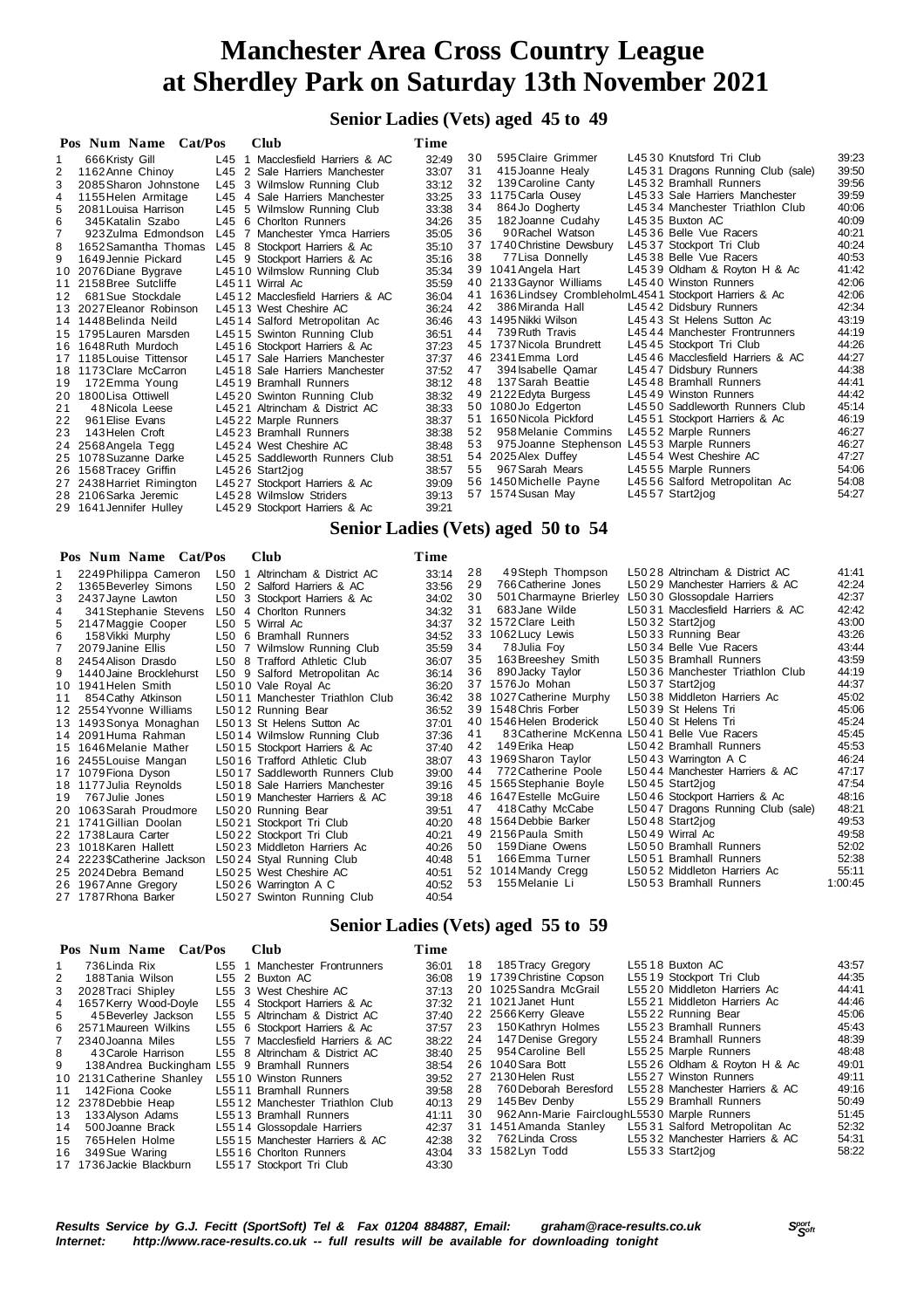# Manchester Area Cross Country League at Sherdley Park on Saturday 13th November 2021

## Senior Ladies (Vets) aged 45 to 49

| Pos | Num | Name | Cat/Pos | Club | Time |
|---|---|---|---|---|---|
| 1 | 666 | Kristy Gill | L45 1 | Macclesfield Harriers & AC | 32:49 |
| 2 | 1162 | Anne Chinoy | L45 2 | Sale Harriers Manchester | 33:07 |
| 3 | 2085 | Sharon Johnstone | L45 3 | Wilmslow Running Club | 33:12 |
| 4 | 1155 | Helen Armitage | L45 4 | Sale Harriers Manchester | 33:25 |
| 5 | 2081 | Louisa Harrison | L45 5 | Wilmslow Running Club | 33:38 |
| 6 | 345 | Katalin Szabo | L45 6 | Chorlton Runners | 34:26 |
| 7 | 923 | Zulma Edmondson | L45 7 | Manchester Ymca Harriers | 35:05 |
| 8 | 1652 | Samantha Thomas | L45 8 | Stockport Harriers & Ac | 35:10 |
| 9 | 1649 | Jennie Pickard | L45 9 | Stockport Harriers & Ac | 35:16 |
| 10 | 2076 | Diane Bygrave | L45 10 | Wilmslow Running Club | 35:34 |
| 11 | 2158 | Bree Sutcliffe | L45 11 | Wirral Ac | 35:59 |
| 12 | 681 | Sue Stockdale | L45 12 | Macclesfield Harriers & AC | 36:04 |
| 13 | 2027 | Eleanor Robinson | L45 13 | West Cheshire AC | 36:24 |
| 14 | 1448 | Belinda Neild | L45 14 | Salford Metropolitan Ac | 36:46 |
| 15 | 1795 | Lauren Marsden | L45 15 | Swinton Running Club | 36:51 |
| 16 | 1648 | Ruth Murdoch | L45 16 | Stockport Harriers & Ac | 37:23 |
| 17 | 1185 | Louise Tittensor | L45 17 | Sale Harriers Manchester | 37:37 |
| 18 | 1173 | Clare McCarron | L45 18 | Sale Harriers Manchester | 37:52 |
| 19 | 172 | Emma Young | L45 19 | Bramhall Runners | 38:12 |
| 20 | 1800 | Lisa Ottiwell | L45 20 | Swinton Running Club | 38:32 |
| 21 | 48 | Nicola Leese | L45 21 | Altrincham & District AC | 38:33 |
| 22 | 961 | Elise Evans | L45 22 | Marple Runners | 38:37 |
| 23 | 143 | Helen Croft | L45 23 | Bramhall Runners | 38:38 |
| 24 | 2568 | Angela Tegg | L45 24 | West Cheshire AC | 38:48 |
| 25 | 1078 | Suzanne Darke | L45 25 | Saddleworth Runners Club | 38:51 |
| 26 | 1568 | Tracey Griffin | L45 26 | Start2jog | 38:57 |
| 27 | 2438 | Harriet Rimington | L45 27 | Stockport Harriers & Ac | 39:09 |
| 28 | 2106 | Sarka Jeremic | L45 28 | Wilmslow Striders | 39:13 |
| 29 | 1641 | Jennifer Hulley | L45 29 | Stockport Harriers & Ac | 39:21 |
| 30 | 595 | Claire Grimmer | L45 30 | Knutsford Tri Club | 39:23 |
| 31 | 415 | Joanne Healy | L45 31 | Dragons Running Club (sale) | 39:50 |
| 32 | 139 | Caroline Canty | L45 32 | Bramhall Runners | 39:56 |
| 33 | 1175 | Carla Ousey | L45 33 | Sale Harriers Manchester | 39:59 |
| 34 | 864 | Jo Dogherty | L45 34 | Manchester Triathlon Club | 40:06 |
| 35 | 182 | Joanne Cudahy | L45 35 | Buxton AC | 40:09 |
| 36 | 90 | Rachel Watson | L45 36 | Belle Vue Racers | 40:21 |
| 37 | 1740 | Christine Dewsbury | L45 37 | Stockport Tri Club | 40:24 |
| 38 | 77 | Lisa Donnelly | L45 38 | Belle Vue Racers | 40:53 |
| 39 | 1041 | Angela Hart | L45 39 | Oldham & Royton H & Ac | 41:42 |
| 40 | 2133 | Gaynor Williams | L45 40 | Winston Runners | 42:06 |
| 41 | 1636 | Lindsey Crombleholm | L45 41 | Stockport Harriers & Ac | 42:06 |
| 42 | 386 | Miranda Hall | L45 42 | Didsbury Runners | 42:34 |
| 43 | 1495 | Nikki Wilson | L45 43 | St Helens Sutton Ac | 43:19 |
| 44 | 739 | Ruth Travis | L45 44 | Manchester Frontrunners | 44:19 |
| 45 | 1737 | Nicola Brundrett | L45 45 | Stockport Tri Club | 44:26 |
| 46 | 2341 | Emma Lord | L45 46 | Macclesfield Harriers & AC | 44:27 |
| 47 | 394 | Isabelle Qamar | L45 47 | Didsbury Runners | 44:38 |
| 48 | 137 | Sarah Beattie | L45 48 | Bramhall Runners | 44:41 |
| 49 | 2122 | Edyta Burgess | L45 49 | Winston Runners | 44:42 |
| 50 | 1080 | Jo Edgerton | L45 50 | Saddleworth Runners Club | 45:14 |
| 51 | 1650 | Nicola Pickford | L45 51 | Stockport Harriers & Ac | 46:19 |
| 52 | 958 | Melanie Commins | L45 52 | Marple Runners | 46:27 |
| 53 | 975 | Joanne Stephenson | L45 53 | Marple Runners | 46:27 |
| 54 | 2025 | Alex Duffey | L45 54 | West Cheshire AC | 47:27 |
| 55 | 967 | Sarah Mears | L45 55 | Marple Runners | 54:06 |
| 56 | 1450 | Michelle Payne | L45 56 | Salford Metropolitan Ac | 54:08 |
| 57 | 1574 | Susan May | L45 57 | Start2jog | 54:27 |

## Senior Ladies (Vets) aged 50 to 54

| Pos | Num | Name | Cat/Pos | Club | Time |
|---|---|---|---|---|---|
| 1 | 2249 | Philippa Cameron | L50 1 | Altrincham & District AC | 33:14 |
| 2 | 1365 | Beverley Simons | L50 2 | Salford Harriers & AC | 33:56 |
| 3 | 2437 | Jayne Lawton | L50 3 | Stockport Harriers & Ac | 34:02 |
| 4 | 341 | Stephanie Stevens | L50 4 | Chorlton Runners | 34:32 |
| 5 | 2147 | Maggie Cooper | L50 5 | Wirral Ac | 34:37 |
| 6 | 158 | Vikki Murphy | L50 6 | Bramhall Runners | 34:52 |
| 7 | 2079 | Janine Ellis | L50 7 | Wilmslow Running Club | 35:59 |
| 8 | 2454 | Alison Drasdo | L50 8 | Trafford Athletic Club | 36:07 |
| 9 | 1440 | Jaine Brocklehurst | L50 9 | Salford Metropolitan Ac | 36:14 |
| 10 | 1941 | Helen Smith | L50 10 | Vale Royal Ac | 36:20 |
| 11 | 854 | Cathy Atkinson | L50 11 | Manchester Triathlon Club | 36:42 |
| 12 | 2554 | Yvonne Williams | L50 12 | Running Bear | 36:52 |
| 13 | 1493 | Sonya Monaghan | L50 13 | St Helens Sutton Ac | 37:01 |
| 14 | 2091 | Huma Rahman | L50 14 | Wilmslow Running Club | 37:36 |
| 15 | 1646 | Melanie Mather | L50 15 | Stockport Harriers & Ac | 37:40 |
| 16 | 2455 | Louise Mangan | L50 16 | Trafford Athletic Club | 38:07 |
| 17 | 1079 | Fiona Dyson | L50 17 | Saddleworth Runners Club | 39:00 |
| 18 | 1177 | Julia Reynolds | L50 18 | Sale Harriers Manchester | 39:16 |
| 19 | 767 | Julie Jones | L50 19 | Manchester Harriers & AC | 39:18 |
| 20 | 1063 | Sarah Proudmore | L50 20 | Running Bear | 39:51 |
| 21 | 1741 | Gillian Doolan | L50 21 | Stockport Tri Club | 40:20 |
| 22 | 1738 | Laura Carter | L50 22 | Stockport Tri Club | 40:21 |
| 23 | 1018 | Karen Hallett | L50 23 | Middleton Harriers Ac | 40:26 |
| 24 | 2223 | $Catherine Jackson | L50 24 | Styal Running Club | 40:48 |
| 25 | 2024 | Debra Bemand | L50 25 | West Cheshire AC | 40:51 |
| 26 | 1967 | Anne Gregory | L50 26 | Warrington A C | 40:52 |
| 27 | 1787 | Rhona Barker | L50 27 | Swinton Running Club | 40:54 |
| 28 | 49 | Steph Thompson | L50 28 | Altrincham & District AC | 41:41 |
| 29 | 766 | Catherine Jones | L50 29 | Manchester Harriers & AC | 42:24 |
| 30 | 501 | Charmayne Brierley | L50 30 | Glossopdale Harriers | 42:37 |
| 31 | 683 | Jane Wilde | L50 31 | Macclesfield Harriers & AC | 42:42 |
| 32 | 1572 | Clare Leith | L50 32 | Start2jog | 43:00 |
| 33 | 1062 | Lucy Lewis | L50 33 | Running Bear | 43:26 |
| 34 | 78 | Julia Foy | L50 34 | Belle Vue Racers | 43:44 |
| 35 | 163 | Breeshey Smith | L50 35 | Bramhall Runners | 43:59 |
| 36 | 890 | Jacky Taylor | L50 36 | Manchester Triathlon Club | 44:19 |
| 37 | 1576 | Jo Mohan | L50 37 | Start2jog | 44:37 |
| 38 | 1027 | Catherine Murphy | L50 38 | Middleton Harriers Ac | 45:02 |
| 39 | 1548 | Chris Forber | L50 39 | St Helens Tri | 45:06 |
| 40 | 1546 | Helen Broderick | L50 40 | St Helens Tri | 45:24 |
| 41 | 83 | Catherine McKenna | L50 41 | Belle Vue Racers | 45:45 |
| 42 | 149 | Erika Heap | L50 42 | Bramhall Runners | 45:53 |
| 43 | 1969 | Sharon Taylor | L50 43 | Warrington A C | 46:24 |
| 44 | 772 | Catherine Poole | L50 44 | Manchester Harriers & AC | 47:17 |
| 45 | 1565 | Stephanie Boyle | L50 45 | Start2jog | 47:54 |
| 46 | 1647 | Estelle McGuire | L50 46 | Stockport Harriers & Ac | 48:16 |
| 47 | 418 | Cathy McCabe | L50 47 | Dragons Running Club (sale) | 48:21 |
| 48 | 1564 | Debbie Barker | L50 48 | Start2jog | 49:53 |
| 49 | 2156 | Paula Smith | L50 49 | Wirral Ac | 49:58 |
| 50 | 159 | Diane Owens | L50 50 | Bramhall Runners | 52:02 |
| 51 | 166 | Emma Turner | L50 51 | Bramhall Runners | 52:38 |
| 52 | 1014 | Mandy Cregg | L50 52 | Middleton Harriers Ac | 55:11 |
| 53 | 155 | Melanie Li | L50 53 | Bramhall Runners | 1:00:45 |

## Senior Ladies (Vets) aged 55 to 59

| Pos | Num | Name | Cat/Pos | Club | Time |
|---|---|---|---|---|---|
| 1 | 736 | Linda Rix | L55 1 | Manchester Frontrunners | 36:01 |
| 2 | 188 | Tania Wilson | L55 2 | Buxton AC | 36:08 |
| 3 | 2028 | Traci Shipley | L55 3 | West Cheshire AC | 37:13 |
| 4 | 1657 | Kerry Wood-Doyle | L55 4 | Stockport Harriers & Ac | 37:32 |
| 5 | 45 | Beverley Jackson | L55 5 | Altrincham & District AC | 37:40 |
| 6 | 2571 | Maureen Wilkins | L55 6 | Stockport Harriers & Ac | 37:57 |
| 7 | 2340 | Joanna Miles | L55 7 | Macclesfield Harriers & AC | 38:22 |
| 8 | 43 | Carole Harrison | L55 8 | Altrincham & District AC | 38:40 |
| 9 | 138 | Andrea Buckingham | L55 9 | Bramhall Runners | 38:54 |
| 10 | 2131 | Catherine Shanley | L55 10 | Winston Runners | 39:52 |
| 11 | 142 | Fiona Cooke | L55 11 | Bramhall Runners | 39:58 |
| 12 | 2378 | Debbie Heap | L55 12 | Manchester Triathlon Club | 40:13 |
| 13 | 133 | Alyson Adams | L55 13 | Bramhall Runners | 41:11 |
| 14 | 500 | Joanne Brack | L55 14 | Glossopdale Harriers | 42:37 |
| 15 | 765 | Helen Holme | L55 15 | Manchester Harriers & AC | 42:38 |
| 16 | 349 | Sue Waring | L55 16 | Chorlton Runners | 43:04 |
| 17 | 1736 | Jackie Blackburn | L55 17 | Stockport Tri Club | 43:30 |
| 18 | 185 | Tracy Gregory | L55 18 | Buxton AC | 43:57 |
| 19 | 1739 | Christine Copson | L55 19 | Stockport Tri Club | 44:35 |
| 20 | 1025 | Sandra McGrail | L55 20 | Middleton Harriers Ac | 44:41 |
| 21 | 1021 | Janet Hunt | L55 21 | Middleton Harriers Ac | 44:46 |
| 22 | 2566 | Kerry Gleave | L55 22 | Running Bear | 45:06 |
| 23 | 150 | Kathryn Holmes | L55 23 | Bramhall Runners | 45:43 |
| 24 | 147 | Denise Gregory | L55 24 | Bramhall Runners | 48:39 |
| 25 | 954 | Caroline Bell | L55 25 | Marple Runners | 48:48 |
| 26 | 1040 | Sara Bott | L55 26 | Oldham & Royton H & Ac | 49:01 |
| 27 | 2130 | Helen Rust | L55 27 | Winston Runners | 49:11 |
| 28 | 760 | Deborah Beresford | L55 28 | Manchester Harriers & AC | 49:16 |
| 29 | 145 | Bev Denby | L55 29 | Bramhall Runners | 50:49 |
| 30 | 962 | Ann-Marie Fairclough | L55 30 | Marple Runners | 51:45 |
| 31 | 1451 | Amanda Stanley | L55 31 | Salford Metropolitan Ac | 52:32 |
| 32 | 762 | Linda Cross | L55 32 | Manchester Harriers & AC | 54:31 |
| 33 | 1582 | Lyn Todd | L55 33 | Start2jog | 58:22 |

*Results Service by G.J. Fecitt (SportSoft) Tel & Fax 01204 884887, Email: graham@race-results.co.uk*
*Internet: http://www.race-results.co.uk -- full results will be available for downloading tonight*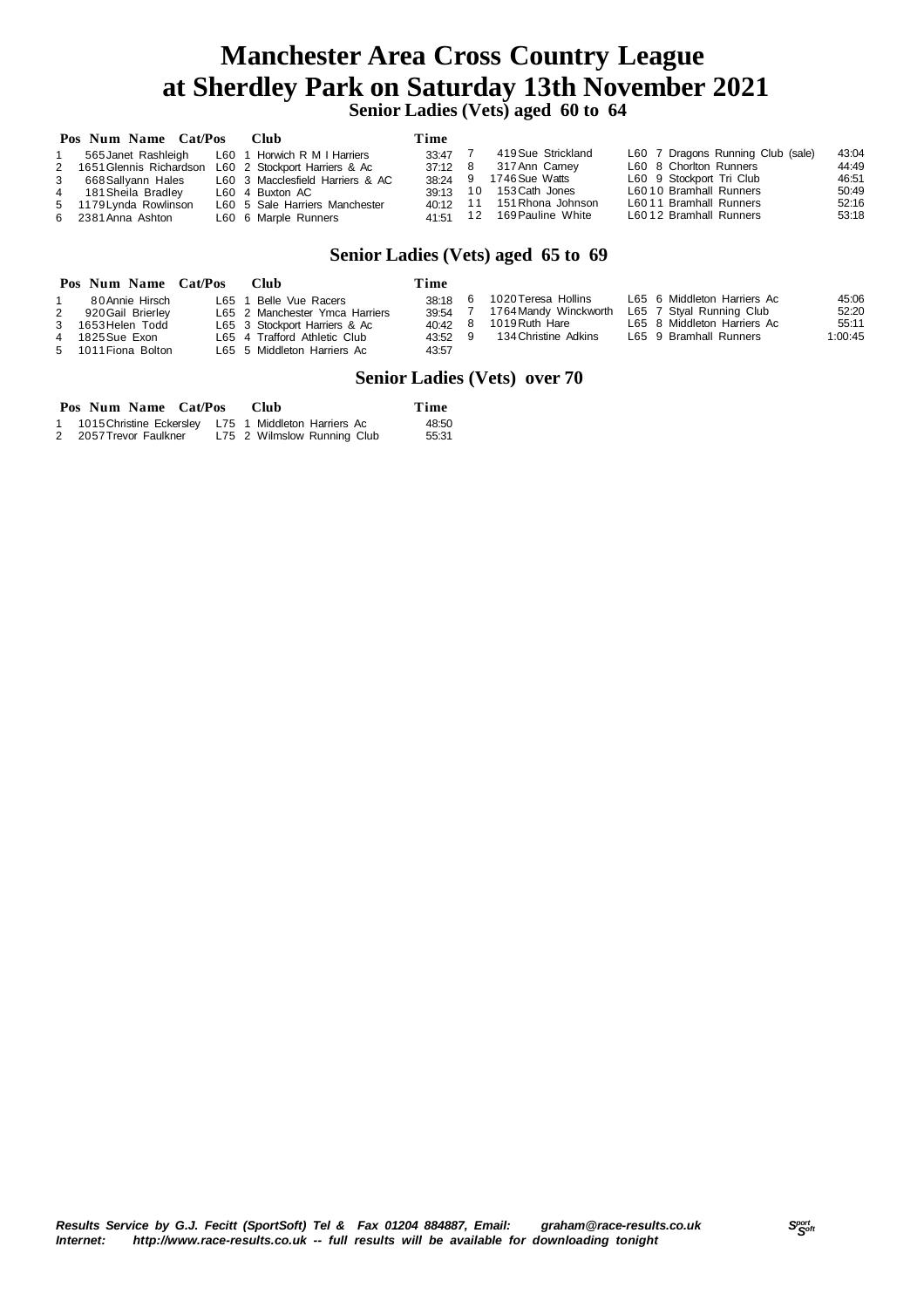# Manchester Area Cross Country League
# at Sherdley Park on Saturday 13th November 2021

## Senior Ladies (Vets) aged 60 to 64

| Pos | Num | Name | Cat/Pos | Club | Time |
|---|---|---|---|---|---|
| 1 | 565 | Janet Rashleigh | L60 1 | Horwich R M I Harriers | 33:47 |
| 2 | 1651 | Glennis Richardson | L60 2 | Stockport Harriers & Ac | 37:12 |
| 3 | 668 | Sallyann Hales | L60 3 | Macclesfield Harriers & AC | 38:24 |
| 4 | 181 | Sheila Bradley | L60 4 | Buxton AC | 39:13 |
| 5 | 1179 | Lynda Rowlinson | L60 5 | Sale Harriers Manchester | 40:12 |
| 6 | 2381 | Anna Ashton | L60 6 | Marple Runners | 41:51 |
| 7 | 419 | Sue Strickland | L60 7 | Dragons Running Club (sale) | 43:04 |
| 8 | 317 | Ann Carney | L60 8 | Chorlton Runners | 44:49 |
| 9 | 1746 | Sue Watts | L60 9 | Stockport Tri Club | 46:51 |
| 10 | 153 | Cath Jones | L60 10 | Bramhall Runners | 50:49 |
| 11 | 151 | Rhona Johnson | L60 11 | Bramhall Runners | 52:16 |
| 12 | 169 | Pauline White | L60 12 | Bramhall Runners | 53:18 |

## Senior Ladies (Vets) aged 65 to 69

| Pos | Num | Name | Cat/Pos | Club | Time |
|---|---|---|---|---|---|
| 1 | 80 | Annie Hirsch | L65 1 | Belle Vue Racers | 38:18 |
| 2 | 920 | Gail Brierley | L65 2 | Manchester Ymca Harriers | 39:54 |
| 3 | 1653 | Helen Todd | L65 3 | Stockport Harriers & Ac | 40:42 |
| 4 | 1825 | Sue Exon | L65 4 | Trafford Athletic Club | 43:52 |
| 5 | 1011 | Fiona Bolton | L65 5 | Middleton Harriers Ac | 43:57 |
| 6 | 1020 | Teresa Hollins | L65 6 | Middleton Harriers Ac | 45:06 |
| 7 | 1764 | Mandy Winckworth | L65 7 | Styal Running Club | 52:20 |
| 8 | 1019 | Ruth Hare | L65 8 | Middleton Harriers Ac | 55:11 |
| 9 | 134 | Christine Adkins | L65 9 | Bramhall Runners | 1:00:45 |

## Senior Ladies (Vets) over 70

| Pos | Num | Name | Cat/Pos | Club | Time |
|---|---|---|---|---|---|
| 1 | 1015 | Christine Eckersley | L75 1 | Middleton Harriers Ac | 48:50 |
| 2 | 2057 | Trevor Faulkner | L75 2 | Wilmslow Running Club | 55:31 |

*Results Service by G.J. Fecitt (SportSoft) Tel & Fax 01204 884887, Email: graham@race-results.co.uk*
*Internet: http://www.race-results.co.uk -- full results will be available for downloading tonight*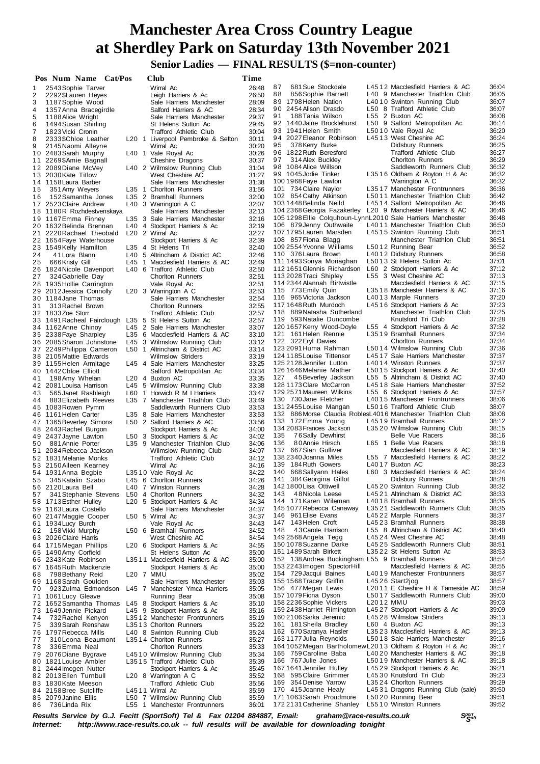# Manchester Area Cross Country League at Sherdley Park on Saturday 13th November 2021

## Senior Ladies — FINAL RESULTS ($=non-counter)

| Pos | Num | Name | Cat/Pos | Club | Time |
|---|---|---|---|---|---|
| 1 | 2543 | Sophie Tarver | | Wirral Ac | 26:48 |
| 2 | 2292 | $Lauren Heyes | | Leigh Harriers & Ac | 26:50 |
| 3 | 1187 | Sophie Wood | | Sale Harriers Manchester | 28:09 |
| 4 | 1357 | Anna Bracegirdle | | Salford Harriers & AC | 28:34 |
| 5 | 1188 | Alice Wright | | Sale Harriers Manchester | 29:37 |
| 6 | 1494 | Susan Shirling | | St Helens Sutton Ac | 29:45 |
| 7 | 1823 | Vicki Cronin | | Trafford Athletic Club | 30:04 |
| 8 | 2333 | $Chloe Leather | L20 1 | Liverpool Pembroke & Sefton | 30:11 |
| 9 | 2145 | Naomi Alleyne | | Wirral Ac | 30:20 |
| 10 | 2483 | Sarah Murphy | L40 1 | Vale Royal Ac | 30:26 |
| 11 | 2269 | $Amie Bagnall | | Cheshire Dragons | 30:37 |
| 12 | 2089 | Diane McVey | L40 2 | Wilmslow Running Club | 31:04 |
| 13 | 2030 | Kate Titlow | | West Cheshire AC | 31:27 |
| 14 | 1158 | Laura Barber | | Sale Harriers Manchester | 31:38 |
| 15 | 351 | Amy Weyers | L35 1 | Chorlton Runners | 31:56 |
| 16 | 152 | Samantha Jones | L35 2 | Bramhall Runners | 32:00 |
| 17 | 2523 | Claire Andrew | L40 3 | Warrington A C | 32:07 |
| 18 | 1180 | R Rozhdestvenskaya | | Sale Harriers Manchester | 32:13 |
| 19 | 1167 | Emma Finney | L35 3 | Sale Harriers Manchester | 32:16 |
| 20 | 1632 | Belinda Brennan | L40 4 | Stockport Harriers & Ac | 32:19 |
| 21 | 2220 | Rachael Theobald | L20 2 | Wirral Ac | 32:27 |
| 22 | 1654 | Faye Waterhouse | | Stockport Harriers & Ac | 32:39 |
| 23 | 1549 | Kelly Hamilton | L35 4 | St Helens Tri | 32:40 |
| 24 | 41 | Lora Blann | L40 5 | Altrincham & District AC | 32:46 |
| 25 | 666 | Kristy Gill | L45 1 | Macclesfield Harriers & AC | 32:49 |
| 26 | 1824 | Nicole Davenport | L40 6 | Trafford Athletic Club | 32:50 |
| 27 | 324 | Gabrielle Day | | Chorlton Runners | 32:51 |
| 28 | 1935 | Hollie Carrington | | Vale Royal Ac | 32:51 |
| 29 | 2012 | Jessica Connolly | L20 3 | Warrington A C | 32:53 |
| 30 | 1184 | Jane Thomas | | Sale Harriers Manchester | 32:54 |
| 31 | 313 | Rachel Brown | | Chorlton Runners | 32:55 |
| 32 | 1833 | Zoe Storr | | Trafford Athletic Club | 32:57 |
| 33 | 1491 | Racheal Fairclough | L35 5 | St Helens Sutton Ac | 32:57 |
| 34 | 1162 | Anne Chinoy | L45 2 | Sale Harriers Manchester | 33:07 |
| 35 | 2338 | Faye Sharpley | L35 6 | Macclesfield Harriers & AC | 33:10 |
| 36 | 2085 | Sharon Johnstone | L45 3 | Wilmslow Running Club | 33:12 |
| 37 | 2249 | Philippa Cameron | L50 1 | Altrincham & District AC | 33:14 |
| 38 | 2105 | Mattie Edwards | | Wilmslow Striders | 33:19 |
| 39 | 1155 | Helen Armitage | L45 4 | Sale Harriers Manchester | 33:25 |
| 40 | 1442 | Chloe Elliott | | Salford Metropolitan Ac | 33:34 |
| 41 | 198 | Amy Whelan | L20 4 | Buxton AC | 33:35 |
| 42 | 2081 | Louisa Harrison | L45 5 | Wilmslow Running Club | 33:38 |
| 43 | 565 | Janet Rashleigh | L60 1 | Horwich R M I Harriers | 33:47 |
| 44 | 883 | Elizabeth Reeves | L35 7 | Manchester Triathlon Club | 33:49 |
| 45 | 1083 | Rowen Pymm | | Saddleworth Runners Club | 33:53 |
| 46 | 1161 | Helen Carter | L35 8 | Sale Harriers Manchester | 33:53 |
| 47 | 1365 | Beverley Simons | L50 2 | Salford Harriers & AC | 33:56 |
| 48 | 2443 | Rachel Burgon | | Stockport Harriers & Ac | 34:00 |
| 49 | 2437 | Jayne Lawton | L50 3 | Stockport Harriers & Ac | 34:02 |
| 50 | 881 | Annie Porter | L35 9 | Manchester Triathlon Club | 34:06 |
| 51 | 2084 | Rebecca Jackson | | Wilmslow Running Club | 34:07 |
| 52 | 1831 | Melanie Monks | | Trafford Athletic Club | 34:12 |
| 53 | 2150 | Aileen Kearney | | Wirral Ac | 34:16 |
| 54 | 1931 | Anna Begbie | L35 10 | Vale Royal Ac | 34:22 |
| 55 | 345 | Katalin Szabo | L45 6 | Chorlton Runners | 34:26 |
| 56 | 2120 | Laura Bell | L40 7 | Winston Runners | 34:28 |
| 57 | 341 | Stephanie Stevens | L50 4 | Chorlton Runners | 34:32 |
| 58 | 1713 | Esther Hulley | L20 5 | Stockport Harriers & Ac | 34:34 |
| 59 | 1163 | Laura Costello | | Sale Harriers Manchester | 34:37 |
| 60 | 2147 | Maggie Cooper | L50 5 | Wirral Ac | 34:37 |
| 61 | 1934 | Lucy Burch | | Vale Royal Ac | 34:43 |
| 62 | 158 | Vikki Murphy | L50 6 | Bramhall Runners | 34:52 |
| 63 | 2026 | Claire Harris | | West Cheshire AC | 34:54 |
| 64 | 1715 | Megan Phillips | L20 6 | Stockport Harriers & Ac | 34:55 |
| 65 | 1490 | Amy Corfield | | St Helens Sutton Ac | 35:00 |
| 66 | 2343 | Kate Robinson | L35 11 | Macclesfield Harriers & AC | 35:00 |
| 67 | 1645 | Ruth Mackenzie | | Stockport Harriers & Ac | 35:00 |
| 68 | 798 | Bethany Reid | L20 7 | MMU | 35:02 |
| 69 | 1168 | Sarah Goulden | | Sale Harriers Manchester | 35:03 |
| 70 | 923 | Zulma Edmondson | L45 7 | Manchester Ymca Harriers | 35:05 |
| 71 | 1061 | Lucy Gleave | | Running Bear | 35:08 |
| 72 | 1652 | Samantha Thomas | L45 8 | Stockport Harriers & Ac | 35:10 |
| 73 | 1649 | Jennie Pickard | L45 9 | Stockport Harriers & Ac | 35:16 |
| 74 | 732 | Rachel Kenyon | L35 12 | Manchester Frontrunners | 35:19 |
| 75 | 339 | Sarah Renshaw | L35 13 | Chorlton Runners | 35:22 |
| 76 | 1797 | Rebecca Mills | L40 8 | Swinton Running Club | 35:24 |
| 77 | 310 | Leona Beaumont | L35 14 | Chorlton Runners | 35:27 |
| 78 | 336 | Emma Neal | | Chorlton Runners | 35:33 |
| 79 | 2076 | Diane Bygrave | L45 10 | Wilmslow Running Club | 35:34 |
| 80 | 1821 | Louise Ambler | L35 15 | Trafford Athletic Club | 35:39 |
| 81 | 2444 | Imogen Nutter | | Stockport Harriers & Ac | 35:45 |
| 82 | 2013 | Ellen Turnbull | L20 8 | Warrington A C | 35:52 |
| 83 | 1830 | Kate Meeson | | Trafford Athletic Club | 35:56 |
| 84 | 2158 | Bree Sutcliffe | L45 11 | Wirral Ac | 35:59 |
| 85 | 2079 | Janine Ellis | L50 7 | Wilmslow Running Club | 35:59 |
| 86 | 736 | Linda Rix | L55 1 | Manchester Frontrunners | 36:01 |
| 87 | 681 | Sue Stockdale | L45 12 | Macclesfield Harriers & AC | 36:04 |
| 88 | 856 | Sophie Barnett | L40 9 | Manchester Triathlon Club | 36:05 |
| 89 | 1798 | Helen Nation | L40 10 | Swinton Running Club | 36:07 |
| 90 | 2454 | Alison Drasdo | L50 8 | Trafford Athletic Club | 36:07 |
| 91 | 188 | Tania Wilson | L55 2 | Buxton AC | 36:08 |
| 92 | 1440 | Jaine Brocklehurst | L50 9 | Salford Metropolitan Ac | 36:14 |
| 93 | 1941 | Helen Smith | L50 10 | Vale Royal Ac | 36:20 |
| 94 | 2027 | Eleanor Robinson | L45 13 | West Cheshire AC | 36:24 |
| 95 | 378 | Kerry Burke | | Didsbury Runners | 36:25 |
| 96 | 1822 | Ruth Beresford | | Trafford Athletic Club | 36:27 |
| 97 | 314 | Alex Buckley | | Chorlton Runners | 36:29 |
| 98 | 1084 | Alice Willson | | Saddleworth Runners Club | 36:32 |
| 99 | 1045 | Jodie Tinker | L35 16 | Oldham & Royton H & Ac | 36:32 |
| 100 | 1968 | Faye Lawton | | Warrington A C | 36:32 |
| 101 | 734 | Claire Naylor | L35 17 | Manchester Frontrunners | 36:36 |
| 102 | 854 | Cathy Atkinson | L50 11 | Manchester Triathlon Club | 36:42 |
| 103 | 1448 | Belinda Neild | L45 14 | Salford Metropolitan Ac | 36:46 |
| 104 | 2368 | Georgia Fazakerley | L20 9 | Manchester Harriers & AC | 36:46 |
| 105 | 1298 | Ellie Colquhoun-Lynn | L20 10 | Sale Harriers Manchester | 36:48 |
| 106 | 879 | Jenny Outhwaite | L40 11 | Manchester Triathlon Club | 36:50 |
| 107 | 1795 | Lauren Marsden | L45 15 | Swinton Running Club | 36:51 |
| 108 | 857 | Fiona Blagg | | Manchester Triathlon Club | 36:51 |
| 109 | 2554 | Yvonne Williams | L50 12 | Running Bear | 36:52 |
| 110 | 376 | Laura Brown | L40 12 | Didsbury Runners | 36:58 |
| 111 | 1493 | Sonya Monaghan | L50 13 | St Helens Sutton Ac | 37:01 |
| 112 | 1651 | Glennis Richardson | L60 2 | Stockport Harriers & Ac | 37:12 |
| 113 | 2028 | Traci Shipley | L55 3 | West Cheshire AC | 37:13 |
| 114 | 2344 | Alannah Birtwistle | | Macclesfield Harriers & AC | 37:15 |
| 115 | 773 | Emily Quin | L35 18 | Manchester Harriers & AC | 37:16 |
| 116 | 965 | Victoria Jackson | L40 13 | Marple Runners | 37:20 |
| 117 | 1648 | Ruth Murdoch | L45 16 | Stockport Harriers & Ac | 37:23 |
| 118 | 889 | Natasha Sutherland | | Manchester Triathlon Club | 37:25 |
| 119 | 593 | Natalie Duncombe | | Knutsford Tri Club | 37:28 |
| 120 | 1657 | Kerry Wood-Doyle | L55 4 | Stockport Harriers & Ac | 37:32 |
| 121 | 161 | Helen Rennie | L35 19 | Bramhall Runners | 37:34 |
| 122 | 322 | Eryl Davies | | Chorlton Runners | 37:34 |
| 123 | 2091 | Huma Rahman | L50 14 | Wilmslow Running Club | 37:36 |
| 124 | 1185 | Louise Tittensor | L45 17 | Sale Harriers Manchester | 37:37 |
| 125 | 2128 | Jennifer Lutton | L40 14 | Winston Runners | 37:37 |
| 126 | 1646 | Melanie Mather | L50 15 | Stockport Harriers & Ac | 37:40 |
| 127 | 45 | Beverley Jackson | L55 5 | Altrincham & District AC | 37:40 |
| 128 | 1173 | Clare McCarron | L45 18 | Sale Harriers Manchester | 37:52 |
| 129 | 2571 | Maureen Wilkins | L55 6 | Stockport Harriers & Ac | 37:57 |
| 130 | 730 | Jane Fletcher | L40 15 | Manchester Frontrunners | 38:06 |
| 131 | 2455 | Louise Mangan | L50 16 | Trafford Athletic Club | 38:07 |
| 132 | 886 | Morse Claudia Robles | L40 16 | Manchester Triathlon Club | 38:08 |
| 133 | 172 | Emma Young | L45 19 | Bramhall Runners | 38:12 |
| 134 | 2083 | Frances Jackson | L35 20 | Wilmslow Running Club | 38:15 |
| 135 | 76 | Sally Dewhirst | | Belle Vue Racers | 38:16 |
| 136 | 80 | Annie Hirsch | L65 1 | Belle Vue Racers | 38:18 |
| 137 | 667 | Sian Gulliver | | Macclesfield Harriers & AC | 38:19 |
| 138 | 2340 | Joanna Miles | L55 7 | Macclesfield Harriers & AC | 38:22 |
| 139 | 184 | Ruth Gowers | L40 17 | Buxton AC | 38:23 |
| 140 | 668 | Sallyann Hales | L60 3 | Macclesfield Harriers & AC | 38:24 |
| 141 | 384 | Georgina Gillot | | Didsbury Runners | 38:28 |
| 142 | 1800 | Lisa Ottiwell | L45 20 | Swinton Running Club | 38:32 |
| 143 | 48 | Nicola Leese | L45 21 | Altrincham & District AC | 38:33 |
| 144 | 171 | Karen Wileman | L40 18 | Bramhall Runners | 38:35 |
| 145 | 1077 | Rebecca Canaway | L35 21 | Saddleworth Runners Club | 38:35 |
| 146 | 961 | Elise Evans | L45 22 | Marple Runners | 38:37 |
| 147 | 143 | Helen Croft | L45 23 | Bramhall Runners | 38:38 |
| 148 | 43 | Carole Harrison | L55 8 | Altrincham & District AC | 38:40 |
| 149 | 2568 | Angela Tegg | L45 24 | West Cheshire AC | 38:48 |
| 150 | 1078 | Suzanne Darke | L45 25 | Saddleworth Runners Club | 38:51 |
| 151 | 1489 | Sarah Birkett | L35 22 | St Helens Sutton Ac | 38:53 |
| 152 | 138 | Andrea Buckingham | L55 9 | Bramhall Runners | 38:54 |
| 153 | 2243 | Imogen SpectorHill | | Macclesfield Harriers & AC | 38:55 |
| 154 | 729 | Jacqui Baines | L40 19 | Manchester Frontrunners | 38:57 |
| 155 | 1568 | Tracey Griffin | L45 26 | Start2jog | 38:57 |
| 156 | 477 | Megan Lewis | L20 11 | E Cheshire H & Tameside AC | 38:59 |
| 157 | 1079 | Fiona Dyson | L50 17 | Saddleworth Runners Club | 39:00 |
| 158 | 2236 | Sophie Vickers | L20 12 | MMU | 39:03 |
| 159 | 2438 | Harriet Rimington | L45 27 | Stockport Harriers & Ac | 39:09 |
| 160 | 2106 | Sarka Jeremic | L45 28 | Wilmslow Striders | 39:13 |
| 161 | 181 | Sheila Bradley | L60 4 | Buxton AC | 39:13 |
| 162 | 670 | Saranya Hasler | L35 23 | Macclesfield Harriers & AC | 39:13 |
| 163 | 1177 | Julia Reynolds | L50 18 | Sale Harriers Manchester | 39:16 |
| 164 | 1052 | Megan Bartholomew | L20 13 | Oldham & Royton H & Ac | 39:17 |
| 165 | 759 | Caroline Baba | L40 20 | Manchester Harriers & AC | 39:18 |
| 166 | 767 | Julie Jones | L50 19 | Manchester Harriers & AC | 39:18 |
| 167 | 1641 | Jennifer Hulley | L45 29 | Stockport Harriers & Ac | 39:21 |
| 168 | 595 | Claire Grimmer | L45 30 | Knutsford Tri Club | 39:23 |
| 169 | 354 | Denise Yarrow | L35 24 | Chorlton Runners | 39:29 |
| 170 | 415 | Joanne Healy | L45 31 | Dragons Running Club (sale) | 39:50 |
| 171 | 1063 | Sarah Proudmore | L50 20 | Running Bear | 39:51 |
| 172 | 2131 | Catherine Shanley | L55 10 | Winston Runners | 39:52 |

*Results Service by G.J. Fecitt (SportSoft) Tel & Fax 01204 884887, Email: graham@race-results.co.uk*
*Internet: http://www.race-results.co.uk -- full results will be available for downloading tonight*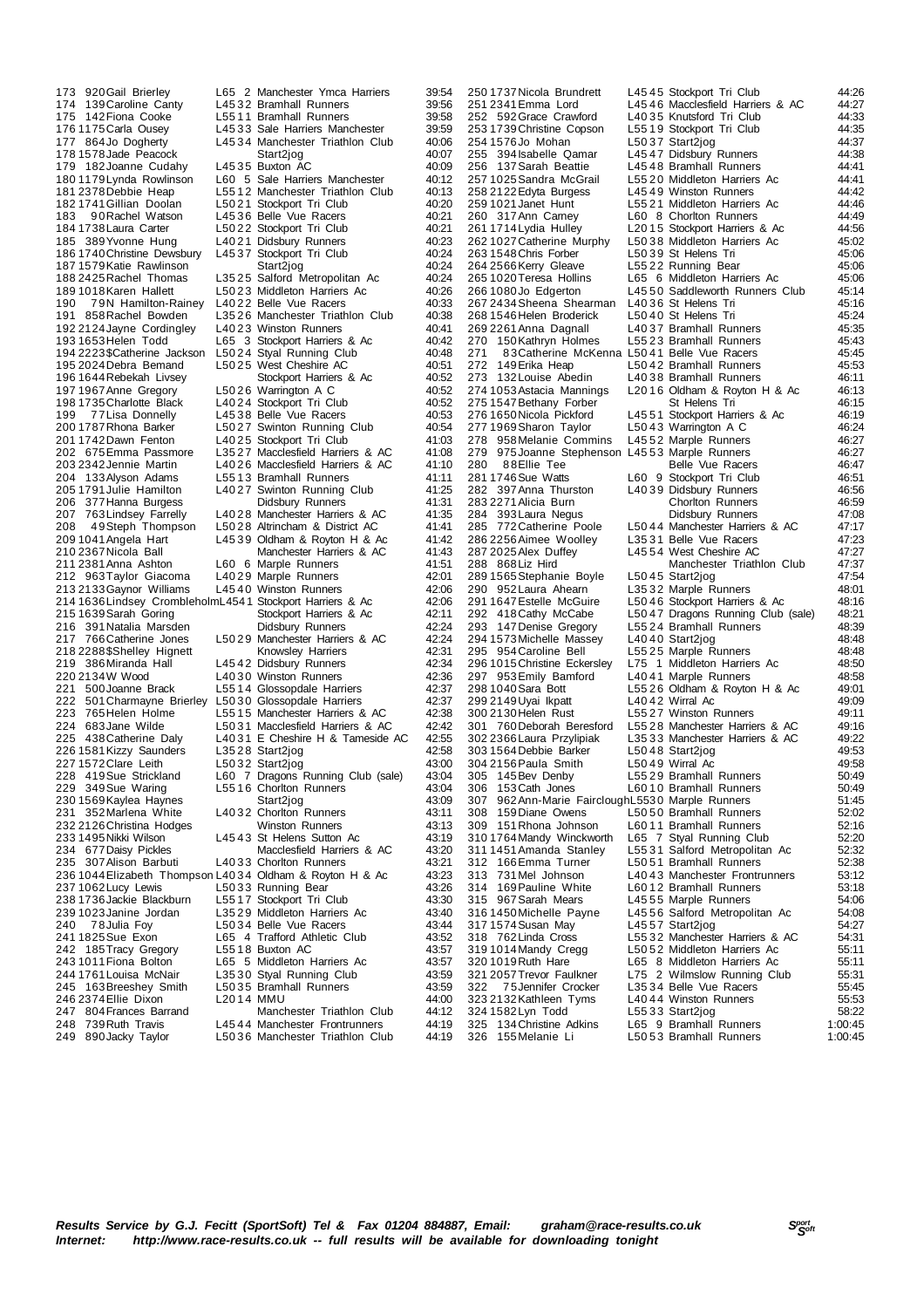| Pos | No | Name | Cat | Club | Time |
|---|---|---|---|---|---|
| 173 | 920 | Gail Brierley | L65 2 | Manchester Ymca Harriers | 39:54 |
| 174 | 139 | Caroline Canty | L4532 | Bramhall Runners | 39:56 |
| 175 | 142 | Fiona Cooke | L5511 | Bramhall Runners | 39:58 |
| 176 | 1175 | Carla Ousey | L4533 | Sale Harriers Manchester | 39:59 |
| 177 | 864 | Jo Dogherty | L4534 | Manchester Triathlon Club | 40:06 |
| 178 | 1578 | Jade Peacock | | Start2jog | 40:07 |
| 179 | 182 | Joanne Cudahy | L4535 | Buxton AC | 40:09 |
| 180 | 1179 | Lynda Rowlinson | L60 5 | Sale Harriers Manchester | 40:12 |
| 181 | 2378 | Debbie Heap | L5512 | Manchester Triathlon Club | 40:13 |
| 182 | 1741 | Gillian Doolan | L5021 | Stockport Tri Club | 40:20 |
| 183 | 90 | Rachel Watson | L4536 | Belle Vue Racers | 40:21 |
| 184 | 1738 | Laura Carter | L5022 | Stockport Tri Club | 40:21 |
| 185 | 389 | Yvonne Hung | L4021 | Didsbury Runners | 40:23 |
| 186 | 1740 | Christine Dewsbury | L4537 | Stockport Tri Club | 40:24 |
| 187 | 1579 | Katie Rawlinson | | Start2jog | 40:24 |
| 188 | 2425 | Rachel Thomas | L3525 | Salford Metropolitan Ac | 40:24 |
| 189 | 1018 | Karen Hallett | L5023 | Middleton Harriers Ac | 40:26 |
| 190 | 79 | N Hamilton-Rainey | L4022 | Belle Vue Racers | 40:33 |
| 191 | 858 | Rachel Bowden | L3526 | Manchester Triathlon Club | 40:38 |
| 192 | 2124 | Jayne Cordingley | L4023 | Winston Runners | 40:41 |
| 193 | 1653 | Helen Todd | L65 3 | Stockport Harriers & Ac | 40:42 |
| 194 | 2223 | $Catherine Jackson | L5024 | Styal Running Club | 40:48 |
| 195 | 2024 | Debra Bemand | L5025 | West Cheshire AC | 40:51 |
| 196 | 1644 | Rebekah Livsey | | Stockport Harriers & Ac | 40:52 |
| 197 | 1967 | Anne Gregory | L5026 | Warrington A C | 40:52 |
| 198 | 1735 | Charlotte Black | L4024 | Stockport Tri Club | 40:52 |
| 199 | 77 | Lisa Donnelly | L4538 | Belle Vue Racers | 40:53 |
| 200 | 1787 | Rhona Barker | L5027 | Swinton Running Club | 40:54 |
| 201 | 1742 | Dawn Fenton | L4025 | Stockport Tri Club | 41:03 |
| 202 | 675 | Emma Passmore | L3527 | Macclesfield Harriers & AC | 41:08 |
| 203 | 2342 | Jennie Martin | L4026 | Macclesfield Harriers & AC | 41:10 |
| 204 | 133 | Alyson Adams | L5513 | Bramhall Runners | 41:11 |
| 205 | 1791 | Julie Hamilton | L4027 | Swinton Running Club | 41:25 |
| 206 | 377 | Hanna Burgess | | Didsbury Runners | 41:31 |
| 207 | 763 | Lindsey Farrelly | L4028 | Manchester Harriers & AC | 41:35 |
| 208 | 49 | Steph Thompson | L5028 | Altrincham & District AC | 41:41 |
| 209 | 1041 | Angela Hart | L4539 | Oldham & Royton H & Ac | 41:42 |
| 210 | 2367 | Nicola Ball | | Manchester Harriers & AC | 41:43 |
| 211 | 2381 | Anna Ashton | L60 6 | Marple Runners | 41:51 |
| 212 | 963 | Taylor Giacoma | L4029 | Marple Runners | 42:01 |
| 213 | 2133 | Gaynor Williams | L4540 | Winston Runners | 42:06 |
| 214 | 1636 | Lindsey Crombleholm | L4541 | Stockport Harriers & Ac | 42:06 |
| 215 | 1639 | Sarah Goring | | Stockport Harriers & Ac | 42:11 |
| 216 | 391 | Natalia Marsden | | Didsbury Runners | 42:24 |
| 217 | 766 | Catherine Jones | L5029 | Manchester Harriers & AC | 42:24 |
| 218 | 2288 | $Shelley Hignett | | Knowsley Harriers | 42:31 |
| 219 | 386 | Miranda Hall | L4542 | Didsbury Runners | 42:34 |
| 220 | 2134 | W Wood | L4030 | Winston Runners | 42:36 |
| 221 | 500 | Joanne Brack | L5514 | Glossopdale Harriers | 42:37 |
| 222 | 501 | Charmayne Brierley | L5030 | Glossopdale Harriers | 42:37 |
| 223 | 765 | Helen Holme | L5515 | Manchester Harriers & AC | 42:38 |
| 224 | 683 | Jane Wilde | L5031 | Macclesfield Harriers & AC | 42:42 |
| 225 | 438 | Catherine Daly | L4031 | E Cheshire H & Tameside AC | 42:55 |
| 226 | 1581 | Kizzy Saunders | L3528 | Start2jog | 42:58 |
| 227 | 1572 | Clare Leith | L5032 | Start2jog | 43:00 |
| 228 | 419 | Sue Strickland | L60 7 | Dragons Running Club (sale) | 43:04 |
| 229 | 349 | Sue Waring | L5516 | Chorlton Runners | 43:04 |
| 230 | 1569 | Kaylea Haynes | | Start2jog | 43:09 |
| 231 | 352 | Marlena White | L4032 | Chorlton Runners | 43:11 |
| 232 | 2126 | Christina Hodges | | Winston Runners | 43:13 |
| 233 | 1495 | Nikki Wilson | L4543 | St Helens Sutton Ac | 43:19 |
| 234 | 677 | Daisy Pickles | | Macclesfield Harriers & AC | 43:20 |
| 235 | 307 | Alison Barbuti | L4033 | Chorlton Runners | 43:21 |
| 236 | 1044 | Elizabeth Thompson | L4034 | Oldham & Royton H & Ac | 43:23 |
| 237 | 1062 | Lucy Lewis | L5033 | Running Bear | 43:26 |
| 238 | 1736 | Jackie Blackburn | L5517 | Stockport Tri Club | 43:30 |
| 239 | 1023 | Janine Jordan | L3529 | Middleton Harriers Ac | 43:40 |
| 240 | 78 | Julia Foy | L5034 | Belle Vue Racers | 43:44 |
| 241 | 1825 | Sue Exon | L65 4 | Trafford Athletic Club | 43:52 |
| 242 | 185 | Tracy Gregory | L5518 | Buxton AC | 43:57 |
| 243 | 1011 | Fiona Bolton | L65 5 | Middleton Harriers Ac | 43:57 |
| 244 | 1761 | Louisa McNair | L3530 | Styal Running Club | 43:59 |
| 245 | 163 | Breeshey Smith | L5035 | Bramhall Runners | 43:59 |
| 246 | 2374 | Ellie Dixon | L2014 | MMU | 44:00 |
| 247 | 804 | Frances Barrand | | Manchester Triathlon Club | 44:12 |
| 248 | 739 | Ruth Travis | L4544 | Manchester Frontrunners | 44:19 |
| 249 | 890 | Jacky Taylor | L5036 | Manchester Triathlon Club | 44:19 |
| 250 | 1737 | Nicola Brundrett | L4545 | Stockport Tri Club | 44:26 |
| 251 | 2341 | Emma Lord | L4546 | Macclesfield Harriers & AC | 44:27 |
| 252 | 592 | Grace Crawford | L4035 | Knutsford Tri Club | 44:33 |
| 253 | 1739 | Christine Copson | L5519 | Stockport Tri Club | 44:35 |
| 254 | 1576 | Jo Mohan | L5037 | Start2jog | 44:37 |
| 255 | 394 | Isabelle Qamar | L4547 | Didsbury Runners | 44:38 |
| 256 | 137 | Sarah Beattie | L4548 | Bramhall Runners | 44:41 |
| 257 | 1025 | Sandra McGrail | L5520 | Middleton Harriers Ac | 44:41 |
| 258 | 2122 | Edyta Burgess | L4549 | Winston Runners | 44:42 |
| 259 | 1021 | Janet Hunt | L5521 | Middleton Harriers Ac | 44:46 |
| 260 | 317 | Ann Carney | L60 8 | Chorlton Runners | 44:49 |
| 261 | 1714 | Lydia Hulley | L2015 | Stockport Harriers & Ac | 44:56 |
| 262 | 1027 | Catherine Murphy | L5038 | Middleton Harriers Ac | 45:02 |
| 263 | 1548 | Chris Forber | L5039 | St Helens Tri | 45:06 |
| 264 | 2566 | Kerry Gleave | L5522 | Running Bear | 45:06 |
| 265 | 1020 | Teresa Hollins | L65 6 | Middleton Harriers Ac | 45:06 |
| 266 | 1080 | Jo Edgerton | L4550 | Saddleworth Runners Club | 45:14 |
| 267 | 2434 | Sheena Shearman | L4036 | St Helens Tri | 45:16 |
| 268 | 1546 | Helen Broderick | L5040 | St Helens Tri | 45:24 |
| 269 | 2261 | Anna Dagnall | L4037 | Bramhall Runners | 45:35 |
| 270 | 150 | Kathryn Holmes | L5523 | Bramhall Runners | 45:43 |
| 271 | 83 | Catherine McKenna | L5041 | Belle Vue Racers | 45:45 |
| 272 | 149 | Erika Heap | L5042 | Bramhall Runners | 45:53 |
| 273 | 132 | Louise Abedin | L4038 | Bramhall Runners | 46:11 |
| 274 | 1053 | Astacia Mannings | L2016 | Oldham & Royton H & Ac | 46:13 |
| 275 | 1547 | Bethany Forber | | St Helens Tri | 46:15 |
| 276 | 1650 | Nicola Pickford | L4551 | Stockport Harriers & Ac | 46:19 |
| 277 | 1969 | Sharon Taylor | L5043 | Warrington A C | 46:24 |
| 278 | 958 | Melanie Commins | L4552 | Marple Runners | 46:27 |
| 279 | 975 | Joanne Stephenson | L4553 | Marple Runners | 46:27 |
| 280 | 88 | Ellie Tee | | Belle Vue Racers | 46:47 |
| 281 | 1746 | Sue Watts | L60 9 | Stockport Tri Club | 46:51 |
| 282 | 397 | Anna Thurston | L4039 | Didsbury Runners | 46:56 |
| 283 | 2271 | Alicia Burn | | Chorlton Runners | 46:59 |
| 284 | 393 | Laura Negus | | Didsbury Runners | 47:08 |
| 285 | 772 | Catherine Poole | L5044 | Manchester Harriers & AC | 47:17 |
| 286 | 2256 | Aimee Woolley | L3531 | Belle Vue Racers | 47:23 |
| 287 | 2025 | Alex Duffey | L4554 | West Cheshire AC | 47:27 |
| 288 | 868 | Liz Hird | | Manchester Triathlon Club | 47:37 |
| 289 | 1565 | Stephanie Boyle | L5045 | Start2jog | 47:54 |
| 290 | 952 | Laura Ahearn | L3532 | Marple Runners | 48:01 |
| 291 | 1647 | Estelle McGuire | L5046 | Stockport Harriers & Ac | 48:16 |
| 292 | 418 | Cathy McCabe | L5047 | Dragons Running Club (sale) | 48:21 |
| 293 | 147 | Denise Gregory | L5524 | Bramhall Runners | 48:39 |
| 294 | 1573 | Michelle Massey | L4040 | Start2jog | 48:48 |
| 295 | 954 | Caroline Bell | L5525 | Marple Runners | 48:48 |
| 296 | 1015 | Christine Eckersley | L75 1 | Middleton Harriers Ac | 48:50 |
| 297 | 953 | Emily Bamford | L4041 | Marple Runners | 48:58 |
| 298 | 1040 | Sara Bott | L5526 | Oldham & Royton H & Ac | 49:01 |
| 299 | 2149 | Uyai Ikpatt | L4042 | Wirral Ac | 49:09 |
| 300 | 2130 | Helen Rust | L5527 | Winston Runners | 49:11 |
| 301 | 760 | Deborah Beresford | L5528 | Manchester Harriers & AC | 49:16 |
| 302 | 2366 | Laura Przylipiak | L3533 | Manchester Harriers & AC | 49:22 |
| 303 | 1564 | Debbie Barker | L5048 | Start2jog | 49:53 |
| 304 | 2156 | Paula Smith | L5049 | Wirral Ac | 49:58 |
| 305 | 145 | Bev Denby | L5529 | Bramhall Runners | 50:49 |
| 306 | 153 | Cath Jones | L6010 | Bramhall Runners | 50:49 |
| 307 | 962 | Ann-Marie Fairclough | L5530 | Marple Runners | 51:45 |
| 308 | 159 | Diane Owens | L5050 | Bramhall Runners | 52:02 |
| 309 | 151 | Rhona Johnson | L6011 | Bramhall Runners | 52:16 |
| 310 | 1764 | Mandy Winckworth | L65 7 | Styal Running Club | 52:20 |
| 311 | 1451 | Amanda Stanley | L5531 | Salford Metropolitan Ac | 52:32 |
| 312 | 166 | Emma Turner | L5051 | Bramhall Runners | 52:38 |
| 313 | 731 | Mel Johnson | L4043 | Manchester Frontrunners | 53:12 |
| 314 | 169 | Pauline White | L6012 | Bramhall Runners | 53:18 |
| 315 | 967 | Sarah Mears | L4555 | Marple Runners | 54:06 |
| 316 | 1450 | Michelle Payne | L4556 | Salford Metropolitan Ac | 54:08 |
| 317 | 1574 | Susan May | L4557 | Start2jog | 54:27 |
| 318 | 762 | Linda Cross | L5532 | Manchester Harriers & AC | 54:31 |
| 319 | 1014 | Mandy Cregg | L5052 | Middleton Harriers Ac | 55:11 |
| 320 | 1019 | Ruth Hare | L65 8 | Middleton Harriers Ac | 55:11 |
| 321 | 2057 | Trevor Faulkner | L75 2 | Wilmslow Running Club | 55:31 |
| 322 | 75 | Jennifer Crocker | L3534 | Belle Vue Racers | 55:45 |
| 323 | 2132 | Kathleen Tyms | L4044 | Winston Runners | 55:53 |
| 324 | 1582 | Lyn Todd | L5533 | Start2jog | 58:22 |
| 325 | 134 | Christine Adkins | L65 9 | Bramhall Runners | 1:00:45 |
| 326 | 155 | Melanie Li | L5053 | Bramhall Runners | 1:00:45 |

***Results Service by G.J. Fecitt (SportSoft) Tel & Fax 01204 884887, Email: graham@race-results.co.uk***
***Internet: http://www.race-results.co.uk -- full results will be available for downloading tonight***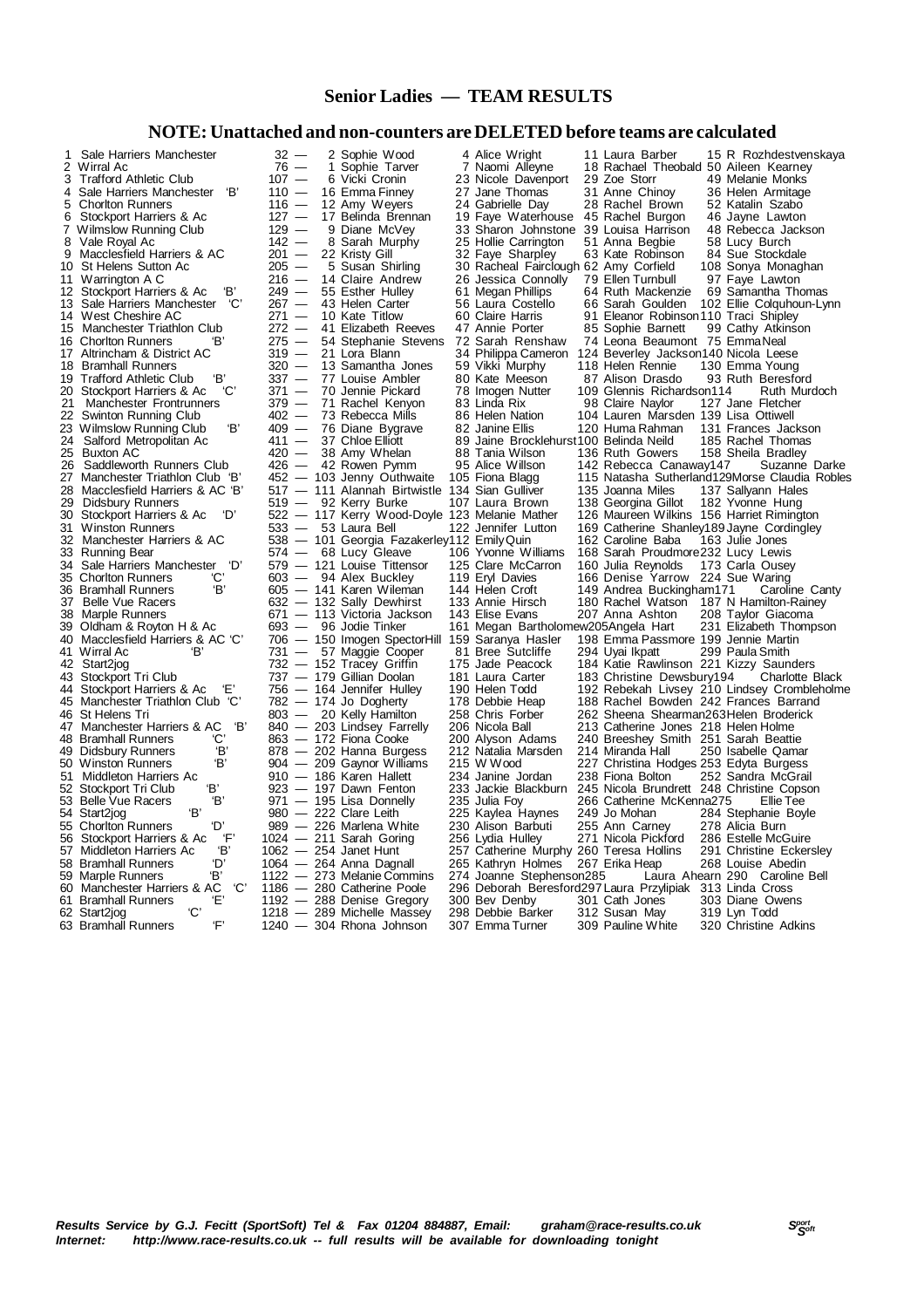# Senior Ladies — TEAM RESULTS

## NOTE: Unattached and non-counters are DELETED before teams are calculated

| Pos | Team | Pts | 1st | 2nd | 3rd | 4th |
|---|---|---|---|---|---|---|
| 1 | Sale Harriers Manchester | 32 — | 2 Sophie Wood | 4 Alice Wright | 11 Laura Barber | 15 R Rozhdestvenskaya |
| 2 | Wirral Ac | 76 — | 1 Sophie Tarver | 7 Naomi Alleyne | 18 Rachael Theobald | 50 Aileen Kearney |
| 3 | Trafford Athletic Club | 107 — | 6 Vicki Cronin | 23 Nicole Davenport | 29 Zoe Storr | 49 Melanie Monks |
| 4 | Sale Harriers Manchester 'B' | 110 — | 16 Emma Finney | 27 Jane Thomas | 31 Anne Chinoy | 36 Helen Armitage |
| 5 | Chorlton Runners | 116 — | 12 Amy Weyers | 24 Gabrielle Day | 28 Rachel Brown | 52 Katalin Szabo |
| 6 | Stockport Harriers & Ac | 127 — | 17 Belinda Brennan | 19 Faye Waterhouse | 45 Rachel Burgon | 46 Jayne Lawton |
| 7 | Wilmslow Running Club | 129 — | 9 Diane McVey | 33 Sharon Johnstone | 39 Louisa Harrison | 48 Rebecca Jackson |
| 8 | Vale Royal Ac | 142 — | 8 Sarah Murphy | 25 Hollie Carrington | 51 Anna Begbie | 58 Lucy Burch |
| 9 | Macclesfield Harriers & AC | 201 — | 22 Kristy Gill | 32 Faye Sharpley | 63 Kate Robinson | 84 Sue Stockdale |
| 10 | St Helens Sutton Ac | 205 — | 5 Susan Shirling | 30 Racheal Fairclough | 62 Amy Corfield | 108 Sonya Monaghan |
| 11 | Warrington A C | 216 — | 14 Claire Andrew | 26 Jessica Connolly | 79 Ellen Turnbull | 97 Faye Lawton |
| 12 | Stockport Harriers & Ac 'B' | 249 — | 55 Esther Hulley | 61 Megan Phillips | 64 Ruth Mackenzie | 69 Samantha Thomas |
| 13 | Sale Harriers Manchester 'C' | 267 — | 43 Helen Carter | 56 Laura Costello | 66 Sarah Goulden | 102 Ellie Colquhoun-Lynn |
| 14 | West Cheshire AC | 271 — | 10 Kate Titlow | 60 Claire Harris | 91 Eleanor Robinson | 110 Traci Shipley |
| 15 | Manchester Triathlon Club | 272 — | 41 Elizabeth Reeves | 47 Annie Porter | 85 Sophie Barnett | 99 Cathy Atkinson |
| 16 | Chorlton Runners 'B' | 275 — | 54 Stephanie Stevens | 72 Sarah Renshaw | 74 Leona Beaumont | 75 Emma Neal |
| 17 | Altrincham & District AC | 319 — | 21 Lora Blann | 34 Philippa Cameron | 124 Beverley Jackson | 140 Nicola Leese |
| 18 | Bramhall Runners | 320 — | 13 Samantha Jones | 59 Vikki Murphy | 118 Helen Rennie | 130 Emma Young |
| 19 | Trafford Athletic Club 'B' | 337 — | 77 Louise Ambler | 80 Kate Meeson | 87 Alison Drasdo | 93 Ruth Beresford |
| 20 | Stockport Harriers & Ac 'C' | 371 — | 70 Jennie Pickard | 78 Imogen Nutter | 109 Glennis Richardson | 114 Ruth Murdoch |
| 21 | Manchester Frontrunners | 379 — | 71 Rachel Kenyon | 83 Linda Rix | 98 Claire Naylor | 127 Jane Fletcher |
| 22 | Swinton Running Club | 402 — | 73 Rebecca Mills | 86 Helen Nation | 104 Lauren Marsden | 139 Lisa Ottiwell |
| 23 | Wilmslow Running Club 'B' | 409 — | 76 Diane Bygrave | 82 Janine Ellis | 120 Huma Rahman | 131 Frances Jackson |
| 24 | Salford Metropolitan Ac | 411 — | 37 Chloe Elliott | 89 Jaine Brocklehurst | 100 Belinda Neild | 185 Rachel Thomas |
| 25 | Buxton AC | 420 — | 38 Amy Whelan | 88 Tania Wilson | 136 Ruth Gowers | 158 Sheila Bradley |
| 26 | Saddleworth Runners Club | 426 — | 42 Rowen Pymm | 95 Alice Willson | 142 Rebecca Canaway | 147 Suzanne Darke |
| 27 | Manchester Triathlon Club 'B' | 452 — | 103 Jenny Outhwaite | 105 Fiona Blagg | 115 Natasha Sutherland | 129 Morse Claudia Robles |
| 28 | Macclesfield Harriers & AC 'B' | 517 — | 111 Alannah Birtwistle | 134 Sian Gulliver | 135 Joanna Miles | 137 Sallyann Hales |
| 29 | Didsbury Runners | 519 — | 92 Kerry Burke | 107 Laura Brown | 138 Georgina Gillot | 182 Yvonne Hung |
| 30 | Stockport Harriers & Ac 'D' | 522 — | 117 Kerry Wood-Doyle | 123 Melanie Mather | 126 Maureen Wilkins | 156 Harriet Rimington |
| 31 | Winston Runners | 533 — | 53 Laura Bell | 122 Jennifer Lutton | 169 Catherine Shanley | 189 Jayne Cordingley |
| 32 | Manchester Harriers & AC | 538 — | 101 Georgia Fazakerley | 112 Emily Quin | 162 Caroline Baba | 163 Julie Jones |
| 33 | Running Bear | 574 — | 68 Lucy Gleave | 106 Yvonne Williams | 168 Sarah Proudmore | 232 Lucy Lewis |
| 34 | Sale Harriers Manchester 'D' | 579 — | 121 Louise Tittensor | 125 Clare McCarron | 160 Julia Reynolds | 173 Carla Ousey |
| 35 | Chorlton Runners 'C' | 603 — | 94 Alex Buckley | 119 Eryl Davies | 166 Denise Yarrow | 224 Sue Waring |
| 36 | Bramhall Runners 'B' | 605 — | 141 Karen Wileman | 144 Helen Croft | 149 Andrea Buckingham | 171 Caroline Canty |
| 37 | Belle Vue Racers | 632 — | 132 Sally Dewhirst | 133 Annie Hirsch | 180 Rachel Watson | 187 N Hamilton-Rainey |
| 38 | Marple Runners | 671 — | 113 Victoria Jackson | 143 Elise Evans | 207 Anna Ashton | 208 Taylor Giacoma |
| 39 | Oldham & Royton H & Ac | 693 — | 96 Jodie Tinker | 161 Megan Bartholomew | 205 Angela Hart | 231 Elizabeth Thompson |
| 40 | Macclesfield Harriers & AC 'C' | 706 — | 150 Imogen SpectorHill | 159 Saranya Hasler | 198 Emma Passmore | 199 Jennie Martin |
| 41 | Wirral Ac 'B' | 731 — | 57 Maggie Cooper | 81 Bree Sutcliffe | 294 Uyai Ikpatt | 299 Paula Smith |
| 42 | Start2jog | 732 — | 152 Tracey Griffin | 175 Jade Peacock | 184 Katie Rawlinson | 221 Kizzy Saunders |
| 43 | Stockport Tri Club | 737 — | 179 Gillian Doolan | 181 Laura Carter | 183 Christine Dewsbury | 194 Charlotte Black |
| 44 | Stockport Harriers & Ac 'E' | 756 — | 164 Jennifer Hulley | 190 Helen Todd | 192 Rebekah Livsey | 210 Lindsey Crombleholme |
| 45 | Manchester Triathlon Club 'C' | 782 — | 174 Jo Dogherty | 178 Debbie Heap | 188 Rachel Bowden | 242 Frances Barrand |
| 46 | St Helens Tri | 803 — | 20 Kelly Hamilton | 258 Chris Forber | 262 Sheena Shearman | 263 Helen Broderick |
| 47 | Manchester Harriers & AC 'B' | 840 — | 203 Lindsey Farrelly | 206 Nicola Ball | 213 Catherine Jones | 218 Helen Holme |
| 48 | Bramhall Runners 'C' | 863 — | 172 Fiona Cooke | 200 Alyson Adams | 240 Breeshey Smith | 251 Sarah Beattie |
| 49 | Didsbury Runners 'B' | 878 — | 202 Hanna Burgess | 212 Natalia Marsden | 214 Miranda Hall | 250 Isabelle Qamar |
| 50 | Winston Runners 'B' | 904 — | 209 Gaynor Williams | 215 W Wood | 227 Christina Hodges | 253 Edyta Burgess |
| 51 | Middleton Harriers Ac | 910 — | 186 Karen Hallett | 234 Janine Jordan | 238 Fiona Bolton | 252 Sandra McGrail |
| 52 | Stockport Tri Club 'B' | 923 — | 197 Dawn Fenton | 233 Jackie Blackburn | 245 Nicola Brundrett | 248 Christine Copson |
| 53 | Belle Vue Racers 'B' | 971 — | 195 Lisa Donnelly | 235 Julia Foy | 266 Catherine McKenna | 275 Ellie Tee |
| 54 | Start2jog 'B' | 980 — | 222 Clare Leith | 225 Kaylea Haynes | 249 Jo Mohan | 284 Stephanie Boyle |
| 55 | Chorlton Runners 'D' | 989 — | 226 Marlena White | 230 Alison Barbuti | 255 Ann Carney | 278 Alicia Burn |
| 56 | Stockport Harriers & Ac 'F' | 1024 — | 211 Sarah Goring | 256 Lydia Hulley | 271 Nicola Pickford | 286 Estelle McGuire |
| 57 | Middleton Harriers Ac 'B' | 1062 — | 254 Janet Hunt | 257 Catherine Murphy | 260 Teresa Hollins | 291 Christine Eckersley |
| 58 | Bramhall Runners 'D' | 1064 — | 264 Anna Dagnall | 265 Kathryn Holmes | 267 Erika Heap | 268 Louise Abedin |
| 59 | Marple Runners 'B' | 1122 — | 273 Melanie Commins | 274 Joanne Stephenson | 285 Laura Ahearn | 290 Caroline Bell |
| 60 | Manchester Harriers & AC 'C' | 1186 — | 280 Catherine Poole | 296 Deborah Beresford | 297 Laura Przylipiak | 313 Linda Cross |
| 61 | Bramhall Runners 'E' | 1192 — | 288 Denise Gregory | 300 Bev Denby | 301 Cath Jones | 303 Diane Owens |
| 62 | Start2jog 'C' | 1218 — | 289 Michelle Massey | 298 Debbie Barker | 312 Susan May | 319 Lyn Todd |
| 63 | Bramhall Runners 'F' | 1240 — | 304 Rhona Johnson | 307 Emma Turner | 309 Pauline White | 320 Christine Adkins |

*Results Service by G.J. Fecitt (SportSoft) Tel & Fax 01204 884887, Email: graham@race-results.co.uk*
*Internet: http://www.race-results.co.uk -- full results will be available for downloading tonight*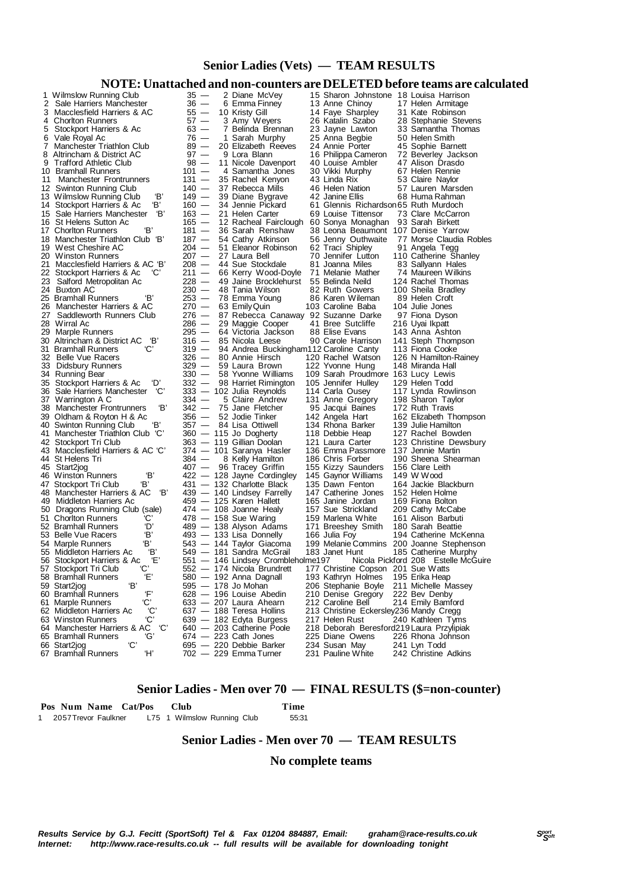## Senior Ladies (Vets) — TEAM RESULTS

### NOTE: Unattached and non-counters are DELETED before teams are calculated

| Pos | Team | Points | 1st | 2nd | 3rd |
|---|---|---|---|---|---|
| 1 | Wilmslow Running Club | 35 | 2 Diane McVey | 15 Sharon Johnstone | 18 Louisa Harrison |
| 2 | Sale Harriers Manchester | 36 | 6 Emma Finney | 13 Anne Chinoy | 17 Helen Armitage |
| 3 | Macclesfield Harriers & AC | 55 | 10 Kristy Gill | 14 Faye Sharpley | 31 Kate Robinson |
| 4 | Chorlton Runners | 57 | 3 Amy Weyers | 26 Katalin Szabo | 28 Stephanie Stevens |
| 5 | Stockport Harriers & Ac | 63 | 7 Belinda Brennan | 23 Jayne Lawton | 33 Samantha Thomas |
| 6 | Vale Royal Ac | 76 | 1 Sarah Murphy | 25 Anna Begbie | 50 Helen Smith |
| 7 | Manchester Triathlon Club | 89 | 20 Elizabeth Reeves | 24 Annie Porter | 45 Sophie Barnett |
| 8 | Altrincham & District AC | 97 | 9 Lora Blann | 16 Philippa Cameron | 72 Beverley Jackson |
| 9 | Trafford Athletic Club | 98 | 11 Nicole Davenport | 40 Louise Ambler | 47 Alison Drasdo |
| 10 | Bramhall Runners | 101 | 4 Samantha Jones | 30 Vikki Murphy | 67 Helen Rennie |
| 11 | Manchester Frontrunners | 131 | 35 Rachel Kenyon | 43 Linda Rix | 53 Claire Naylor |
| 12 | Swinton Running Club | 140 | 37 Rebecca Mills | 46 Helen Nation | 57 Lauren Marsden |
| 13 | Wilmslow Running Club 'B' | 149 | 39 Diane Bygrave | 42 Janine Ellis | 68 Huma Rahman |
| 14 | Stockport Harriers & Ac 'B' | 160 | 34 Jennie Pickard | 61 Glennis Richardson | 65 Ruth Murdoch |
| 15 | Sale Harriers Manchester 'B' | 163 | 21 Helen Carter | 69 Louise Tittensor | 73 Clare McCarron |
| 16 | St Helens Sutton Ac | 165 | 12 Racheal Fairclough | 60 Sonya Monaghan | 93 Sarah Birkett |
| 17 | Chorlton Runners 'B' | 181 | 36 Sarah Renshaw | 38 Leona Beaumont | 107 Denise Yarrow |
| 18 | Manchester Triathlon Club 'B' | 187 | 54 Cathy Atkinson | 56 Jenny Outhwaite | 77 Morse Claudia Robles |
| 19 | West Cheshire AC | 204 | 51 Eleanor Robinson | 62 Traci Shipley | 91 Angela Tegg |
| 20 | Winston Runners | 207 | 27 Laura Bell | 70 Jennifer Lutton | 110 Catherine Shanley |
| 21 | Macclesfield Harriers & AC 'B' | 208 | 44 Sue Stockdale | 81 Joanna Miles | 83 Sallyann Hales |
| 22 | Stockport Harriers & Ac 'C' | 211 | 66 Kerry Wood-Doyle | 71 Melanie Mather | 74 Maureen Wilkins |
| 23 | Salford Metropolitan Ac | 228 | 49 Jaine Brocklehurst | 55 Belinda Neild | 124 Rachel Thomas |
| 24 | Buxton AC | 230 | 48 Tania Wilson | 82 Ruth Gowers | 100 Sheila Bradley |
| 25 | Bramhall Runners 'B' | 253 | 78 Emma Young | 86 Karen Wileman | 89 Helen Croft |
| 26 | Manchester Harriers & AC | 270 | 63 Emily Quin | 103 Caroline Baba | 104 Julie Jones |
| 27 | Saddleworth Runners Club | 276 | 87 Rebecca Canaway | 92 Suzanne Darke | 97 Fiona Dyson |
| 28 | Wirral Ac | 286 | 29 Maggie Cooper | 41 Bree Sutcliffe | 216 Uyai Ikpatt |
| 29 | Marple Runners | 295 | 64 Victoria Jackson | 88 Elise Evans | 143 Anna Ashton |
| 30 | Altrincham & District AC 'B' | 316 | 85 Nicola Leese | 90 Carole Harrison | 141 Steph Thompson |
| 31 | Bramhall Runners 'C' | 319 | 94 Andrea Buckingham | 112 Caroline Canty | 113 Fiona Cooke |
| 32 | Belle Vue Racers | 326 | 80 Annie Hirsch | 120 Rachel Watson | 126 N Hamilton-Rainey |
| 33 | Didsbury Runners | 329 | 59 Laura Brown | 122 Yvonne Hung | 148 Miranda Hall |
| 34 | Running Bear | 330 | 58 Yvonne Williams | 109 Sarah Proudmore | 163 Lucy Lewis |
| 35 | Stockport Harriers & Ac 'D' | 332 | 98 Harriet Rimington | 105 Jennifer Hulley | 129 Helen Todd |
| 36 | Sale Harriers Manchester 'C' | 333 | 102 Julia Reynolds | 114 Carla Ousey | 117 Lynda Rowlinson |
| 37 | Warrington A C | 334 | 5 Claire Andrew | 131 Anne Gregory | 198 Sharon Taylor |
| 38 | Manchester Frontrunners 'B' | 342 | 75 Jane Fletcher | 95 Jacqui Baines | 172 Ruth Travis |
| 39 | Oldham & Royton H & Ac | 356 | 52 Jodie Tinker | 142 Angela Hart | 162 Elizabeth Thompson |
| 40 | Swinton Running Club 'B' | 357 | 84 Lisa Ottiwell | 134 Rhona Barker | 139 Julie Hamilton |
| 41 | Manchester Triathlon Club 'C' | 360 | 115 Jo Dogherty | 118 Debbie Heap | 127 Rachel Bowden |
| 42 | Stockport Tri Club | 363 | 119 Gillian Doolan | 121 Laura Carter | 123 Christine Dewsbury |
| 43 | Macclesfield Harriers & AC 'C' | 374 | 101 Saranya Hasler | 136 Emma Passmore | 137 Jennie Martin |
| 44 | St Helens Tri | 384 | 8 Kelly Hamilton | 186 Chris Forber | 190 Sheena Shearman |
| 45 | Start2jog | 407 | 96 Tracey Griffin | 155 Kizzy Saunders | 156 Clare Leith |
| 46 | Winston Runners 'B' | 422 | 128 Jayne Cordingley | 145 Gaynor Williams | 149 W Wood |
| 47 | Stockport Tri Club 'B' | 431 | 132 Charlotte Black | 135 Dawn Fenton | 164 Jackie Blackburn |
| 48 | Manchester Harriers & AC 'B' | 439 | 140 Lindsey Farrelly | 147 Catherine Jones | 152 Helen Holme |
| 49 | Middleton Harriers Ac | 459 | 125 Karen Hallett | 165 Janine Jordan | 169 Fiona Bolton |
| 50 | Dragons Running Club (sale) | 474 | 108 Joanne Healy | 157 Sue Strickland | 209 Cathy McCabe |
| 51 | Chorlton Runners 'C' | 478 | 158 Sue Waring | 159 Marlena White | 161 Alison Barbuti |
| 52 | Bramhall Runners 'D' | 489 | 138 Alyson Adams | 171 Breeshey Smith | 180 Sarah Beattie |
| 53 | Belle Vue Racers 'B' | 493 | 133 Lisa Donnelly | 166 Julia Foy | 194 Catherine McKenna |
| 54 | Marple Runners 'B' | 543 | 144 Taylor Giacoma | 199 Melanie Commins | 200 Joanne Stephenson |
| 55 | Middleton Harriers Ac 'B' | 549 | 181 Sandra McGrail | 183 Janet Hunt | 185 Catherine Murphy |
| 56 | Stockport Harriers & Ac 'E' | 551 | 146 Lindsey Crombleholme | 197 Nicola Pickford | 208 Estelle McGuire |
| 57 | Stockport Tri Club 'C' | 552 | 174 Nicola Brundrett | 177 Christine Copson | 201 Sue Watts |
| 58 | Bramhall Runners 'E' | 580 | 192 Anna Dagnall | 193 Kathryn Holmes | 195 Erika Heap |
| 59 | Start2jog 'B' | 595 | 178 Jo Mohan | 206 Stephanie Boyle | 211 Michelle Massey |
| 60 | Bramhall Runners 'F' | 628 | 196 Louise Abedin | 210 Denise Gregory | 222 Bev Denby |
| 61 | Marple Runners 'C' | 633 | 207 Laura Ahearn | 212 Caroline Bell | 214 Emily Bamford |
| 62 | Middleton Harriers Ac 'C' | 637 | 188 Teresa Hollins | 213 Christine Eckersley | 236 Mandy Cregg |
| 63 | Winston Runners 'C' | 639 | 182 Edyta Burgess | 217 Helen Rust | 240 Kathleen Tyms |
| 64 | Manchester Harriers & AC 'C' | 640 | 203 Catherine Poole | 218 Deborah Beresford | 219 Laura Przylipiak |
| 65 | Bramhall Runners 'G' | 674 | 223 Cath Jones | 225 Diane Owens | 226 Rhona Johnson |
| 66 | Start2jog 'C' | 695 | 220 Debbie Barker | 234 Susan May | 241 Lyn Todd |
| 67 | Bramhall Runners 'H' | 702 | 229 Emma Turner | 231 Pauline White | 242 Christine Adkins |

## Senior Ladies - Men over 70 — FINAL RESULTS ($=non-counter)

| Pos | Num | Name | Cat/Pos | Club | Time |
|---|---|---|---|---|---|
| 1 | 2057 | Trevor Faulkner | L75 1 | Wilmslow Running Club | 55:31 |

## Senior Ladies - Men over 70 — TEAM RESULTS

**No complete teams**

*Results Service by G.J. Fecitt (SportSoft) Tel & Fax 01204 884887, Email: graham@race-results.co.uk*
*Internet: http://www.race-results.co.uk -- full results will be available for downloading tonight*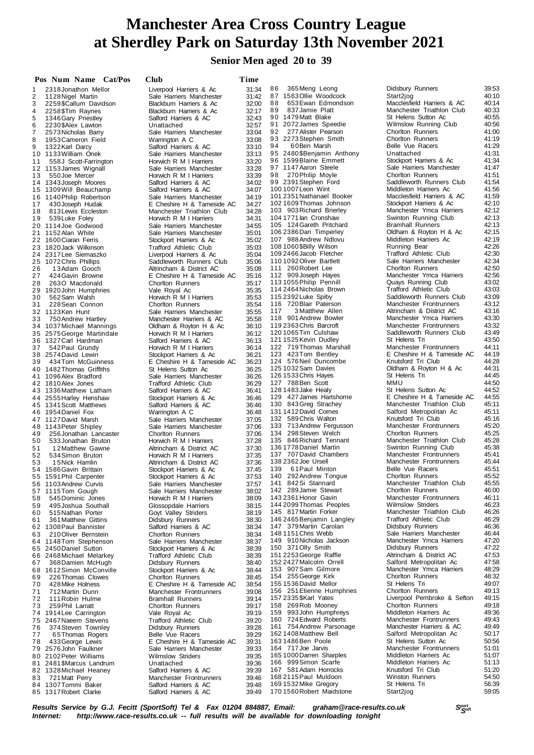# Manchester Area Cross Country League at Sherdley Park on Saturday 13th November 2021

## Senior Men aged 20 to 39

| Pos | Num | Name | Cat/Pos | Club | Time |
|---|---|---|---|---|---|
| 1 | 2318 | Jonathon Mellor | | Liverpool Harriers & Ac | 31:34 |
| 2 | 1128 | Nigel Martin | | Sale Harriers Manchester | 31:42 |
| 3 | 2259 | $Callum Davidson | | Blackburn Harriers & Ac | 32:00 |
| 4 | 2258 | $Tim Raynes | | Blackburn Harriers & Ac | 32:17 |
| 5 | 1346 | Gary Priestley | | Salford Harriers & AC | 32:43 |
| 6 | 2230 | $Alex Lawton | | Unattached | 32:57 |
| 7 | 2573 | Nicholas Barry | | Sale Harriers Manchester | 33:04 |
| 8 | 1953 | Cameron Field | | Warrington A C | 33:08 |
| 9 | 1322 | Karl Darcy | | Salford Harriers & AC | 33:10 |
| 10 | 1133 | William Onek | | Sale Harriers Manchester | 33:13 |
| 11 | 558 | J Scott-Farrington | | Horwich R M I Harriers | 33:20 |
| 12 | 1153 | James Wignall | | Sale Harriers Manchester | 33:28 |
| 13 | 550 | Joe Mercer | | Horwich R M I Harriers | 33:39 |
| 14 | 1343 | Joseph Moores | | Salford Harriers & AC | 34:02 |
| 15 | 1309 | Will Beauchamp | | Salford Harriers & AC | 34:07 |
| 16 | 1140 | Philip Robertson | | Sale Harriers Manchester | 34:19 |
| 17 | 430 | Joseph Hudak | | E Cheshire H & Tameside AC | 34:27 |
| 18 | 813 | Lewis Eccleston | | Manchester Triathlon Club | 34:28 |
| 19 | 539 | Luke Foley | | Horwich R M I Harriers | 34:31 |
| 20 | 1114 | Joe Godwood | | Sale Harriers Manchester | 34:55 |
| 21 | 1152 | Alan White | | Sale Harriers Manchester | 35:01 |
| 22 | 1600 | Ciaran Ferris | | Stockport Harriers & Ac | 35:02 |
| 23 | 1820 | Jack Wilkinson | | Trafford Athletic Club | 35:03 |
| 24 | 2317 | Lee Siemaszko | | Liverpool Harriers & Ac | 35:04 |
| 25 | 1072 | Chris Phillips | | Saddleworth Runners Club | 35:06 |
| 26 | 13 | Adam Gooch | | Altrincham & District AC | 35:08 |
| 27 | 424 | Gavin Browne | | E Cheshire H & Tameside AC | 35:16 |
| 28 | 263 | O Macdonald | | Chorlton Runners | 35:17 |
| 29 | 1920 | John Humphries | | Vale Royal Ac | 35:35 |
| 30 | 562 | Sam Walsh | | Horwich R M I Harriers | 35:53 |
| 31 | 228 | Sean Connon | | Chorlton Runners | 35:54 |
| 32 | 1123 | Ken Hunt | | Sale Harriers Manchester | 35:55 |
| 33 | 750 | Andrew Hartley | | Manchester Harriers & AC | 35:58 |
| 34 | 1037 | Michael Mannings | | Oldham & Royton H & Ac | 36:10 |
| 35 | 2575 | George Martindale | | Horwich R M I Harriers | 36:12 |
| 36 | 1327 | Carl Hardman | | Salford Harriers & AC | 36:13 |
| 37 | 542 | Paul Grundy | | Horwich R M I Harriers | 36:14 |
| 38 | 2574 | David Lewin | | Stockport Harriers & Ac | 36:21 |
| 39 | 434 | Tom McGuinness | | E Cheshire H & Tameside AC | 36:23 |
| 40 | 1482 | Thomas Griffiths | | St Helens Sutton Ac | 36:25 |
| 41 | 1096 | Alex Bradford | | Sale Harriers Manchester | 36:26 |
| 42 | 1810 | Alex Jones | | Trafford Athletic Club | 36:29 |
| 43 | 1336 | Matthew Latham | | Salford Harriers & AC | 36:41 |
| 44 | 2555 | Harley Henshaw | | Stockport Harriers & Ac | 36:46 |
| 45 | 1341 | Scott Matthews | | Salford Harriers & AC | 36:46 |
| 46 | 1954 | Daniel Fox | | Warrington A C | 36:48 |
| 47 | 1127 | David Marsh | | Sale Harriers Manchester | 37:05 |
| 48 | 1143 | Peter Shipley | | Sale Harriers Manchester | 37:06 |
| 49 | 256 | Jonathan Lancaster | | Chorlton Runners | 37:06 |
| 50 | 533 | Jonathan Bruton | | Horwich R M I Harriers | 37:28 |
| 51 | 12 | Matthew Gawne | | Altrincham & District AC | 37:30 |
| 52 | 534 | Simon Bruton | | Horwich R M I Harriers | 37:35 |
| 53 | 15 | Nick Hamlin | | Altrincham & District AC | 37:36 |
| 54 | 1586 | Gavin Brittain | | Stockport Harriers & Ac | 37:45 |
| 55 | 1591 | Phil Carpenter | | Stockport Harriers & Ac | 37:53 |
| 56 | 1103 | Andrew Curvis | | Sale Harriers Manchester | 37:57 |
| 57 | 1115 | Tom Gough | | Sale Harriers Manchester | 38:02 |
| 58 | 545 | Dominic Jones | | Horwich R M I Harriers | 38:09 |
| 59 | 495 | Joshua Southall | | Glossopdale Harriers | 38:15 |
| 60 | 515 | Nathan Porter | | Goyt Valley Striders | 38:19 |
| 61 | 361 | Matthew Gittins | | Didsbury Runners | 38:30 |
| 62 | 1308 | Paul Bannister | | Salford Harriers & AC | 38:34 |
| 63 | 210 | Oliver Bernstein | | Chorlton Runners | 38:34 |
| 64 | 1148 | Tom Stephenson | | Sale Harriers Manchester | 38:37 |
| 65 | 2450 | Daniel Sutton | | Stockport Harriers & Ac | 38:39 |
| 66 | 2468 | Michael Melarkey | | Trafford Athletic Club | 38:39 |
| 67 | 368 | Damien McHugh | | Didsbury Runners | 38:40 |
| 68 | 1612 | Simon McConville | | Stockport Harriers & Ac | 38:44 |
| 69 | 226 | Thomas Clowes | | Chorlton Runners | 38:45 |
| 70 | 428 | Mike Holness | | E Cheshire H & Tameside AC | 38:54 |
| 71 | 712 | Martin Dunn | | Manchester Frontrunners | 39:08 |
| 72 | 111 | Robin Hulme | | Bramhall Runners | 39:14 |
| 73 | 259 | Phil Larratt | | Chorlton Runners | 39:17 |
| 74 | 1914 | Lee Carrington | | Vale Royal Ac | 39:19 |
| 75 | 2467 | Naeem Stevens | | Trafford Athletic Club | 39:20 |
| 76 | 374 | Steven Townley | | Didsbury Runners | 39:28 |
| 77 | 65 | Thomas Rogers | | Belle Vue Racers | 39:29 |
| 78 | 433 | George Lewis | | E Cheshire H & Tameside AC | 39:31 |
| 79 | 2576 | John Faulkner | | Sale Harriers Manchester | 39:33 |
| 80 | 2102 | Peter Williams | | Wilmslow Striders | 39:35 |
| 81 | 2481 | $Marcus Landrum | | Unattached | 39:36 |
| 82 | 1328 | Michael Heaney | | Salford Harriers & AC | 39:39 |
| 83 | 721 | Matt Perry | | Manchester Frontrunners | 39:46 |
| 84 | 1307 | Tommi Baker | | Salford Harriers & AC | 39:48 |
| 85 | 1317 | Robert Clarke | | Salford Harriers & AC | 39:49 |
| 86 | 365 | Meng Leong | | Didsbury Runners | 39:53 |
| 87 | 1563 | Ollie Woodcock | | Start2jog | 40:10 |
| 88 | 653 | Ewan Edmondson | | Macclesfield Harriers & AC | 40:14 |
| 89 | 837 | Jamie Platt | | Manchester Triathlon Club | 40:33 |
| 90 | 1479 | Matt Blake | | St Helens Sutton Ac | 40:55 |
| 91 | 2072 | James Speedie | | Wilmslow Running Club | 40:56 |
| 92 | 277 | Alister Pearson | | Chorlton Runners | 41:00 |
| 93 | 2273 | Stephen Smith | | Chorlton Runners | 41:19 |
| 94 | 60 | Ben Marsh | | Belle Vue Racers | 41:29 |
| 95 | 2480 | $Benjamin Anthony | | Unattached | 41:31 |
| 96 | 1599 | Blaine Emmett | | Stockport Harriers & Ac | 41:34 |
| 97 | 1147 | Aaron Steele | | Sale Harriers Manchester | 41:47 |
| 98 | 270 | Philip Moyle | | Chorlton Runners | 41:51 |
| 99 | 2391 | Stephen Ford | | Saddleworth Runners Club | 41:54 |
| 100 | 1007 | Leon Wint | | Middleton Harriers Ac | 41:56 |
| 101 | 2351 | Nathanael Booker | | Macclesfield Harriers & AC | 41:59 |
| 102 | 1609 | Thomas Johnson | | Stockport Harriers & Ac | 42:10 |
| 103 | 903 | Richard Brierley | | Manchester Ymca Harriers | 42:12 |
| 104 | 1771 | Ian Cronshaw | | Swinton Running Club | 42:13 |
| 105 | 124 | Gareth Pritchard | | Bramhall Runners | 42:13 |
| 106 | 2386 | Dan Timperley | | Oldham & Royton H & Ac | 42:15 |
| 107 | 988 | Andrew Ndlovu | | Middleton Harriers Ac | 42:19 |
| 108 | 1060 | $Billy Wilson | | Running Bear | 42:26 |
| 109 | 2466 | Jacob Fletcher | | Trafford Athletic Club | 42:30 |
| 110 | 1092 | Oliver Bartlett | | Sale Harriers Manchester | 42:34 |
| 111 | 260 | Robert Lee | | Chorlton Runners | 42:50 |
| 112 | 909 | Joseph Hayes | | Manchester Ymca Harriers | 42:56 |
| 113 | 1055 | Philip Pennill | | Quays Running Club | 43:02 |
| 114 | 2464 | Nicholas Brown | | Trafford Athletic Club | 43:03 |
| 115 | 2392 | Luke Spiby | | Saddleworth Runners Club | 43:09 |
| 116 | 720 | Blair Paterson | | Manchester Frontrunners | 43:12 |
| 117 | 3 | Matthew Allen | | Altrincham & District AC | 43:16 |
| 118 | 901 | Andrew Bowler | | Manchester Ymca Harriers | 43:30 |
| 119 | 2363 | Chris Barcroft | | Manchester Frontrunners | 43:32 |
| 120 | 1065 | Tim Culshaw | | Saddleworth Runners Club | 43:49 |
| 121 | 1525 | Kevin Dudley | | St Helens Tri | 43:50 |
| 122 | 719 | Thomas Marshall | | Manchester Frontrunners | 44:11 |
| 123 | 423 | Tom Bentley | | E Cheshire H & Tameside AC | 44:19 |
| 124 | 576 | Neil Duncombe | | Knutsford Tri Club | 44:28 |
| 125 | 1032 | Sam Davies | | Oldham & Royton H & Ac | 44:31 |
| 126 | 1533 | Chris Hayes | | St Helens Tri | 44:45 |
| 127 | 788 | Ben Scott | | MMU | 44:50 |
| 128 | 1483 | Jake Healy | | St Helens Sutton Ac | 44:52 |
| 129 | 427 | James Hartshorne | | E Cheshire H & Tameside AC | 44:55 |
| 130 | 843 | Greg Strachey | | Manchester Triathlon Club | 45:11 |
| 131 | 1412 | David Cornes | | Salford Metropolitan Ac | 45:11 |
| 132 | 589 | Chris Walton | | Knutsford Tri Club | 45:16 |
| 133 | 713 | Andrew Fergusson | | Manchester Frontrunners | 45:20 |
| 134 | 298 | Steven Welch | | Chorlton Runners | 45:25 |
| 135 | 846 | Richard Tennant | | Manchester Triathlon Club | 45:28 |
| 136 | 1778 | Daniel Martin | | Swinton Running Club | 45:38 |
| 137 | 707 | David Chambers | | Manchester Frontrunners | 45:41 |
| 138 | 2362 | Joe Ursell | | Manchester Frontrunners | 45:44 |
| 139 | 61 | Paul Minton | | Belle Vue Racers | 45:51 |
| 140 | 292 | Andrew Tongue | | Chorlton Runners | 45:52 |
| 141 | 842 | Si Stannard | | Manchester Triathlon Club | 45:55 |
| 142 | 289 | Jamie Stewart | | Chorlton Runners | 46:00 |
| 143 | 2361 | Honor Gavin | | Manchester Frontrunners | 46:11 |
| 144 | 2099 | Thomas Peoples | | Wilmslow Striders | 46:23 |
| 145 | 817 | Martin Forker | | Manchester Triathlon Club | 46:26 |
| 146 | 2465 | Benjamin Langley | | Trafford Athletic Club | 46:29 |
| 147 | 379 | Martin Carolan | | Didsbury Runners | 46:36 |
| 148 | 1151 | Chris Webb | | Sale Harriers Manchester | 46:44 |
| 149 | 910 | Nicholas Jackson | | Manchester Ymca Harriers | 47:20 |
| 150 | 371 | Olly Smith | | Didsbury Runners | 47:22 |
| 151 | 2253 | George Raffle | | Altrincham & District AC | 47:53 |
| 152 | 2427 | Malcolm Orrell | | Salford Metropolitan Ac | 47:58 |
| 153 | 907 | Sam Gilmore | | Manchester Ymca Harriers | 48:29 |
| 154 | 255 | George Kirk | | Chorlton Runners | 48:32 |
| 155 | 1536 | David Mellor | | St Helens Tri | 49:07 |
| 156 | 251 | Etienne Humphries | | Chorlton Runners | 49:13 |
| 157 | 2335 | $Karl Yates | | Liverpool Pembroke & Sefton | 49:15 |
| 158 | 269 | Rob Mooney | | Chorlton Runners | 49:18 |
| 159 | 993 | John Humphreys | | Middleton Harriers Ac | 49:36 |
| 160 | 724 | Edward Roberts | | Manchester Frontrunners | 49:43 |
| 161 | 754 | Andrew Parsonage | | Manchester Harriers & AC | 49:49 |
| 162 | 1408 | Matthew Bell | | Salford Metropolitan Ac | 50:17 |
| 163 | 1486 | Ben Poole | | St Helens Sutton Ac | 50:56 |
| 164 | 717 | Joe Jarvis | | Manchester Frontrunners | 51:01 |
| 165 | 1000 | Darren Sharples | | Middleton Harriers Ac | 51:07 |
| 166 | 999 | Simon Scarfe | | Middleton Harriers Ac | 51:13 |
| 167 | 581 | Adam Horrocks | | Knutsford Tri Club | 51:20 |
| 168 | 2115 | Paul Muldoon | | Winston Runners | 54:50 |
| 169 | 1532 | Mike Gregory | | St Helens Tri | 56:39 |
| 170 | 1560 | Robert Maidstone | | Start2jog | 59:05 |

*Results Service by G.J. Fecitt (SportSoft) Tel & Fax 01204 884887, Email: graham@race-results.co.uk*
*Internet: http://www.race-results.co.uk -- full results will be available for downloading tonight*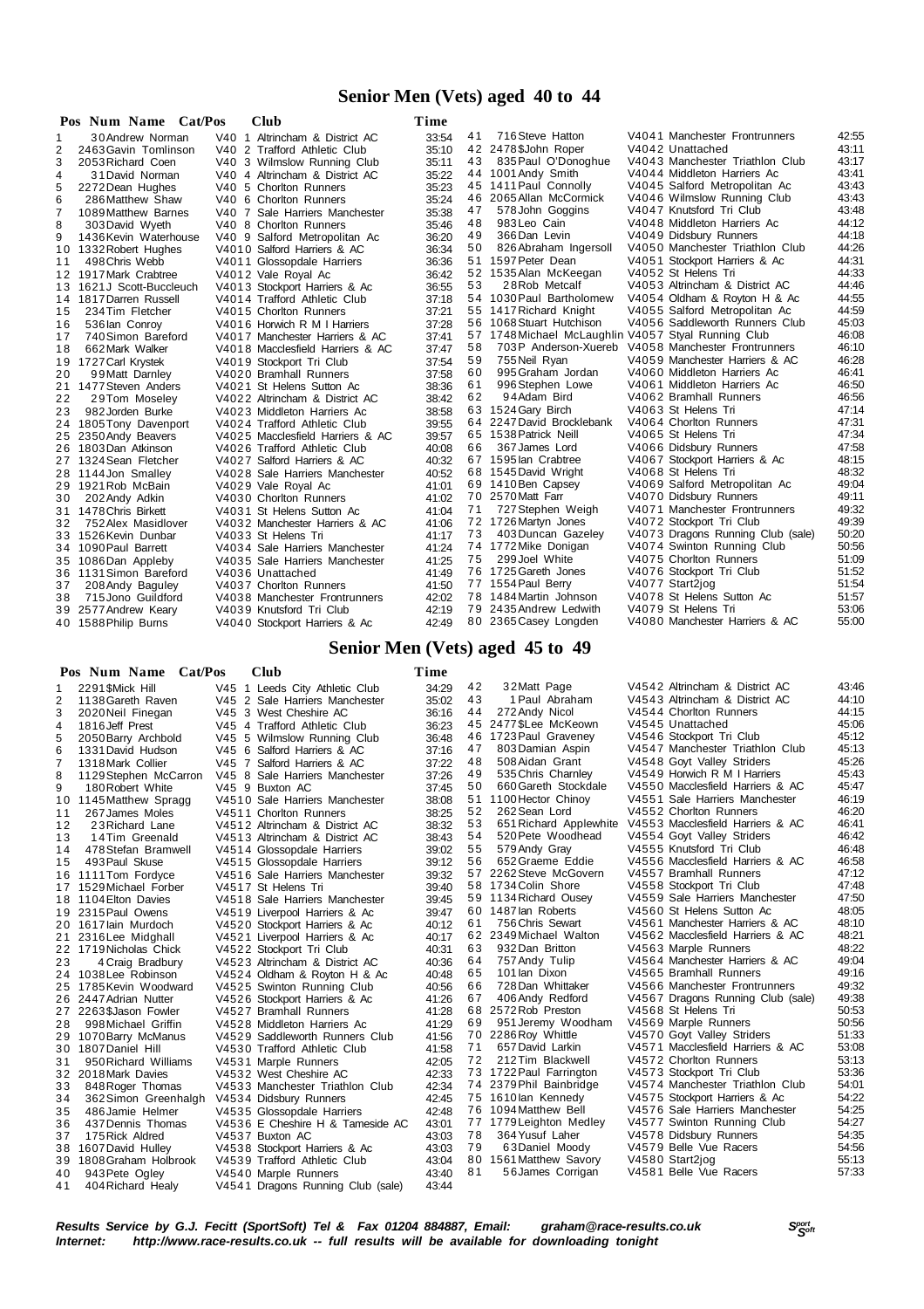# Senior Men (Vets) aged 40 to 44

| Pos | Num | Name | Cat/Pos | Club | Time |
|---|---|---|---|---|---|
| 1 | 30 | Andrew Norman | V40 1 | Altrincham & District AC | 33:54 |
| 2 | 2463 | Gavin Tomlinson | V40 2 | Trafford Athletic Club | 35:10 |
| 3 | 2053 | Richard Coen | V40 3 | Wilmslow Running Club | 35:11 |
| 4 | 31 | David Norman | V40 4 | Altrincham & District AC | 35:22 |
| 5 | 2272 | Dean Hughes | V40 5 | Chorlton Runners | 35:23 |
| 6 | 286 | Matthew Shaw | V40 6 | Chorlton Runners | 35:24 |
| 7 | 1089 | Matthew Barnes | V40 7 | Sale Harriers Manchester | 35:38 |
| 8 | 303 | David Wyeth | V40 8 | Chorlton Runners | 35:46 |
| 9 | 1436 | Kevin Waterhouse | V40 9 | Salford Metropolitan Ac | 36:20 |
| 10 | 1332 | Robert Hughes | V4010 | Salford Harriers & AC | 36:34 |
| 11 | 498 | Chris Webb | V4011 | Glossopdale Harriers | 36:36 |
| 12 | 1917 | Mark Crabtree | V4012 | Vale Royal Ac | 36:42 |
| 13 | 1621 | J Scott-Buccleuch | V4013 | Stockport Harriers & Ac | 36:55 |
| 14 | 1817 | Darren Russell | V4014 | Trafford Athletic Club | 37:18 |
| 15 | 234 | Tim Fletcher | V4015 | Chorlton Runners | 37:21 |
| 16 | 536 | Ian Conroy | V4016 | Horwich R M I Harriers | 37:28 |
| 17 | 740 | Simon Bareford | V4017 | Manchester Harriers & AC | 37:41 |
| 18 | 662 | Mark Walker | V4018 | Macclesfield Harriers & AC | 37:47 |
| 19 | 1727 | Carl Krystek | V4019 | Stockport Tri Club | 37:54 |
| 20 | 99 | Matt Darnley | V4020 | Bramhall Runners | 37:58 |
| 21 | 1477 | Steven Anders | V4021 | St Helens Sutton Ac | 38:36 |
| 22 | 29 | Tom Moseley | V4022 | Altrincham & District AC | 38:42 |
| 23 | 982 | Jorden Burke | V4023 | Middleton Harriers Ac | 38:58 |
| 24 | 1805 | Tony Davenport | V4024 | Trafford Athletic Club | 39:55 |
| 25 | 2350 | Andy Beavers | V4025 | Macclesfield Harriers & AC | 39:57 |
| 26 | 1803 | Dan Atkinson | V4026 | Trafford Athletic Club | 40:08 |
| 27 | 1324 | Sean Fletcher | V4027 | Salford Harriers & AC | 40:32 |
| 28 | 1144 | Jon Smalley | V4028 | Sale Harriers Manchester | 40:52 |
| 29 | 1921 | Rob McBain | V4029 | Vale Royal Ac | 41:01 |
| 30 | 202 | Andy Adkin | V4030 | Chorlton Runners | 41:02 |
| 31 | 1478 | Chris Birkett | V4031 | St Helens Sutton Ac | 41:04 |
| 32 | 752 | Alex Masidlover | V4032 | Manchester Harriers & AC | 41:06 |
| 33 | 1526 | Kevin Dunbar | V4033 | St Helens Tri | 41:17 |
| 34 | 1090 | Paul Barrett | V4034 | Sale Harriers Manchester | 41:24 |
| 35 | 1086 | Dan Appleby | V4035 | Sale Harriers Manchester | 41:25 |
| 36 | 1131 | Simon Bareford | V4036 | Unattached | 41:49 |
| 37 | 208 | Andy Baguley | V4037 | Chorlton Runners | 41:50 |
| 38 | 715 | Jono Guildford | V4038 | Manchester Frontrunners | 42:02 |
| 39 | 2577 | Andrew Keary | V4039 | Knutsford Tri Club | 42:19 |
| 40 | 1588 | Philip Burns | V4040 | Stockport Harriers & Ac | 42:49 |
| 41 | 716 | Steve Hatton | V4041 | Manchester Frontrunners | 42:55 |
| 42 | 2478 | $John Roper | V4042 | Unattached | 43:11 |
| 43 | 835 | Paul O'Donoghue | V4043 | Manchester Triathlon Club | 43:17 |
| 44 | 1001 | Andy Smith | V4044 | Middleton Harriers Ac | 43:41 |
| 45 | 1411 | Paul Connolly | V4045 | Salford Metropolitan Ac | 43:43 |
| 46 | 2065 | Allan McCormick | V4046 | Wilmslow Running Club | 43:43 |
| 47 | 578 | John Goggins | V4047 | Knutsford Tri Club | 43:48 |
| 48 | 983 | Leo Cain | V4048 | Middleton Harriers Ac | 44:12 |
| 49 | 366 | Dan Levin | V4049 | Didsbury Runners | 44:18 |
| 50 | 826 | Abraham Ingersoll | V4050 | Manchester Triathlon Club | 44:26 |
| 51 | 1597 | Peter Dean | V4051 | Stockport Harriers & Ac | 44:31 |
| 52 | 1535 | Alan McKeegan | V4052 | St Helens Tri | 44:33 |
| 53 | 28 | Rob Metcalf | V4053 | Altrincham & District AC | 44:46 |
| 54 | 1030 | Paul Bartholomew | V4054 | Oldham & Royton H & Ac | 44:55 |
| 55 | 1417 | Richard Knight | V4055 | Salford Metropolitan Ac | 44:59 |
| 56 | 1068 | Stuart Hutchison | V4056 | Saddleworth Runners Club | 45:03 |
| 57 | 1748 | Michael McLaughlin | V4057 | Styal Running Club | 46:08 |
| 58 | 703 | P Anderson-Xuereb | V4058 | Manchester Frontrunners | 46:10 |
| 59 | 755 | Neil Ryan | V4059 | Manchester Harriers & AC | 46:28 |
| 60 | 995 | Graham Jordan | V4060 | Middleton Harriers Ac | 46:41 |
| 61 | 996 | Stephen Lowe | V4061 | Middleton Harriers Ac | 46:50 |
| 62 | 94 | Adam Bird | V4062 | Bramhall Runners | 46:56 |
| 63 | 1524 | Gary Birch | V4063 | St Helens Tri | 47:14 |
| 64 | 2247 | David Brocklebank | V4064 | Chorlton Runners | 47:31 |
| 65 | 1538 | Patrick Neill | V4065 | St Helens Tri | 47:34 |
| 66 | 367 | James Lord | V4066 | Didsbury Runners | 47:58 |
| 67 | 1595 | Ian Crabtree | V4067 | Stockport Harriers & Ac | 48:15 |
| 68 | 1545 | David Wright | V4068 | St Helens Tri | 48:32 |
| 69 | 1410 | Ben Capsey | V4069 | Salford Metropolitan Ac | 49:04 |
| 70 | 2570 | Matt Farr | V4070 | Didsbury Runners | 49:11 |
| 71 | 727 | Stephen Weigh | V4071 | Manchester Frontrunners | 49:32 |
| 72 | 1726 | Martyn Jones | V4072 | Stockport Tri Club | 49:39 |
| 73 | 403 | Duncan Gazeley | V4073 | Dragons Running Club (sale) | 50:20 |
| 74 | 1772 | Mike Donigan | V4074 | Swinton Running Club | 50:56 |
| 75 | 299 | Joel White | V4075 | Chorlton Runners | 51:09 |
| 76 | 1725 | Gareth Jones | V4076 | Stockport Tri Club | 51:52 |
| 77 | 1554 | Paul Berry | V4077 | Start2jog | 51:54 |
| 78 | 1484 | Martin Johnson | V4078 | St Helens Sutton Ac | 51:57 |
| 79 | 2435 | Andrew Ledwith | V4079 | St Helens Tri | 53:06 |
| 80 | 2365 | Casey Longden | V4080 | Manchester Harriers & AC | 55:00 |

# Senior Men (Vets) aged 45 to 49

| Pos | Num | Name | Cat/Pos | Club | Time |
|---|---|---|---|---|---|
| 1 | 2291 | $Mick Hill | V45 1 | Leeds City Athletic Club | 34:29 |
| 2 | 1138 | Gareth Raven | V45 2 | Sale Harriers Manchester | 35:02 |
| 3 | 2020 | Neil Finegan | V45 3 | West Cheshire AC | 36:16 |
| 4 | 1816 | Jeff Prest | V45 4 | Trafford Athletic Club | 36:23 |
| 5 | 2050 | Barry Archbold | V45 5 | Wilmslow Running Club | 36:48 |
| 6 | 1331 | David Hudson | V45 6 | Salford Harriers & AC | 37:16 |
| 7 | 1318 | Mark Collier | V45 7 | Salford Harriers & AC | 37:22 |
| 8 | 1129 | Stephen McCarron | V45 8 | Sale Harriers Manchester | 37:26 |
| 9 | 180 | Robert White | V45 9 | Buxton AC | 37:45 |
| 10 | 1145 | Matthew Spragg | V4510 | Sale Harriers Manchester | 38:08 |
| 11 | 267 | James Moles | V4511 | Chorlton Runners | 38:25 |
| 12 | 23 | Richard Lane | V4512 | Altrincham & District AC | 38:32 |
| 13 | 14 | Tim Greenald | V4513 | Altrincham & District AC | 38:43 |
| 14 | 478 | Stefan Bramwell | V4514 | Glossopdale Harriers | 39:02 |
| 15 | 493 | Paul Skuse | V4515 | Glossopdale Harriers | 39:12 |
| 16 | 1111 | Tom Fordyce | V4516 | Sale Harriers Manchester | 39:32 |
| 17 | 1529 | Michael Forber | V4517 | St Helens Tri | 39:40 |
| 18 | 1104 | Elton Davies | V4518 | Sale Harriers Manchester | 39:45 |
| 19 | 2315 | Paul Owens | V4519 | Liverpool Harriers & Ac | 39:47 |
| 20 | 1617 | Iain Murdoch | V4520 | Stockport Harriers & Ac | 40:12 |
| 21 | 2316 | Lee Midghall | V4521 | Liverpool Harriers & Ac | 40:17 |
| 22 | 1719 | Nicholas Chick | V4522 | Stockport Tri Club | 40:31 |
| 23 | 4 | Craig Bradbury | V4523 | Altrincham & District AC | 40:36 |
| 24 | 1038 | Lee Robinson | V4524 | Oldham & Royton H & Ac | 40:48 |
| 25 | 1785 | Kevin Woodward | V4525 | Swinton Running Club | 40:56 |
| 26 | 2447 | Adrian Nutter | V4526 | Stockport Harriers & Ac | 41:26 |
| 27 | 2263 | $Jason Fowler | V4527 | Bramhall Runners | 41:28 |
| 28 | 998 | Michael Griffin | V4528 | Middleton Harriers Ac | 41:29 |
| 29 | 1070 | Barry McManus | V4529 | Saddleworth Runners Club | 41:56 |
| 30 | 1807 | Daniel Hill | V4530 | Trafford Athletic Club | 41:58 |
| 31 | 950 | Richard Williams | V4531 | Marple Runners | 42:05 |
| 32 | 2018 | Mark Davies | V4532 | West Cheshire AC | 42:33 |
| 33 | 848 | Roger Thomas | V4533 | Manchester Triathlon Club | 42:34 |
| 34 | 362 | Simon Greenhalgh | V4534 | Didsbury Runners | 42:45 |
| 35 | 486 | Jamie Helmer | V4535 | Glossopdale Harriers | 42:48 |
| 36 | 437 | Dennis Thomas | V4536 | E Cheshire H & Tameside AC | 43:01 |
| 37 | 175 | Rick Aldred | V4537 | Buxton AC | 43:03 |
| 38 | 1607 | David Hulley | V4538 | Stockport Harriers & Ac | 43:03 |
| 39 | 1808 | Graham Holbrook | V4539 | Trafford Athletic Club | 43:04 |
| 40 | 943 | Pete Ogley | V4540 | Marple Runners | 43:40 |
| 41 | 404 | Richard Healy | V4541 | Dragons Running Club (sale) | 43:44 |
| 42 | 32 | Matt Page | V4542 | Altrincham & District AC | 43:46 |
| 43 | 1 | Paul Abraham | V4543 | Altrincham & District AC | 44:10 |
| 44 | 272 | Andy Nicol | V4544 | Chorlton Runners | 44:15 |
| 45 | 2477 | $Lee McKeown | V4545 | Unattached | 45:06 |
| 46 | 1723 | Paul Graveney | V4546 | Stockport Tri Club | 45:12 |
| 47 | 803 | Damian Aspin | V4547 | Manchester Triathlon Club | 45:13 |
| 48 | 508 | Aidan Grant | V4548 | Goyt Valley Striders | 45:26 |
| 49 | 535 | Chris Charnley | V4549 | Horwich R M I Harriers | 45:43 |
| 50 | 660 | Gareth Stockdale | V4550 | Macclesfield Harriers & AC | 45:47 |
| 51 | 1100 | Hector Chinoy | V4551 | Sale Harriers Manchester | 46:19 |
| 52 | 262 | Sean Lord | V4552 | Chorlton Runners | 46:20 |
| 53 | 651 | Richard Applewhite | V4553 | Macclesfield Harriers & AC | 46:41 |
| 54 | 520 | Pete Woodhead | V4554 | Goyt Valley Striders | 46:42 |
| 55 | 579 | Andy Gray | V4555 | Knutsford Tri Club | 46:48 |
| 56 | 652 | Graeme Eddie | V4556 | Macclesfield Harriers & AC | 46:58 |
| 57 | 2262 | Steve McGovern | V4557 | Bramhall Runners | 47:12 |
| 58 | 1734 | Colin Shore | V4558 | Stockport Tri Club | 47:48 |
| 59 | 1134 | Richard Ousey | V4559 | Sale Harriers Manchester | 47:50 |
| 60 | 1487 | Ian Roberts | V4560 | St Helens Sutton Ac | 48:05 |
| 61 | 756 | Chris Sewart | V4561 | Manchester Harriers & AC | 48:10 |
| 62 | 2349 | Michael Walton | V4562 | Macclesfield Harriers & AC | 48:21 |
| 63 | 932 | Dan Britton | V4563 | Marple Runners | 48:22 |
| 64 | 757 | Andy Tulip | V4564 | Manchester Harriers & AC | 49:04 |
| 65 | 101 | Ian Dixon | V4565 | Bramhall Runners | 49:16 |
| 66 | 728 | Dan Whittaker | V4566 | Manchester Frontrunners | 49:32 |
| 67 | 406 | Andy Redford | V4567 | Dragons Running Club (sale) | 49:38 |
| 68 | 2572 | Rob Preston | V4568 | St Helens Tri | 50:53 |
| 69 | 951 | Jeremy Woodham | V4569 | Marple Runners | 50:56 |
| 70 | 2286 | Roy Whittle | V4570 | Goyt Valley Striders | 51:33 |
| 71 | 657 | David Larkin | V4571 | Macclesfield Harriers & AC | 53:08 |
| 72 | 212 | Tim Blackwell | V4572 | Chorlton Runners | 53:13 |
| 73 | 1722 | Paul Farrington | V4573 | Stockport Tri Club | 53:36 |
| 74 | 2379 | Phil Bainbridge | V4574 | Manchester Triathlon Club | 54:01 |
| 75 | 1610 | Ian Kennedy | V4575 | Stockport Harriers & Ac | 54:22 |
| 76 | 1094 | Matthew Bell | V4576 | Sale Harriers Manchester | 54:25 |
| 77 | 1779 | Leighton Medley | V4577 | Swinton Running Club | 54:27 |
| 78 | 364 | Yusuf Laher | V4578 | Didsbury Runners | 54:35 |
| 79 | 63 | Daniel Moody | V4579 | Belle Vue Racers | 54:56 |
| 80 | 1561 | Matthew Savory | V4580 | Start2jog | 55:13 |
| 81 | 56 | James Corrigan | V4581 | Belle Vue Racers | 57:33 |

*Results Service by G.J. Fecitt (SportSoft) Tel & Fax 01204 884887, Email: graham@race-results.co.uk*
*Internet: http://www.race-results.co.uk -- full results will be available for downloading tonight*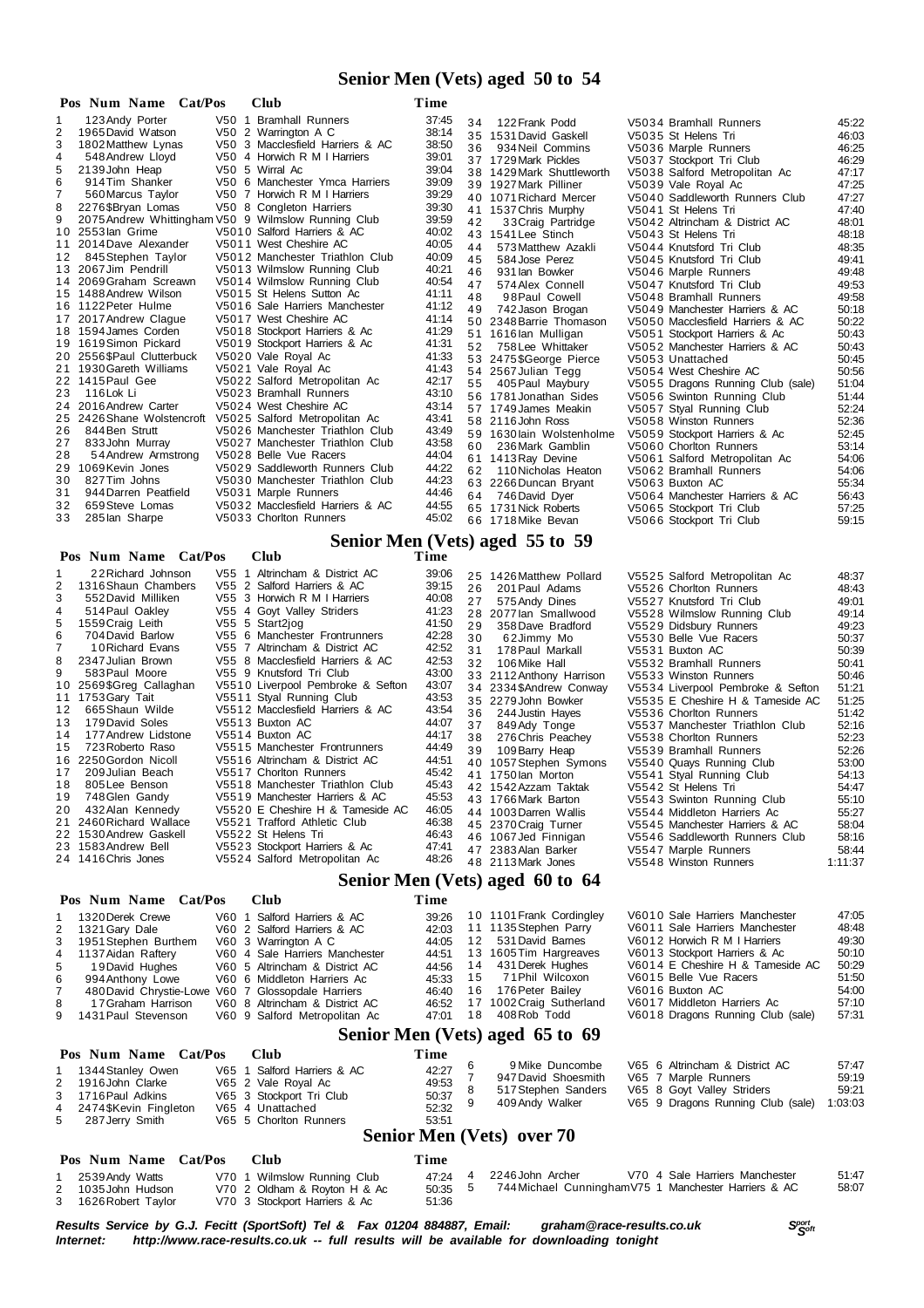# Senior Men (Vets) aged 50 to 54

| Pos | Num | Name | Cat/Pos | Club | Time |
|---|---|---|---|---|---|
| 1 | 123 | Andy Porter | V50 1 | Bramhall Runners | 37:45 |
| 2 | 1965 | David Watson | V50 2 | Warrington A C | 38:14 |
| 3 | 1802 | Matthew Lynas | V50 3 | Macclesfield Harriers & AC | 38:50 |
| 4 | 548 | Andrew Lloyd | V50 4 | Horwich R M I Harriers | 39:01 |
| 5 | 2139 | John Heap | V50 5 | Wirral Ac | 39:04 |
| 6 | 914 | Tim Shanker | V50 6 | Manchester Ymca Harriers | 39:09 |
| 7 | 560 | Marcus Taylor | V50 7 | Horwich R M I Harriers | 39:29 |
| 8 | 2276 | $Bryan Lomas | V50 8 | Congleton Harriers | 39:30 |
| 9 | 2075 | Andrew Whittingham | V50 9 | Wilmslow Running Club | 39:59 |
| 10 | 2553 | Ian Grime | V5010 | Salford Harriers & AC | 40:02 |
| 11 | 2014 | Dave Alexander | V5011 | West Cheshire AC | 40:05 |
| 12 | 845 | Stephen Taylor | V5012 | Manchester Triathlon Club | 40:09 |
| 13 | 2067 | Jim Pendrill | V5013 | Wilmslow Running Club | 40:21 |
| 14 | 2069 | Graham Screawn | V5014 | Wilmslow Running Club | 40:54 |
| 15 | 1488 | Andrew Wilson | V5015 | St Helens Sutton Ac | 41:11 |
| 16 | 1122 | Peter Hulme | V5016 | Sale Harriers Manchester | 41:12 |
| 17 | 2017 | Andrew Clague | V5017 | West Cheshire AC | 41:14 |
| 18 | 1594 | James Corden | V5018 | Stockport Harriers & Ac | 41:29 |
| 19 | 1619 | Simon Pickard | V5019 | Stockport Harriers & Ac | 41:31 |
| 20 | 2556 | $Paul Clutterbuck | V5020 | Vale Royal Ac | 41:33 |
| 21 | 1930 | Gareth Williams | V5021 | Vale Royal Ac | 41:43 |
| 22 | 1415 | Paul Gee | V5022 | Salford Metropolitan Ac | 42:17 |
| 23 | 116 | Lok Li | V5023 | Bramhall Runners | 43:10 |
| 24 | 2016 | Andrew Carter | V5024 | West Cheshire AC | 43:14 |
| 25 | 2426 | Shane Wolstencroft | V5025 | Salford Metropolitan Ac | 43:41 |
| 26 | 844 | Ben Strutt | V5026 | Manchester Triathlon Club | 43:49 |
| 27 | 833 | John Murray | V5027 | Manchester Triathlon Club | 43:58 |
| 28 | 54 | Andrew Armstrong | V5028 | Belle Vue Racers | 44:04 |
| 29 | 1069 | Kevin Jones | V5029 | Saddleworth Runners Club | 44:22 |
| 30 | 827 | Tim Johns | V5030 | Manchester Triathlon Club | 44:23 |
| 31 | 944 | Andrew Peatfield | V5031 | Marple Runners | 44:46 |
| 32 | 659 | Steve Lomas | V5032 | Macclesfield Harriers & AC | 44:55 |
| 33 | 285 | Ian Sharpe | V5033 | Chorlton Runners | 45:02 |
| 34 | 122 | Frank Podd | V5034 | Bramhall Runners | 45:22 |
| 35 | 1531 | David Gaskell | V5035 | St Helens Tri | 46:03 |
| 36 | 934 | Neil Commins | V5036 | Marple Runners | 46:25 |
| 37 | 1729 | Mark Pickles | V5037 | Stockport Tri Club | 46:29 |
| 38 | 1429 | Mark Shuttleworth | V5038 | Salford Metropolitan Ac | 47:17 |
| 39 | 1927 | Mark Pilliner | V5039 | Vale Royal Ac | 47:25 |
| 40 | 1071 | Richard Mercer | V5040 | Saddleworth Runners Club | 47:27 |
| 41 | 1537 | Chris Murphy | V5041 | St Helens Tri | 47:40 |
| 42 | 33 | Craig Partridge | V5042 | Altrincham & District AC | 48:01 |
| 43 | 1541 | Lee Stinch | V5043 | St Helens Tri | 48:18 |
| 44 | 573 | Matthew Azakli | V5044 | Knutsford Tri Club | 48:35 |
| 45 | 584 | Jose Perez | V5045 | Knutsford Tri Club | 49:41 |
| 46 | 931 | Ian Bowker | V5046 | Marple Runners | 49:48 |
| 47 | 574 | Alex Connell | V5047 | Knutsford Tri Club | 49:53 |
| 48 | 98 | Paul Cowell | V5048 | Bramhall Runners | 49:58 |
| 49 | 742 | Jason Brogan | V5049 | Manchester Harriers & AC | 50:18 |
| 50 | 2348 | Barrie Thomason | V5050 | Macclesfield Harriers & AC | 50:22 |
| 51 | 1616 | Ian Mulligan | V5051 | Stockport Harriers & Ac | 50:43 |
| 52 | 758 | Lee Whittaker | V5052 | Manchester Harriers & AC | 50:43 |
| 53 | 2475 | $George Pierce | V5053 | Unattached | 50:45 |
| 54 | 2567 | Julian Tegg | V5054 | West Cheshire AC | 50:56 |
| 55 | 405 | Paul Maybury | V5055 | Dragons Running Club (sale) | 51:04 |
| 56 | 1781 | Jonathan Sides | V5056 | Swinton Running Club | 51:44 |
| 57 | 1749 | James Meakin | V5057 | Styal Running Club | 52:24 |
| 58 | 2116 | John Ross | V5058 | Winston Runners | 52:36 |
| 59 | 1630 | Iain Wolstenholme | V5059 | Stockport Harriers & Ac | 52:45 |
| 60 | 236 | Mark Gamblin | V5060 | Chorlton Runners | 53:14 |
| 61 | 1413 | Ray Devine | V5061 | Salford Metropolitan Ac | 54:06 |
| 62 | 110 | Nicholas Heaton | V5062 | Bramhall Runners | 54:06 |
| 63 | 2266 | Duncan Bryant | V5063 | Buxton AC | 55:34 |
| 64 | 746 | David Dyer | V5064 | Manchester Harriers & AC | 56:43 |
| 65 | 1731 | Nick Roberts | V5065 | Stockport Tri Club | 57:25 |
| 66 | 1718 | Mike Bevan | V5066 | Stockport Tri Club | 59:15 |

# Senior Men (Vets) aged 55 to 59

| Pos | Num | Name | Cat/Pos | Club | Time |
|---|---|---|---|---|---|
| 1 | 22 | Richard Johnson | V55 1 | Altrincham & District AC | 39:06 |
| 2 | 1316 | Shaun Chambers | V55 2 | Salford Harriers & AC | 39:15 |
| 3 | 552 | David Milliken | V55 3 | Horwich R M I Harriers | 40:08 |
| 4 | 514 | Paul Oakley | V55 4 | Goyt Valley Striders | 41:23 |
| 5 | 1559 | Craig Leith | V55 5 | Start2jog | 41:50 |
| 6 | 704 | David Barlow | V55 6 | Manchester Frontrunners | 42:28 |
| 7 | 10 | Richard Evans | V55 7 | Altrincham & District AC | 42:52 |
| 8 | 2347 | Julian Brown | V55 8 | Macclesfield Harriers & AC | 42:53 |
| 9 | 583 | Paul Moore | V55 9 | Knutsford Tri Club | 43:00 |
| 10 | 2569 | $Greg Callaghan | V5510 | Liverpool Pembroke & Sefton | 43:07 |
| 11 | 1753 | Gary Tait | V5511 | Styal Running Club | 43:53 |
| 12 | 665 | Shaun Wilde | V5512 | Macclesfield Harriers & AC | 43:54 |
| 13 | 179 | David Soles | V5513 | Buxton AC | 44:07 |
| 14 | 177 | Andrew Lidstone | V5514 | Buxton AC | 44:17 |
| 15 | 723 | Roberto Raso | V5515 | Manchester Frontrunners | 44:49 |
| 16 | 2250 | Gordon Nicoll | V5516 | Altrincham & District AC | 44:51 |
| 17 | 209 | Julian Beach | V5517 | Chorlton Runners | 45:42 |
| 18 | 805 | Lee Benson | V5518 | Manchester Triathlon Club | 45:43 |
| 19 | 748 | Glen Gandy | V5519 | Manchester Harriers & AC | 45:53 |
| 20 | 432 | Alan Kennedy | V5520 | E Cheshire H & Tameside AC | 46:05 |
| 21 | 2460 | Richard Wallace | V5521 | Trafford Athletic Club | 46:38 |
| 22 | 1530 | Andrew Gaskell | V5522 | St Helens Tri | 46:43 |
| 23 | 1583 | Andrew Bell | V5523 | Stockport Harriers & Ac | 47:41 |
| 24 | 1416 | Chris Jones | V5524 | Salford Metropolitan Ac | 48:26 |
| 25 | 1426 | Matthew Pollard | V5525 | Salford Metropolitan Ac | 48:37 |
| 26 | 201 | Paul Adams | V5526 | Chorlton Runners | 48:43 |
| 27 | 575 | Andy Dines | V5527 | Knutsford Tri Club | 49:01 |
| 28 | 2077 | Ian Smallwood | V5528 | Wilmslow Running Club | 49:14 |
| 29 | 358 | Dave Bradford | V5529 | Didsbury Runners | 49:23 |
| 30 | 62 | Jimmy Mo | V5530 | Belle Vue Racers | 50:37 |
| 31 | 178 | Paul Markall | V5531 | Buxton AC | 50:39 |
| 32 | 106 | Mike Hall | V5532 | Bramhall Runners | 50:41 |
| 33 | 2112 | Anthony Harrison | V5533 | Winston Runners | 50:46 |
| 34 | 2334 | $Andrew Conway | V5534 | Liverpool Pembroke & Sefton | 51:21 |
| 35 | 2279 | John Bowker | V5535 | E Cheshire H & Tameside AC | 51:25 |
| 36 | 244 | Justin Hayes | V5536 | Chorlton Runners | 51:42 |
| 37 | 849 | Ady Tonge | V5537 | Manchester Triathlon Club | 52:16 |
| 38 | 276 | Chris Peachey | V5538 | Chorlton Runners | 52:23 |
| 39 | 109 | Barry Heap | V5539 | Bramhall Runners | 52:26 |
| 40 | 1057 | Stephen Symons | V5540 | Quays Running Club | 53:00 |
| 41 | 1750 | Ian Morton | V5541 | Styal Running Club | 54:13 |
| 42 | 1542 | Azzam Taktak | V5542 | St Helens Tri | 54:47 |
| 43 | 1766 | Mark Barton | V5543 | Swinton Running Club | 55:10 |
| 44 | 1003 | Darren Wallis | V5544 | Middleton Harriers Ac | 55:27 |
| 45 | 2370 | Craig Turner | V5545 | Manchester Harriers & AC | 58:04 |
| 46 | 1067 | Jed Finnigan | V5546 | Saddleworth Runners Club | 58:16 |
| 47 | 2383 | Alan Barker | V5547 | Marple Runners | 58:44 |
| 48 | 2113 | Mark Jones | V5548 | Winston Runners | 1:11:37 |

# Senior Men (Vets) aged 60 to 64

| Pos | Num | Name | Cat/Pos | Club | Time |
|---|---|---|---|---|---|
| 1 | 1320 | Derek Crewe | V60 1 | Salford Harriers & AC | 39:26 |
| 2 | 1321 | Gary Dale | V60 2 | Salford Harriers & AC | 42:03 |
| 3 | 1951 | Stephen Burthem | V60 3 | Warrington A C | 44:05 |
| 4 | 1137 | Aidan Raftery | V60 4 | Sale Harriers Manchester | 44:51 |
| 5 | 19 | David Hughes | V60 5 | Altrincham & District AC | 44:56 |
| 6 | 994 | Anthony Lowe | V60 6 | Middleton Harriers Ac | 45:33 |
| 7 | 480 | David Chrystie-Lowe | V60 7 | Glossopdale Harriers | 46:40 |
| 8 | 17 | Graham Harrison | V60 8 | Altrincham & District AC | 46:52 |
| 9 | 1431 | Paul Stevenson | V60 9 | Salford Metropolitan Ac | 47:01 |
| 10 | 1101 | Frank Cordingley | V6010 | Sale Harriers Manchester | 47:05 |
| 11 | 1135 | Stephen Parry | V6011 | Sale Harriers Manchester | 48:48 |
| 12 | 531 | David Barnes | V6012 | Horwich R M I Harriers | 49:30 |
| 13 | 1605 | Tim Hargreaves | V6013 | Stockport Harriers & Ac | 50:10 |
| 14 | 431 | Derek Hughes | V6014 | E Cheshire H & Tameside AC | 50:29 |
| 15 | 71 | Phil Wilcoxon | V6015 | Belle Vue Racers | 51:50 |
| 16 | 176 | Peter Bailey | V6016 | Buxton AC | 54:00 |
| 17 | 1002 | Craig Sutherland | V6017 | Middleton Harriers Ac | 57:10 |
| 18 | 408 | Rob Todd | V6018 | Dragons Running Club (sale) | 57:31 |

# Senior Men (Vets) aged 65 to 69

| Pos | Num | Name | Cat/Pos | Club | Time |
|---|---|---|---|---|---|
| 1 | 1344 | Stanley Owen | V65 1 | Salford Harriers & AC | 42:27 |
| 2 | 1916 | John Clarke | V65 2 | Vale Royal Ac | 49:53 |
| 3 | 1716 | Paul Adkins | V65 3 | Stockport Tri Club | 50:37 |
| 4 | 2474 | $Kevin Fingleton | V65 4 | Unattached | 52:32 |
| 5 | 287 | Jerry Smith | V65 5 | Chorlton Runners | 53:51 |
| 6 | 9 | Mike Duncombe | V65 6 | Altrincham & District AC | 57:47 |
| 7 | 947 | David Shoesmith | V65 7 | Marple Runners | 59:19 |
| 8 | 517 | Stephen Sanders | V65 8 | Goyt Valley Striders | 59:21 |
| 9 | 409 | Andy Walker | V65 9 | Dragons Running Club (sale) | 1:03:03 |

# Senior Men (Vets) over 70

| Pos | Num | Name | Cat/Pos | Club | Time |
|---|---|---|---|---|---|
| 1 | 2539 | Andy Watts | V70 1 | Wilmslow Running Club | 47:24 |
| 2 | 1035 | John Hudson | V70 2 | Oldham & Royton H & Ac | 50:35 |
| 3 | 1626 | Robert Taylor | V70 3 | Stockport Harriers & Ac | 51:36 |
| 4 | 2246 | John Archer | V70 4 | Sale Harriers Manchester | 51:47 |
| 5 | 744 | Michael Cunningham | V75 1 | Manchester Harriers & AC | 58:07 |

***Results Service by G.J. Fecitt (SportSoft) Tel & Fax 01204 884887, Email: graham@race-results.co.uk***
***Internet: http://www.race-results.co.uk -- full results will be available for downloading tonight***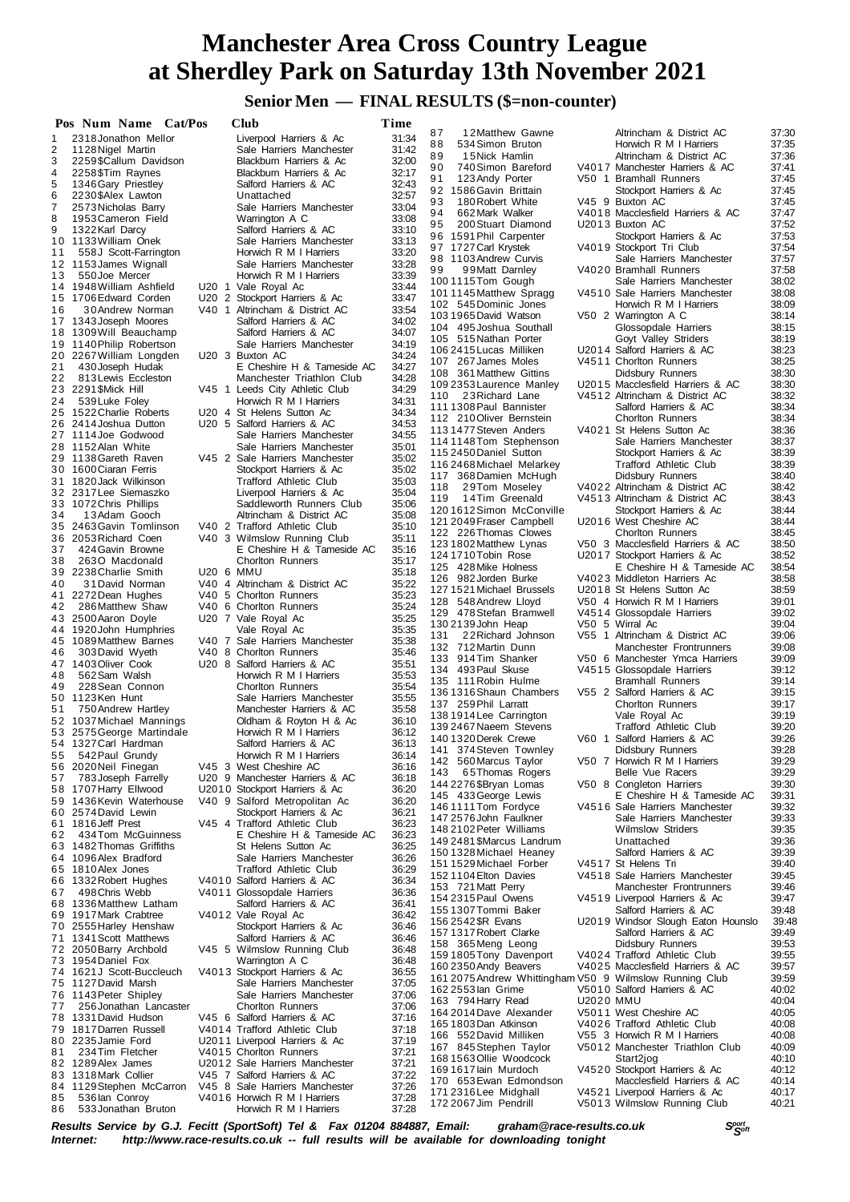# Manchester Area Cross Country League at Sherdley Park on Saturday 13th November 2021

## Senior Men — FINAL RESULTS ($=non-counter)

| Pos | Num | Name | Cat/Pos | Club | Time |
|---|---|---|---|---|---|
| 1 | 2318 | Jonathon Mellor | | Liverpool Harriers & Ac | 31:34 |
| 2 | 1128 | Nigel Martin | | Sale Harriers Manchester | 31:42 |
| 3 | 2259 | $Callum Davidson | | Blackburn Harriers & Ac | 32:00 |
| 4 | 2258 | $Tim Raynes | | Blackburn Harriers & Ac | 32:17 |
| 5 | 1346 | Gary Priestley | | Salford Harriers & AC | 32:43 |
| 6 | 2230 | $Alex Lawton | | Unattached | 32:57 |
| 7 | 2573 | Nicholas Barry | | Sale Harriers Manchester | 33:04 |
| 8 | 1953 | Cameron Field | | Warrington A C | 33:08 |
| 9 | 1322 | Karl Darcy | | Salford Harriers & AC | 33:10 |
| 10 | 1133 | William Onek | | Sale Harriers Manchester | 33:13 |
| 11 | 558 | J Scott-Farrington | | Horwich R M I Harriers | 33:20 |
| 12 | 1153 | James Wignall | | Sale Harriers Manchester | 33:28 |
| 13 | 550 | Joe Mercer | | Horwich R M I Harriers | 33:39 |
| 14 | 1948 | William Ashfield | U20 1 | Vale Royal Ac | 33:44 |
| 15 | 1706 | Edward Corden | U20 2 | Stockport Harriers & Ac | 33:47 |
| 16 | 30 | Andrew Norman | V40 1 | Altrincham & District AC | 33:54 |
| 17 | 1343 | Joseph Moores | | Salford Harriers & AC | 34:02 |
| 18 | 1309 | Will Beauchamp | | Salford Harriers & AC | 34:07 |
| 19 | 1140 | Philip Robertson | | Sale Harriers Manchester | 34:19 |
| 20 | 2267 | William Longden | U20 3 | Buxton AC | 34:24 |
| 21 | 430 | Joseph Hudak | | E Cheshire H & Tameside AC | 34:27 |
| 22 | 813 | Lewis Eccleston | | Manchester Triathlon Club | 34:28 |
| 23 | 2291 | $Mick Hill | V45 1 | Leeds City Athletic Club | 34:29 |
| 24 | 539 | Luke Foley | | Horwich R M I Harriers | 34:31 |
| 25 | 1522 | Charlie Roberts | U20 4 | St Helens Sutton Ac | 34:34 |
| 26 | 2414 | Joshua Dutton | U20 5 | Salford Harriers & AC | 34:53 |
| 27 | 1114 | Joe Godwood | | Sale Harriers Manchester | 34:55 |
| 28 | 1152 | Alan White | | Sale Harriers Manchester | 35:01 |
| 29 | 1138 | Gareth Raven | V45 2 | Sale Harriers Manchester | 35:02 |
| 30 | 1600 | Ciaran Ferris | | Stockport Harriers & Ac | 35:02 |
| 31 | 1820 | Jack Wilkinson | | Trafford Athletic Club | 35:03 |
| 32 | 2317 | Lee Siemaszko | | Liverpool Harriers & Ac | 35:04 |
| 33 | 1072 | Chris Phillips | | Saddleworth Runners Club | 35:06 |
| 34 | 13 | Adam Gooch | | Altrincham & District AC | 35:08 |
| 35 | 2463 | Gavin Tomlinson | V40 2 | Trafford Athletic Club | 35:10 |
| 36 | 2053 | Richard Coen | V40 3 | Wilmslow Running Club | 35:11 |
| 37 | 424 | Gavin Browne | | E Cheshire H & Tameside AC | 35:16 |
| 38 | 263 | O Macdonald | | Chorlton Runners | 35:17 |
| 39 | 2238 | Charlie Smith | U20 6 | MMU | 35:18 |
| 40 | 31 | David Norman | V40 4 | Altrincham & District AC | 35:22 |
| 41 | 2272 | Dean Hughes | V40 5 | Chorlton Runners | 35:23 |
| 42 | 286 | Matthew Shaw | V40 6 | Chorlton Runners | 35:24 |
| 43 | 2500 | Aaron Doyle | U20 7 | Vale Royal Ac | 35:25 |
| 44 | 1920 | John Humphries | | Vale Royal Ac | 35:35 |
| 45 | 1089 | Matthew Barnes | V40 7 | Sale Harriers Manchester | 35:38 |
| 46 | 303 | David Wyeth | V40 8 | Chorlton Runners | 35:46 |
| 47 | 1403 | Oliver Cook | U20 8 | Salford Harriers & AC | 35:51 |
| 48 | 562 | Sam Walsh | | Horwich R M I Harriers | 35:53 |
| 49 | 228 | Sean Connon | | Chorlton Runners | 35:54 |
| 50 | 1123 | Ken Hunt | | Sale Harriers Manchester | 35:55 |
| 51 | 750 | Andrew Hartley | | Manchester Harriers & AC | 35:58 |
| 52 | 1037 | Michael Mannings | | Oldham & Royton H & Ac | 36:10 |
| 53 | 2575 | George Martindale | | Horwich R M I Harriers | 36:12 |
| 54 | 1327 | Carl Hardman | | Salford Harriers & AC | 36:13 |
| 55 | 542 | Paul Grundy | | Horwich R M I Harriers | 36:14 |
| 56 | 2020 | Neil Finegan | V45 3 | West Cheshire AC | 36:16 |
| 57 | 783 | Joseph Farrelly | U20 9 | Manchester Harriers & AC | 36:18 |
| 58 | 1707 | Harry Ellwood | U2010 | Stockport Harriers & Ac | 36:20 |
| 59 | 1436 | Kevin Waterhouse | V40 9 | Salford Metropolitan Ac | 36:20 |
| 60 | 2574 | David Lewin | | Stockport Harriers & Ac | 36:21 |
| 61 | 1816 | Jeff Prest | V45 4 | Trafford Athletic Club | 36:23 |
| 62 | 434 | Tom McGuinness | | E Cheshire H & Tameside AC | 36:23 |
| 63 | 1482 | Thomas Griffiths | | St Helens Sutton Ac | 36:25 |
| 64 | 1096 | Alex Bradford | | Sale Harriers Manchester | 36:26 |
| 65 | 1810 | Alex Jones | | Trafford Athletic Club | 36:29 |
| 66 | 1332 | Robert Hughes | V4010 | Salford Harriers & AC | 36:34 |
| 67 | 498 | Chris Webb | V4011 | Glossopdale Harriers | 36:36 |
| 68 | 1336 | Matthew Latham | | Salford Harriers & AC | 36:41 |
| 69 | 1917 | Mark Crabtree | V4012 | Vale Royal Ac | 36:42 |
| 70 | 2555 | Harley Henshaw | | Stockport Harriers & Ac | 36:46 |
| 71 | 1341 | Scott Matthews | | Salford Harriers & AC | 36:46 |
| 72 | 2050 | Barry Archbold | V45 5 | Wilmslow Running Club | 36:48 |
| 73 | 1954 | Daniel Fox | | Warrington A C | 36:48 |
| 74 | 1621 | J Scott-Buccleuch | V4013 | Stockport Harriers & Ac | 36:55 |
| 75 | 1127 | David Marsh | | Sale Harriers Manchester | 37:05 |
| 76 | 1143 | Peter Shipley | | Sale Harriers Manchester | 37:06 |
| 77 | 256 | Jonathan Lancaster | | Chorlton Runners | 37:06 |
| 78 | 1331 | David Hudson | V45 6 | Salford Harriers & AC | 37:16 |
| 79 | 1817 | Darren Russell | V4014 | Trafford Athletic Club | 37:18 |
| 80 | 2235 | Jamie Ford | U2011 | Liverpool Harriers & Ac | 37:19 |
| 81 | 234 | Tim Fletcher | V4015 | Chorlton Runners | 37:21 |
| 82 | 1289 | Alex James | U2012 | Sale Harriers Manchester | 37:21 |
| 83 | 1318 | Mark Collier | V45 7 | Salford Harriers & AC | 37:22 |
| 84 | 1129 | Stephen McCarron | V45 8 | Sale Harriers Manchester | 37:26 |
| 85 | 536 | Ian Conroy | V4016 | Horwich R M I Harriers | 37:28 |
| 86 | 533 | Jonathan Bruton | | Horwich R M I Harriers | 37:28 |
| 87 | 12 | Matthew Gawne | | Altrincham & District AC | 37:30 |
| 88 | 534 | Simon Bruton | | Horwich R M I Harriers | 37:35 |
| 89 | 15 | Nick Hamlin | | Altrincham & District AC | 37:36 |
| 90 | 740 | Simon Bareford | V4017 | Manchester Harriers & AC | 37:41 |
| 91 | 123 | Andy Porter | V50 1 | Bramhall Runners | 37:45 |
| 92 | 1586 | Gavin Brittain | | Stockport Harriers & Ac | 37:45 |
| 93 | 180 | Robert White | V45 9 | Buxton AC | 37:45 |
| 94 | 662 | Mark Walker | V4018 | Macclesfield Harriers & AC | 37:47 |
| 95 | 200 | Stuart Diamond | U2013 | Buxton AC | 37:52 |
| 96 | 1591 | Phil Carpenter | | Stockport Harriers & Ac | 37:53 |
| 97 | 1727 | Carl Krystek | V4019 | Stockport Tri Club | 37:54 |
| 98 | 1103 | Andrew Curvis | | Sale Harriers Manchester | 37:57 |
| 99 | 99 | Matt Darnley | V4020 | Bramhall Runners | 37:58 |
| 100 | 1115 | Tom Gough | | Sale Harriers Manchester | 38:02 |
| 101 | 1145 | Matthew Spragg | V4510 | Sale Harriers Manchester | 38:08 |
| 102 | 545 | Dominic Jones | | Horwich R M I Harriers | 38:09 |
| 103 | 1965 | David Watson | V50 2 | Warrington A C | 38:14 |
| 104 | 495 | Joshua Southall | | Glossopdale Harriers | 38:15 |
| 105 | 515 | Nathan Porter | | Goyt Valley Striders | 38:19 |
| 106 | 2415 | Lucas Milliken | U2014 | Salford Harriers & AC | 38:23 |
| 107 | 267 | James Moles | V4511 | Chorlton Runners | 38:25 |
| 108 | 361 | Matthew Gittins | | Didsbury Runners | 38:30 |
| 109 | 2353 | Laurence Manley | U2015 | Macclesfield Harriers & AC | 38:30 |
| 110 | 23 | Richard Lane | V4512 | Altrincham & District AC | 38:32 |
| 111 | 1308 | Paul Bannister | | Salford Harriers & AC | 38:34 |
| 112 | 210 | Oliver Bernstein | | Chorlton Runners | 38:34 |
| 113 | 1477 | Steven Anders | V4021 | St Helens Sutton Ac | 38:36 |
| 114 | 1148 | Tom Stephenson | | Sale Harriers Manchester | 38:37 |
| 115 | 2450 | Daniel Sutton | | Stockport Harriers & Ac | 38:39 |
| 116 | 2468 | Michael Melarkey | | Trafford Athletic Club | 38:39 |
| 117 | 368 | Damien McHugh | | Didsbury Runners | 38:40 |
| 118 | 29 | Tom Moseley | V4022 | Altrincham & District AC | 38:42 |
| 119 | 14 | Tim Greenald | V4513 | Altrincham & District AC | 38:43 |
| 120 | 1612 | Simon McConville | | Stockport Harriers & Ac | 38:44 |
| 121 | 2049 | Fraser Campbell | U2016 | West Cheshire AC | 38:44 |
| 122 | 226 | Thomas Clowes | | Chorlton Runners | 38:45 |
| 123 | 1802 | Matthew Lynas | V50 3 | Macclesfield Harriers & AC | 38:50 |
| 124 | 1710 | Tobin Rose | U2017 | Stockport Harriers & Ac | 38:52 |
| 125 | 428 | Mike Holness | | E Cheshire H & Tameside AC | 38:54 |
| 126 | 982 | Jorden Burke | V4023 | Middleton Harriers Ac | 38:58 |
| 127 | 1521 | Michael Brussels | U2018 | St Helens Sutton Ac | 38:59 |
| 128 | 548 | Andrew Lloyd | V50 4 | Horwich R M I Harriers | 39:01 |
| 129 | 478 | Stefan Bramwell | V4514 | Glossopdale Harriers | 39:02 |
| 130 | 2139 | John Heap | V50 5 | Wirral Ac | 39:04 |
| 131 | 22 | Richard Johnson | V55 1 | Altrincham & District AC | 39:06 |
| 132 | 712 | Martin Dunn | | Manchester Frontrunners | 39:08 |
| 133 | 914 | Tim Shanker | V50 6 | Manchester Ymca Harriers | 39:09 |
| 134 | 493 | Paul Skuse | V4515 | Glossopdale Harriers | 39:12 |
| 135 | 111 | Robin Hulme | | Bramhall Runners | 39:14 |
| 136 | 1316 | Shaun Chambers | V55 2 | Salford Harriers & AC | 39:15 |
| 137 | 259 | Phil Larratt | | Chorlton Runners | 39:17 |
| 138 | 1914 | Lee Carrington | | Vale Royal Ac | 39:19 |
| 139 | 2467 | Naeem Stevens | | Trafford Athletic Club | 39:20 |
| 140 | 1320 | Derek Crewe | V60 1 | Salford Harriers & AC | 39:26 |
| 141 | 374 | Steven Townley | | Didsbury Runners | 39:28 |
| 142 | 560 | Marcus Taylor | V50 7 | Horwich R M I Harriers | 39:29 |
| 143 | 65 | Thomas Rogers | | Belle Vue Racers | 39:29 |
| 144 | 2276 | $Bryan Lomas | V50 8 | Congleton Harriers | 39:30 |
| 145 | 433 | George Lewis | | E Cheshire H & Tameside AC | 39:31 |
| 146 | 1111 | Tom Fordyce | V4516 | Sale Harriers Manchester | 39:32 |
| 147 | 2576 | John Faulkner | | Sale Harriers Manchester | 39:33 |
| 148 | 2102 | Peter Williams | | Wilmslow Striders | 39:35 |
| 149 | 2481 | $Marcus Landrum | | Unattached | 39:36 |
| 150 | 1328 | Michael Heaney | | Salford Harriers & AC | 39:39 |
| 151 | 1529 | Michael Forber | V4517 | St Helens Tri | 39:40 |
| 152 | 1104 | Elton Davies | V4518 | Sale Harriers Manchester | 39:45 |
| 153 | 721 | Matt Perry | | Manchester Frontrunners | 39:46 |
| 154 | 2315 | Paul Owens | V4519 | Liverpool Harriers & Ac | 39:47 |
| 155 | 1307 | Tommi Baker | | Salford Harriers & AC | 39:48 |
| 156 | 2542 | $R Evans | U2019 | Windsor Slough Eaton Hounslo | 39:48 |
| 157 | 1317 | Robert Clarke | | Salford Harriers & AC | 39:49 |
| 158 | 365 | Meng Leong | | Didsbury Runners | 39:53 |
| 159 | 1805 | Tony Davenport | V4024 | Trafford Athletic Club | 39:55 |
| 160 | 2350 | Andy Beavers | V4025 | Macclesfield Harriers & AC | 39:57 |
| 161 | 2075 | Andrew Whittingham | V50 9 | Wilmslow Running Club | 39:59 |
| 162 | 2553 | Ian Grime | V5010 | Salford Harriers & AC | 40:02 |
| 163 | 794 | Harry Read | U2020 | MMU | 40:04 |
| 164 | 2014 | Dave Alexander | V5011 | West Cheshire AC | 40:05 |
| 165 | 1803 | Dan Atkinson | V4026 | Trafford Athletic Club | 40:08 |
| 166 | 552 | David Milliken | V55 3 | Horwich R M I Harriers | 40:08 |
| 167 | 845 | Stephen Taylor | V5012 | Manchester Triathlon Club | 40:09 |
| 168 | 1563 | Ollie Woodcock | | Start2jog | 40:10 |
| 169 | 1617 | Iain Murdoch | V4520 | Stockport Harriers & Ac | 40:12 |
| 170 | 653 | Ewan Edmondson | | Macclesfield Harriers & AC | 40:14 |
| 171 | 2316 | Lee Midghall | V4521 | Liverpool Harriers & Ac | 40:17 |
| 172 | 2067 | Jim Pendrill | V5013 | Wilmslow Running Club | 40:21 |

***Results Service by G.J. Fecitt (SportSoft) Tel & Fax 01204 884887, Email: graham@race-results.co.uk***
***Internet: http://www.race-results.co.uk -- full results will be available for downloading tonight***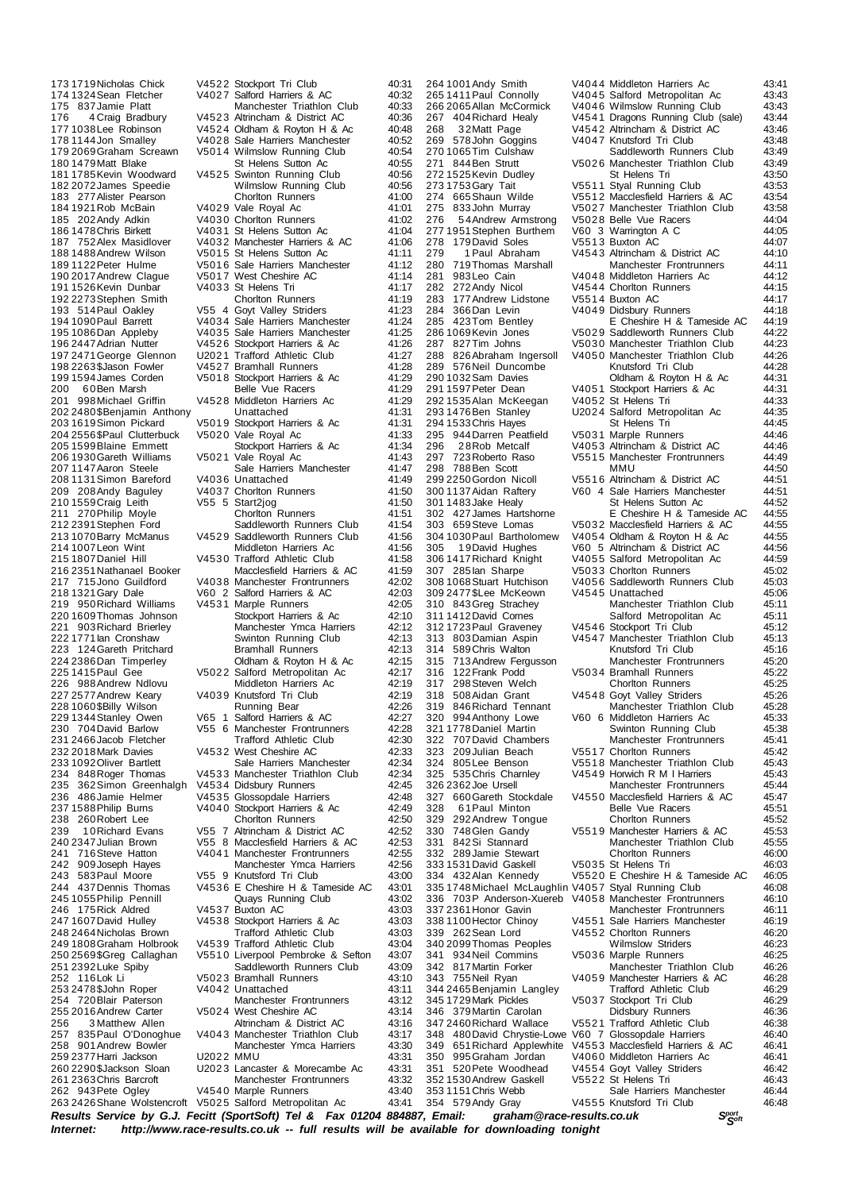| Pos | No | Name | Cat | Club | Time |
|---|---|---|---|---|---|
| 173 | 1719 | Nicholas Chick | V4522 | Stockport Tri Club | 40:31 |
| 174 | 1324 | Sean Fletcher | V4027 | Salford Harriers & AC | 40:32 |
| 175 | 837 | Jamie Platt | | Manchester Triathlon Club | 40:33 |
| 176 | 4 | Craig Bradbury | V4523 | Altrincham & District AC | 40:36 |
| 177 | 1038 | Lee Robinson | V4524 | Oldham & Royton H & Ac | 40:48 |
| 178 | 1144 | Jon Smalley | V4028 | Sale Harriers Manchester | 40:52 |
| 179 | 2069 | Graham Screawn | V5014 | Wilmslow Running Club | 40:54 |
| 180 | 1479 | Matt Blake | | St Helens Sutton Ac | 40:55 |
| 181 | 1785 | Kevin Woodward | V4525 | Swinton Running Club | 40:56 |
| 182 | 2072 | James Speedie | | Wilmslow Running Club | 40:56 |
| 183 | 277 | Alister Pearson | | Chorlton Runners | 41:00 |
| 184 | 1921 | Rob McBain | V4029 | Vale Royal Ac | 41:01 |
| 185 | 202 | Andy Adkin | V4030 | Chorlton Runners | 41:02 |
| 186 | 1478 | Chris Birkett | V4031 | St Helens Sutton Ac | 41:04 |
| 187 | 752 | Alex Masidlover | V4032 | Manchester Harriers & AC | 41:06 |
| 188 | 1488 | Andrew Wilson | V5015 | St Helens Sutton Ac | 41:11 |
| 189 | 1122 | Peter Hulme | V5016 | Sale Harriers Manchester | 41:12 |
| 190 | 2017 | Andrew Clague | V5017 | West Cheshire AC | 41:14 |
| 191 | 1526 | Kevin Dunbar | V4033 | St Helens Tri | 41:17 |
| 192 | 2273 | Stephen Smith | | Chorlton Runners | 41:19 |
| 193 | 514 | Paul Oakley | V55 4 | Goyt Valley Striders | 41:23 |
| 194 | 1090 | Paul Barrett | V4034 | Sale Harriers Manchester | 41:24 |
| 195 | 1086 | Dan Appleby | V4035 | Sale Harriers Manchester | 41:25 |
| 196 | 2447 | Adrian Nutter | V4526 | Stockport Harriers & Ac | 41:26 |
| 197 | 2471 | George Glennon | U2021 | Trafford Athletic Club | 41:27 |
| 198 | 2263 | $Jason Fowler | V4527 | Bramhall Runners | 41:28 |
| 199 | 1594 | James Corden | V5018 | Stockport Harriers & Ac | 41:29 |
| 200 | 60 | Ben Marsh | | Belle Vue Racers | 41:29 |
| 201 | 998 | Michael Griffin | V4528 | Middleton Harriers Ac | 41:29 |
| 202 | 2480 | $Benjamin Anthony | | Unattached | 41:31 |
| 203 | 1619 | Simon Pickard | V5019 | Stockport Harriers & Ac | 41:31 |
| 204 | 2556 | $Paul Clutterbuck | V5020 | Vale Royal Ac | 41:33 |
| 205 | 1599 | Blaine Emmett | | Stockport Harriers & Ac | 41:36 |
| 206 | 1930 | Gareth Williams | V5021 | Vale Royal Ac | 41:43 |
| 207 | 1147 | Aaron Steele | | Sale Harriers Manchester | 41:47 |
| 208 | 1131 | Simon Bareford | V4036 | Unattached | 41:49 |
| 209 | 208 | Andy Baguley | V4037 | Chorlton Runners | 41:50 |
| 210 | 1559 | Craig Leith | V55 5 | Start2jog | 41:50 |
| 211 | 270 | Philip Moyle | | Chorlton Runners | 41:51 |
| 212 | 2391 | Stephen Ford | | Saddleworth Runners Club | 41:54 |
| 213 | 1070 | Barry McManus | V4529 | Saddleworth Runners Club | 41:56 |
| 214 | 1007 | Leon Wint | | Middleton Harriers Ac | 41:56 |
| 215 | 1807 | Daniel Hill | V4530 | Trafford Athletic Club | 41:58 |
| 216 | 2351 | Nathanael Booker | | Macclesfield Harriers & AC | 41:59 |
| 217 | 715 | Jono Guildford | V4038 | Manchester Frontrunners | 42:02 |
| 218 | 1321 | Gary Dale | V60 2 | Salford Harriers & AC | 42:03 |
| 219 | 950 | Richard Williams | V4531 | Marple Runners | 42:05 |
| 220 | 1609 | Thomas Johnson | | Stockport Harriers & Ac | 42:10 |
| 221 | 903 | Richard Brierley | | Manchester Ymca Harriers | 42:12 |
| 222 | 1771 | Ian Cronshaw | | Swinton Running Club | 42:13 |
| 223 | 124 | Gareth Pritchard | | Bramhall Runners | 42:13 |
| 224 | 2386 | Dan Timperley | | Oldham & Royton H & Ac | 42:15 |
| 225 | 1415 | Paul Gee | V5022 | Salford Metropolitan Ac | 42:17 |
| 226 | 988 | Andrew Ndlovu | | Middleton Harriers Ac | 42:19 |
| 227 | 2577 | Andrew Keary | V4039 | Knutsford Tri Club | 42:19 |
| 228 | 1060 | $Billy Wilson | | Running Bear | 42:26 |
| 229 | 1344 | Stanley Owen | V65 1 | Salford Harriers & AC | 42:27 |
| 230 | 704 | David Barlow | V55 6 | Manchester Frontrunners | 42:28 |
| 231 | 2466 | Jacob Fletcher | | Trafford Athletic Club | 42:30 |
| 232 | 2018 | Mark Davies | V4532 | West Cheshire AC | 42:33 |
| 233 | 1092 | Oliver Bartlett | | Sale Harriers Manchester | 42:34 |
| 234 | 848 | Roger Thomas | V4533 | Manchester Triathlon Club | 42:34 |
| 235 | 362 | Simon Greenhalgh | V4534 | Didsbury Runners | 42:45 |
| 236 | 486 | Jamie Helmer | V4535 | Glossopdale Harriers | 42:48 |
| 237 | 1588 | Philip Burns | V4040 | Stockport Harriers & Ac | 42:49 |
| 238 | 260 | Robert Lee | | Chorlton Runners | 42:50 |
| 239 | 10 | Richard Evans | V55 7 | Altrincham & District AC | 42:52 |
| 240 | 2347 | Julian Brown | V55 8 | Macclesfield Harriers & AC | 42:53 |
| 241 | 716 | Steve Hatton | V4041 | Manchester Frontrunners | 42:55 |
| 242 | 909 | Joseph Hayes | | Manchester Ymca Harriers | 42:56 |
| 243 | 583 | Paul Moore | V55 9 | Knutsford Tri Club | 43:00 |
| 244 | 437 | Dennis Thomas | V4536 | E Cheshire H & Tameside AC | 43:01 |
| 245 | 1055 | Philip Pennill | | Quays Running Club | 43:02 |
| 246 | 175 | Rick Aldred | V4537 | Buxton AC | 43:03 |
| 247 | 1607 | David Hulley | V4538 | Stockport Harriers & Ac | 43:03 |
| 248 | 2464 | Nicholas Brown | | Trafford Athletic Club | 43:03 |
| 249 | 1808 | Graham Holbrook | V4539 | Trafford Athletic Club | 43:04 |
| 250 | 2569 | $Greg Callaghan | V5510 | Liverpool Pembroke & Sefton | 43:07 |
| 251 | 2392 | Luke Spiby | | Saddleworth Runners Club | 43:09 |
| 252 | 116 | Lok Li | V5023 | Bramhall Runners | 43:10 |
| 253 | 2478 | $John Roper | V4042 | Unattached | 43:11 |
| 254 | 720 | Blair Paterson | | Manchester Frontrunners | 43:12 |
| 255 | 2016 | Andrew Carter | V5024 | West Cheshire AC | 43:14 |
| 256 | 3 | Matthew Allen | | Altrincham & District AC | 43:16 |
| 257 | 835 | Paul O'Donoghue | V4043 | Manchester Triathlon Club | 43:17 |
| 258 | 901 | Andrew Bowler | | Manchester Ymca Harriers | 43:30 |
| 259 | 2377 | Harri Jackson | U2022 | MMU | 43:31 |
| 260 | 2290 | $Jackson Sloan | U2023 | Lancaster & Morecambe Ac | 43:31 |
| 261 | 2363 | Chris Barcroft | | Manchester Frontrunners | 43:32 |
| 262 | 943 | Pete Ogley | V4540 | Marple Runners | 43:40 |
| 263 | 2426 | Shane Wolstencroft | V5025 | Salford Metropolitan Ac | 43:41 |
| 264 | 1001 | Andy Smith | V4044 | Middleton Harriers Ac | 43:41 |
| 265 | 1411 | Paul Connolly | V4045 | Salford Metropolitan Ac | 43:43 |
| 266 | 2065 | Allan McCormick | V4046 | Wilmslow Running Club | 43:43 |
| 267 | 404 | Richard Healy | V4541 | Dragons Running Club (sale) | 43:44 |
| 268 | 32 | Matt Page | V4542 | Altrincham & District AC | 43:46 |
| 269 | 578 | John Goggins | V4047 | Knutsford Tri Club | 43:48 |
| 270 | 1065 | Tim Culshaw | | Saddleworth Runners Club | 43:49 |
| 271 | 844 | Ben Strutt | V5026 | Manchester Triathlon Club | 43:49 |
| 272 | 1525 | Kevin Dudley | | St Helens Tri | 43:50 |
| 273 | 1753 | Gary Tait | V5511 | Styal Running Club | 43:53 |
| 274 | 665 | Shaun Wilde | V5512 | Macclesfield Harriers & AC | 43:54 |
| 275 | 833 | John Murray | V5027 | Manchester Triathlon Club | 43:58 |
| 276 | 54 | Andrew Armstrong | V5028 | Belle Vue Racers | 44:04 |
| 277 | 1951 | Stephen Burthem | V60 3 | Warrington A C | 44:05 |
| 278 | 179 | David Soles | V5513 | Buxton AC | 44:07 |
| 279 | 1 | Paul Abraham | V4543 | Altrincham & District AC | 44:10 |
| 280 | 719 | Thomas Marshall | | Manchester Frontrunners | 44:11 |
| 281 | 983 | Leo Cain | V4048 | Middleton Harriers Ac | 44:12 |
| 282 | 272 | Andy Nicol | V4544 | Chorlton Runners | 44:15 |
| 283 | 177 | Andrew Lidstone | V5514 | Buxton AC | 44:17 |
| 284 | 366 | Dan Levin | V4049 | Didsbury Runners | 44:18 |
| 285 | 423 | Tom Bentley | | E Cheshire H & Tameside AC | 44:19 |
| 286 | 1069 | Kevin Jones | V5029 | Saddleworth Runners Club | 44:22 |
| 287 | 827 | Tim Johns | V5030 | Manchester Triathlon Club | 44:23 |
| 288 | 826 | Abraham Ingersoll | V4050 | Manchester Triathlon Club | 44:26 |
| 289 | 576 | Neil Duncombe | | Knutsford Tri Club | 44:28 |
| 290 | 1032 | Sam Davies | | Oldham & Royton H & Ac | 44:31 |
| 291 | 1597 | Peter Dean | V4051 | Stockport Harriers & Ac | 44:31 |
| 292 | 1535 | Alan McKeegan | V4052 | St Helens Tri | 44:33 |
| 293 | 1476 | Ben Stanley | U2024 | Salford Metropolitan Ac | 44:35 |
| 294 | 1533 | Chris Hayes | | St Helens Tri | 44:45 |
| 295 | 944 | Darren Peatfield | V5031 | Marple Runners | 44:46 |
| 296 | 28 | Rob Metcalf | V4053 | Altrincham & District AC | 44:46 |
| 297 | 723 | Roberto Raso | V5515 | Manchester Frontrunners | 44:49 |
| 298 | 788 | Ben Scott | | MMU | 44:50 |
| 299 | 2250 | Gordon Nicoll | V5516 | Altrincham & District AC | 44:51 |
| 300 | 1137 | Aidan Raftery | V60 4 | Sale Harriers Manchester | 44:51 |
| 301 | 1483 | Jake Healy | | St Helens Sutton Ac | 44:52 |
| 302 | 427 | James Hartshorne | | E Cheshire H & Tameside AC | 44:55 |
| 303 | 659 | Steve Lomas | V5032 | Macclesfield Harriers & AC | 44:55 |
| 304 | 1030 | Paul Bartholomew | V4054 | Oldham & Royton H & Ac | 44:55 |
| 305 | 19 | David Hughes | V60 5 | Altrincham & District AC | 44:56 |
| 306 | 1417 | Richard Knight | V4055 | Salford Metropolitan Ac | 44:59 |
| 307 | 285 | Ian Sharpe | V5033 | Chorlton Runners | 45:02 |
| 308 | 1068 | Stuart Hutchison | V4056 | Saddleworth Runners Club | 45:03 |
| 309 | 2477 | $Lee McKeown | V4545 | Unattached | 45:06 |
| 310 | 843 | Greg Strachey | | Manchester Triathlon Club | 45:11 |
| 311 | 1412 | David Cornes | | Salford Metropolitan Ac | 45:11 |
| 312 | 1723 | Paul Graveney | V4546 | Stockport Tri Club | 45:12 |
| 313 | 803 | Damian Aspin | V4547 | Manchester Triathlon Club | 45:13 |
| 314 | 589 | Chris Walton | | Knutsford Tri Club | 45:16 |
| 315 | 713 | Andrew Fergusson | | Manchester Frontrunners | 45:20 |
| 316 | 122 | Frank Podd | V5034 | Bramhall Runners | 45:22 |
| 317 | 298 | Steven Welch | | Chorlton Runners | 45:25 |
| 318 | 508 | Aidan Grant | V4548 | Goyt Valley Striders | 45:26 |
| 319 | 846 | Richard Tennant | | Manchester Triathlon Club | 45:28 |
| 320 | 994 | Anthony Lowe | V60 6 | Middleton Harriers Ac | 45:33 |
| 321 | 1778 | Daniel Martin | | Swinton Running Club | 45:38 |
| 322 | 707 | David Chambers | | Manchester Frontrunners | 45:41 |
| 323 | 209 | Julian Beach | V5517 | Chorlton Runners | 45:42 |
| 324 | 805 | Lee Benson | V5518 | Manchester Triathlon Club | 45:43 |
| 325 | 535 | Chris Charnley | V4549 | Horwich R M I Harriers | 45:43 |
| 326 | 2362 | Joe Ursell | | Manchester Frontrunners | 45:44 |
| 327 | 660 | Gareth Stockdale | V4550 | Macclesfield Harriers & AC | 45:47 |
| 328 | 61 | Paul Minton | | Belle Vue Racers | 45:51 |
| 329 | 292 | Andrew Tongue | | Chorlton Runners | 45:52 |
| 330 | 748 | Glen Gandy | V5519 | Manchester Harriers & AC | 45:53 |
| 331 | 842 | Si Stannard | | Manchester Triathlon Club | 45:55 |
| 332 | 289 | Jamie Stewart | | Chorlton Runners | 46:00 |
| 333 | 1531 | David Gaskell | V5035 | St Helens Tri | 46:03 |
| 334 | 432 | Alan Kennedy | V5520 | E Cheshire H & Tameside AC | 46:05 |
| 335 | 1748 | Michael McLaughlin | V4057 | Styal Running Club | 46:08 |
| 336 | 703 | P Anderson-Xuereb | V4058 | Manchester Frontrunners | 46:10 |
| 337 | 2361 | Honor Gavin | | Manchester Frontrunners | 46:11 |
| 338 | 1100 | Hector Chinoy | V4551 | Sale Harriers Manchester | 46:19 |
| 339 | 262 | Sean Lord | V4552 | Chorlton Runners | 46:20 |
| 340 | 2099 | Thomas Peoples | | Wilmslow Striders | 46:23 |
| 341 | 934 | Neil Commins | V5036 | Marple Runners | 46:25 |
| 342 | 817 | Martin Forker | | Manchester Triathlon Club | 46:26 |
| 343 | 755 | Neil Ryan | V4059 | Manchester Harriers & AC | 46:28 |
| 344 | 2465 | Benjamin Langley | | Trafford Athletic Club | 46:29 |
| 345 | 1729 | Mark Pickles | V5037 | Stockport Tri Club | 46:29 |
| 346 | 379 | Martin Carolan | | Didsbury Runners | 46:36 |
| 347 | 2460 | Richard Wallace | V5521 | Trafford Athletic Club | 46:38 |
| 348 | 480 | David Chrystie-Lowe | V60 7 | Glossopdale Harriers | 46:40 |
| 349 | 651 | Richard Applewhite | V4553 | Macclesfield Harriers & AC | 46:41 |
| 350 | 995 | Graham Jordan | V4060 | Middleton Harriers Ac | 46:41 |
| 351 | 520 | Pete Woodhead | V4554 | Goyt Valley Striders | 46:42 |
| 352 | 1530 | Andrew Gaskell | V5522 | St Helens Tri | 46:43 |
| 353 | 1151 | Chris Webb | | Sale Harriers Manchester | 46:44 |
| 354 | 579 | Andy Gray | V4555 | Knutsford Tri Club | 46:48 |

*Results Service by G.J. Fecitt (SportSoft) Tel & Fax 01204 884887, Email: graham@race-results.co.uk*
*Internet: http://www.race-results.co.uk -- full results will be available for downloading tonight*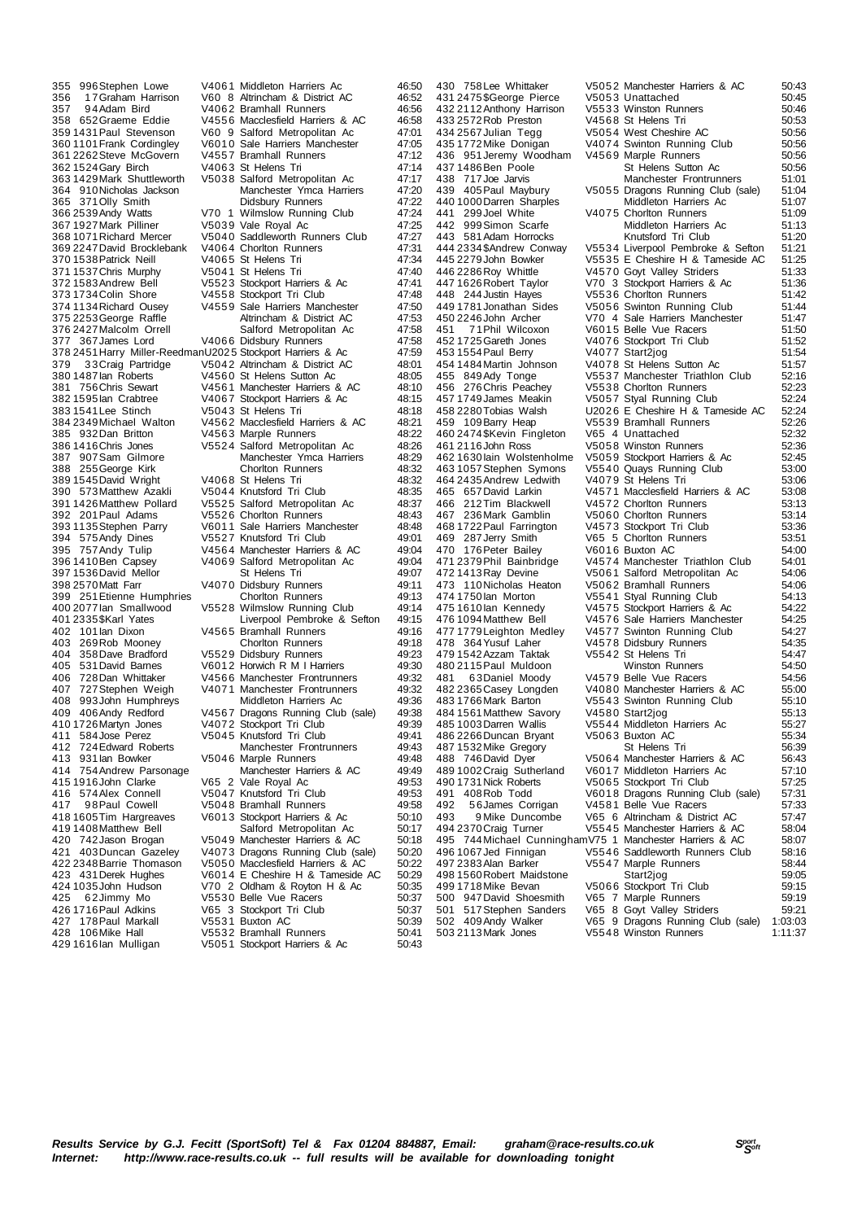| Pos | No | Name | Cat | Club | Time |
|---|---|---|---|---|---|
| 355 | 996 | Stephen Lowe | V4061 | Middleton Harriers Ac | 46:50 |
| 356 | 17 | Graham Harrison | V60 8 | Altrincham & District AC | 46:52 |
| 357 | 94 | Adam Bird | V4062 | Bramhall Runners | 46:56 |
| 358 | 652 | Graeme Eddie | V4556 | Macclesfield Harriers & AC | 46:58 |
| 359 | 1431 | Paul Stevenson | V60 9 | Salford Metropolitan Ac | 47:01 |
| 360 | 1101 | Frank Cordingley | V6010 | Sale Harriers Manchester | 47:05 |
| 361 | 2262 | Steve McGovern | V4557 | Bramhall Runners | 47:12 |
| 362 | 1524 | Gary Birch | V4063 | St Helens Tri | 47:14 |
| 363 | 1429 | Mark Shuttleworth | V5038 | Salford Metropolitan Ac | 47:17 |
| 364 | 910 | Nicholas Jackson | | Manchester Ymca Harriers | 47:20 |
| 365 | 371 | Olly Smith | | Didsbury Runners | 47:22 |
| 366 | 2539 | Andy Watts | V70 1 | Wilmslow Running Club | 47:24 |
| 367 | 1927 | Mark Pilliner | V5039 | Vale Royal Ac | 47:25 |
| 368 | 1071 | Richard Mercer | V5040 | Saddleworth Runners Club | 47:27 |
| 369 | 2247 | David Brocklebank | V4064 | Chorlton Runners | 47:31 |
| 370 | 1538 | Patrick Neill | V4065 | St Helens Tri | 47:34 |
| 371 | 1537 | Chris Murphy | V5041 | St Helens Tri | 47:40 |
| 372 | 1583 | Andrew Bell | V5523 | Stockport Harriers & Ac | 47:41 |
| 373 | 1734 | Colin Shore | V4558 | Stockport Tri Club | 47:48 |
| 374 | 1134 | Richard Ousey | V4559 | Sale Harriers Manchester | 47:50 |
| 375 | 2253 | George Raffle | | Altrincham & District AC | 47:53 |
| 376 | 2427 | Malcolm Orrell | | Salford Metropolitan Ac | 47:58 |
| 377 | 367 | James Lord | V4066 | Didsbury Runners | 47:58 |
| 378 | 2451 | Harry Miller-Reedman | U2025 | Stockport Harriers & Ac | 47:59 |
| 379 | 33 | Craig Partridge | V5042 | Altrincham & District AC | 48:01 |
| 380 | 1487 | Ian Roberts | V4560 | St Helens Sutton Ac | 48:05 |
| 381 | 756 | Chris Sewart | V4561 | Manchester Harriers & AC | 48:10 |
| 382 | 1595 | Ian Crabtree | V4067 | Stockport Harriers & Ac | 48:15 |
| 383 | 1541 | Lee Stinch | V5043 | St Helens Tri | 48:18 |
| 384 | 2349 | Michael Walton | V4562 | Macclesfield Harriers & AC | 48:21 |
| 385 | 932 | Dan Britton | V4563 | Marple Runners | 48:22 |
| 386 | 1416 | Chris Jones | V5524 | Salford Metropolitan Ac | 48:26 |
| 387 | 907 | Sam Gilmore | | Manchester Ymca Harriers | 48:29 |
| 388 | 255 | George Kirk | | Chorlton Runners | 48:32 |
| 389 | 1545 | David Wright | V4068 | St Helens Tri | 48:32 |
| 390 | 573 | Matthew Azakli | V5044 | Knutsford Tri Club | 48:35 |
| 391 | 1426 | Matthew Pollard | V5525 | Salford Metropolitan Ac | 48:37 |
| 392 | 201 | Paul Adams | V5526 | Chorlton Runners | 48:43 |
| 393 | 1135 | Stephen Parry | V6011 | Sale Harriers Manchester | 48:48 |
| 394 | 575 | Andy Dines | V5527 | Knutsford Tri Club | 49:01 |
| 395 | 757 | Andy Tulip | V4564 | Manchester Harriers & AC | 49:04 |
| 396 | 1410 | Ben Capsey | V4069 | Salford Metropolitan Ac | 49:04 |
| 397 | 1536 | David Mellor | | St Helens Tri | 49:07 |
| 398 | 2570 | Matt Farr | V4070 | Didsbury Runners | 49:11 |
| 399 | 251 | Etienne Humphries | | Chorlton Runners | 49:13 |
| 400 | 2077 | Ian Smallwood | V5528 | Wilmslow Running Club | 49:14 |
| 401 | 2335 | $Karl Yates | | Liverpool Pembroke & Sefton | 49:15 |
| 402 | 101 | Ian Dixon | V4565 | Bramhall Runners | 49:16 |
| 403 | 269 | Rob Mooney | | Chorlton Runners | 49:18 |
| 404 | 358 | Dave Bradford | V5529 | Didsbury Runners | 49:23 |
| 405 | 531 | David Barnes | V6012 | Horwich R M I Harriers | 49:30 |
| 406 | 728 | Dan Whittaker | V4566 | Manchester Frontrunners | 49:32 |
| 407 | 727 | Stephen Weigh | V4071 | Manchester Frontrunners | 49:32 |
| 408 | 993 | John Humphreys | | Middleton Harriers Ac | 49:36 |
| 409 | 406 | Andy Redford | V4567 | Dragons Running Club (sale) | 49:38 |
| 410 | 1726 | Martyn Jones | V4072 | Stockport Tri Club | 49:39 |
| 411 | 584 | Jose Perez | V5045 | Knutsford Tri Club | 49:41 |
| 412 | 724 | Edward Roberts | | Manchester Frontrunners | 49:43 |
| 413 | 931 | Ian Bowker | V5046 | Marple Runners | 49:48 |
| 414 | 754 | Andrew Parsonage | | Manchester Harriers & AC | 49:49 |
| 415 | 1916 | John Clarke | V65 2 | Vale Royal Ac | 49:53 |
| 416 | 574 | Alex Connell | V5047 | Knutsford Tri Club | 49:53 |
| 417 | 98 | Paul Cowell | V5048 | Bramhall Runners | 49:58 |
| 418 | 1605 | Tim Hargreaves | V6013 | Stockport Harriers & Ac | 50:10 |
| 419 | 1408 | Matthew Bell | | Salford Metropolitan Ac | 50:17 |
| 420 | 742 | Jason Brogan | V5049 | Manchester Harriers & AC | 50:18 |
| 421 | 403 | Duncan Gazeley | V4073 | Dragons Running Club (sale) | 50:20 |
| 422 | 2348 | Barrie Thomason | V5050 | Macclesfield Harriers & AC | 50:22 |
| 423 | 431 | Derek Hughes | V6014 | E Cheshire H & Tameside AC | 50:29 |
| 424 | 1035 | John Hudson | V70 2 | Oldham & Royton H & Ac | 50:35 |
| 425 | 62 | Jimmy Mo | V5530 | Belle Vue Racers | 50:37 |
| 426 | 1716 | Paul Adkins | V65 3 | Stockport Tri Club | 50:37 |
| 427 | 178 | Paul Markall | V5531 | Buxton AC | 50:39 |
| 428 | 106 | Mike Hall | V5532 | Bramhall Runners | 50:41 |
| 429 | 1616 | Ian Mulligan | V5051 | Stockport Harriers & Ac | 50:43 |
| 430 | 758 | Lee Whittaker | V5052 | Manchester Harriers & AC | 50:43 |
| 431 | 2475 | $George Pierce | V5053 | Unattached | 50:45 |
| 432 | 2112 | Anthony Harrison | V5533 | Winston Runners | 50:46 |
| 433 | 2572 | Rob Preston | V4568 | St Helens Tri | 50:53 |
| 434 | 2567 | Julian Tegg | V5054 | West Cheshire AC | 50:56 |
| 435 | 1772 | Mike Donigan | V4074 | Swinton Running Club | 50:56 |
| 436 | 951 | Jeremy Woodham | V4569 | Marple Runners | 50:56 |
| 437 | 1486 | Ben Poole | | St Helens Sutton Ac | 50:56 |
| 438 | 717 | Joe Jarvis | | Manchester Frontrunners | 51:01 |
| 439 | 405 | Paul Maybury | V5055 | Dragons Running Club (sale) | 51:04 |
| 440 | 1000 | Darren Sharples | | Middleton Harriers Ac | 51:07 |
| 441 | 299 | Joel White | V4075 | Chorlton Runners | 51:09 |
| 442 | 999 | Simon Scarfe | | Middleton Harriers Ac | 51:13 |
| 443 | 581 | Adam Horrocks | | Knutsford Tri Club | 51:20 |
| 444 | 2334 | $Andrew Conway | V5534 | Liverpool Pembroke & Sefton | 51:21 |
| 445 | 2279 | John Bowker | V5535 | E Cheshire H & Tameside AC | 51:25 |
| 446 | 2286 | Roy Whittle | V4570 | Goyt Valley Striders | 51:33 |
| 447 | 1626 | Robert Taylor | V70 3 | Stockport Harriers & Ac | 51:36 |
| 448 | 244 | Justin Hayes | V5536 | Chorlton Runners | 51:42 |
| 449 | 1781 | Jonathan Sides | V5056 | Swinton Running Club | 51:44 |
| 450 | 2246 | John Archer | V70 4 | Sale Harriers Manchester | 51:47 |
| 451 | 71 | Phil Wilcoxon | V6015 | Belle Vue Racers | 51:50 |
| 452 | 1725 | Gareth Jones | V4076 | Stockport Tri Club | 51:52 |
| 453 | 1554 | Paul Berry | V4077 | Start2jog | 51:54 |
| 454 | 1484 | Martin Johnson | V4078 | St Helens Sutton Ac | 51:57 |
| 455 | 849 | Ady Tonge | V5537 | Manchester Triathlon Club | 52:16 |
| 456 | 276 | Chris Peachey | V5538 | Chorlton Runners | 52:23 |
| 457 | 1749 | James Meakin | V5057 | Styal Running Club | 52:24 |
| 458 | 2280 | Tobias Walsh | U2026 | E Cheshire H & Tameside AC | 52:24 |
| 459 | 109 | Barry Heap | V5539 | Bramhall Runners | 52:26 |
| 460 | 2474 | $Kevin Fingleton | V65 4 | Unattached | 52:32 |
| 461 | 2116 | John Ross | V5058 | Winston Runners | 52:36 |
| 462 | 1630 | Iain Wolstenholme | V5059 | Stockport Harriers & Ac | 52:45 |
| 463 | 1057 | Stephen Symons | V5540 | Quays Running Club | 53:00 |
| 464 | 2435 | Andrew Ledwith | V4079 | St Helens Tri | 53:06 |
| 465 | 657 | David Larkin | V4571 | Macclesfield Harriers & AC | 53:08 |
| 466 | 212 | Tim Blackwell | V4572 | Chorlton Runners | 53:13 |
| 467 | 236 | Mark Gamblin | V5060 | Chorlton Runners | 53:14 |
| 468 | 1722 | Paul Farrington | V4573 | Stockport Tri Club | 53:36 |
| 469 | 287 | Jerry Smith | V65 5 | Chorlton Runners | 53:51 |
| 470 | 176 | Peter Bailey | V6016 | Buxton AC | 54:00 |
| 471 | 2379 | Phil Bainbridge | V4574 | Manchester Triathlon Club | 54:01 |
| 472 | 1413 | Ray Devine | V5061 | Salford Metropolitan Ac | 54:06 |
| 473 | 110 | Nicholas Heaton | V5062 | Bramhall Runners | 54:06 |
| 474 | 1750 | Ian Morton | V5541 | Styal Running Club | 54:13 |
| 475 | 1610 | Ian Kennedy | V4575 | Stockport Harriers & Ac | 54:22 |
| 476 | 1094 | Matthew Bell | V4576 | Sale Harriers Manchester | 54:25 |
| 477 | 1779 | Leighton Medley | V4577 | Swinton Running Club | 54:27 |
| 478 | 364 | Yusuf Laher | V4578 | Didsbury Runners | 54:35 |
| 479 | 1542 | Azzam Taktak | V5542 | St Helens Tri | 54:47 |
| 480 | 2115 | Paul Muldoon | | Winston Runners | 54:50 |
| 481 | 63 | Daniel Moody | V4579 | Belle Vue Racers | 54:56 |
| 482 | 2365 | Casey Longden | V4080 | Manchester Harriers & AC | 55:00 |
| 483 | 1766 | Mark Barton | V5543 | Swinton Running Club | 55:10 |
| 484 | 1561 | Matthew Savory | V4580 | Start2jog | 55:13 |
| 485 | 1003 | Darren Wallis | V5544 | Middleton Harriers Ac | 55:27 |
| 486 | 2266 | Duncan Bryant | V5063 | Buxton AC | 55:34 |
| 487 | 1532 | Mike Gregory | | St Helens Tri | 56:39 |
| 488 | 746 | David Dyer | V5064 | Manchester Harriers & AC | 56:43 |
| 489 | 1002 | Craig Sutherland | V6017 | Middleton Harriers Ac | 57:10 |
| 490 | 1731 | Nick Roberts | V5065 | Stockport Tri Club | 57:25 |
| 491 | 408 | Rob Todd | V6018 | Dragons Running Club (sale) | 57:31 |
| 492 | 56 | James Corrigan | V4581 | Belle Vue Racers | 57:33 |
| 493 | 9 | Mike Duncombe | V65 6 | Altrincham & District AC | 57:47 |
| 494 | 2370 | Craig Turner | V5545 | Manchester Harriers & AC | 58:04 |
| 495 | 744 | Michael Cunningham | V75 1 | Manchester Harriers & AC | 58:07 |
| 496 | 1067 | Jed Finnigan | V5546 | Saddleworth Runners Club | 58:16 |
| 497 | 2383 | Alan Barker | V5547 | Marple Runners | 58:44 |
| 498 | 1560 | Robert Maidstone | | Start2jog | 59:05 |
| 499 | 1718 | Mike Bevan | V5066 | Stockport Tri Club | 59:15 |
| 500 | 947 | David Shoesmith | V65 7 | Marple Runners | 59:19 |
| 501 | 517 | Stephen Sanders | V65 8 | Goyt Valley Striders | 59:21 |
| 502 | 409 | Andy Walker | V65 9 | Dragons Running Club (sale) | 1:03:03 |
| 503 | 2113 | Mark Jones | V5548 | Winston Runners | 1:11:37 |

*Results Service by G.J. Fecitt (SportSoft) Tel & Fax 01204 884887, Email: graham@race-results.co.uk*
*Internet: http://www.race-results.co.uk -- full results will be available for downloading tonight*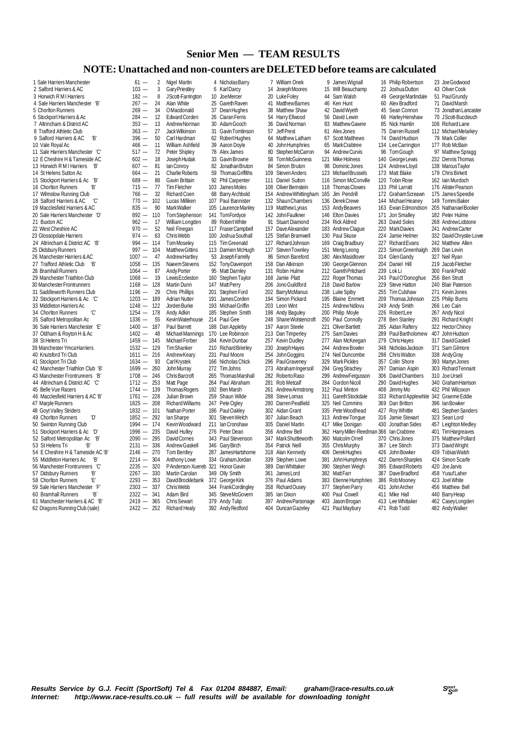# Senior Men — TEAM RESULTS

## NOTE: Unattached and non-counters are DELETED before teams are calculated

| Team | Points | 1 | 2 | 3 | 4 | 5 | 6 |
|---|---|---|---|---|---|---|---|
| 1 Sale Harriers Manchester | 61 — | 2 Nigel Martin | 4 Nicholas Barry | 7 William Onek | 9 James Wignall | 16 Philip Robertson | 23 Joe Godwood |
| 2 Salford Harriers & AC | 103 — | 3 Gary Priestley | 6 Karl Darcy | 14 Joseph Moores | 15 Will Beauchamp | 22 Joshua Dutton | 43 Oliver Cook |
| 3 Horwich R M I Harriers | 182 — | 8 J Scott-Farrington | 10 Joe Mercer | 20 Luke Foley | 44 Sam Walsh | 49 George Martindale | 51 Paul Grundy |
| 4 Sale Harriers Manchester 'B' | 267 — | 24 Alan White | 25 Gareth Raven | 41 Matthew Barnes | 46 Ken Hunt | 60 Alex Bradford | 71 David Marsh |
| 5 Chorlton Runners | 269 — | 34 O Macdonald | 37 Dean Hughes | 38 Matthew Shaw | 42 David Wyeth | 45 Sean Connon | 73 Jonathan Lancaster |
| 6 Stockport Harriers & Ac | 284 — | 12 Edward Corden | 26 Ciaran Ferris | 54 Harry Ellwood | 56 David Lewin | 66 Harley Henshaw | 70 J Scott-Buccleuch |
| 7 Altrincham & District AC | 353 — | 13 Andrew Norman | 30 Adam Gooch | 36 David Norman | 83 Matthew Gawne | 85 Nick Hamlin | 106 Richard Lane |
| 8 Trafford Athletic Club | 363 — | 27 Jack Wilkinson | 31 Gavin Tomlinson | 57 Jeff Prest | 61 Alex Jones | 75 Darren Russell | 112 Michael Melarkey |
| 9 Salford Harriers & AC 'B' | 396 — | 50 Carl Hardman | 62 Robert Hughes | 64 Matthew Latham | 67 Scott Matthews | 74 David Hudson | 79 Mark Collier |
| 10 Vale Royal Ac | 466 — | 11 William Ashfield | 39 Aaron Doyle | 40 John Humphries | 65 Mark Crabtree | 134 Lee Carrington | 177 Rob McBain |
| 11 Sale Harriers Manchester 'C' | 517 — | 72 Peter Shipley | 78 Alex James | 80 Stephen McCarron | 94 Andrew Curvis | 96 Tom Gough | 97 Matthew Spragg |
| 12 E Cheshire H & Tameside AC | 602 — | 18 Joseph Hudak | 33 Gavin Browne | 58 Tom McGuinness | 121 Mike Holness | 140 George Lewis | 232 Dennis Thomas |
| 13 Horwich R M I Harriers 'B' | 607 — | 81 Ian Conroy | 82 Jonathan Bruton | 84 Simon Bruton | 98 Dominic Jones | 124 Andrew Lloyd | 138 Marcus Taylor |
| 14 St Helens Sutton Ac | 664 — | 21 Charlie Roberts | 59 Thomas Griffiths | 109 Steven Anders | 123 Michael Brussels | 173 Matt Blake | 179 Chris Birkett |
| 15 Stockport Harriers & Ac 'B' | 689 — | 88 Gavin Brittain | 92 Phil Carpenter | 111 Daniel Sutton | 116 Simon McConville | 120 Tobin Rose | 162 Iain Murdoch |
| 16 Chorlton Runners 'B' | 715 — | 77 Tim Fletcher | 103 James Moles | 108 Oliver Bernstein | 118 Thomas Clowes | 133 Phil Larratt | 176 Alister Pearson |
| 17 Wilmslow Running Club | 766 — | 32 Richard Coen | 68 Barry Archbold | 154 Andrew Whittingham | 165 Jim Pendrill | 172 Graham Screawn | 175 James Speedie |
| 18 Salford Harriers & AC 'C' | 770 — | 102 Lucas Milliken | 107 Paul Bannister | 132 Shaun Chambers | 136 Derek Crewe | 144 Michael Heaney | 149 Tommi Baker |
| 19 Macclesfield Harriers & AC | 835 — | 90 Mark Walker | 105 Laurence Manley | 119 Matthew Lynas | 153 Andy Beavers | 163 Ewan Edmondson | 205 Nathanael Booker |
| 20 Sale Harriers Manchester 'D' | 892 — | 110 Tom Stephenson | 141 Tom Fordyce | 142 John Faulkner | 146 Elton Davies | 171 Jon Smalley | 182 Peter Hulme |
| 21 Buxton AC | 962 — | 17 William Longden | 89 Robert White | 91 Stuart Diamond | 234 Rick Aldred | 263 David Soles | 268 Andrew Lidstone |
| 22 West Cheshire AC | 970 — | 52 Neil Finegan | 117 Fraser Campbell | 157 Dave Alexander | 183 Andrew Clague | 220 Mark Davies | 241 Andrew Carter |
| 23 Glossopdale Harriers | 974 — | 63 Chris Webb | 100 Joshua Southall | 125 Stefan Bramwell | 130 Paul Skuse | 224 Jamie Helmer | 332 David Chrystie-Lowe |
| 24 Altrincham & District AC 'B' | 994 — | 114 Tom Moseley | 115 Tim Greenald | 127 Richard Johnson | 169 Craig Bradbury | 227 Richard Evans | 242 Matthew Allen |
| 25 Didsbury Runners | 997 — | 104 Matthew Gittins | 113 Damien McHugh | 137 Steven Townley | 151 Meng Leong | 223 Simon Greenhalgh | 269 Dan Levin |
| 26 Manchester Harriers & AC | 1007 — | 47 Andrew Hartley | 53 Joseph Farrelly | 86 Simon Bareford | 180 Alex Masidlover | 314 Glen Gandy | 327 Neil Ryan |
| 27 Trafford Athletic Club 'B' | 1058 — | 135 Naeem Stevens | 152 Tony Davenport | 158 Dan Atkinson | 190 George Glennon | 204 Daniel Hill | 219 Jacob Fletcher |
| 28 Bramhall Runners | 1064 — | 87 Andy Porter | 95 Matt Darnley | 131 Robin Hulme | 212 Gareth Pritchard | 239 Lok Li | 300 Frank Podd |
| 29 Manchester Triathlon Club | 1068 — | 19 Lewis Eccleston | 160 Stephen Taylor | 168 Jamie Platt | 222 Roger Thomas | 243 Paul O'Donoghue | 256 Ben Strutt |
| 30 Manchester Frontrunners | 1168 — | 128 Martin Dunn | 147 Matt Perry | 206 Jono Guildford | 218 David Barlow | 229 Steve Hatton | 240 Blair Paterson |
| 31 Saddleworth Runners Club | 1196 — | 29 Chris Phillips | 201 Stephen Ford | 202 Barry McManus | 238 Luke Spiby | 255 Tim Culshaw | 271 Kevin Jones |
| 32 Stockport Harriers & Ac 'C' | 1203 — | 189 Adrian Nutter | 191 James Corden | 194 Simon Pickard | 195 Blaine Emmett | 209 Thomas Johnson | 225 Philip Burns |
| 33 Middleton Harriers Ac | 1248 — | 122 Jorden Burke | 193 Michael Griffin | 203 Leon Wint | 215 Andrew Ndlovu | 249 Andy Smith | 266 Leo Cain |
| 34 Chorlton Runners 'C' | 1254 — | 178 Andy Adkin | 185 Stephen Smith | 198 Andy Baguley | 200 Philip Moyle | 226 Robert Lee | 267 Andy Nicol |
| 35 Salford Metropolitan Ac | 1336 — | 55 Kevin Waterhouse | 214 Paul Gee | 248 Shane Wolstencroft | 250 Paul Connolly | 278 Ben Stanley | 291 Richard Knight |
| 36 Sale Harriers Manchester 'E' | 1400 — | 187 Paul Barrett | 188 Dan Appleby | 197 Aaron Steele | 221 Oliver Bartlett | 285 Aidan Raftery | 322 Hector Chinoy |
| 37 Oldham & Royton H & Ac | 1402 — | 48 Michael Mannings | 170 Lee Robinson | 213 Dan Timperley | 275 Sam Davies | 289 Paul Bartholomew | 407 John Hudson |
| 38 St Helens Tri | 1459 — | 145 Michael Forber | 184 Kevin Dunbar | 257 Kevin Dudley | 277 Alan McKeegan | 279 Chris Hayes | 317 David Gaskell |
| 39 Manchester Ymca Harriers | 1532 — | 129 Tim Shanker | 210 Richard Brierley | 230 Joseph Hayes | 244 Andrew Bowler | 348 Nicholas Jackson | 371 Sam Gilmore |
| 40 Knutsford Tri Club | 1611 — | 216 Andrew Keary | 231 Paul Moore | 254 John Goggins | 274 Neil Duncombe | 298 Chris Walton | 338 Andy Gray |
| 41 Stockport Tri Club | 1634 — | 93 Carl Krystek | 166 Nicholas Chick | 296 Paul Graveney | 329 Mark Pickles | 357 Colin Shore | 393 Martyn Jones |
| 42 Manchester Triathlon Club 'B' | 1699 — | 260 John Murray | 272 Tim Johns | 273 Abraham Ingersoll | 294 Greg Strachey | 297 Damian Aspin | 303 Richard Tennant |
| 43 Manchester Frontrunners 'B' | 1708 — | 246 Chris Barcroft | 265 Thomas Marshall | 282 Roberto Raso | 299 Andrew Fergusson | 306 David Chambers | 310 Joe Ursell |
| 44 Altrincham & District AC 'C' | 1712 — | 253 Matt Page | 264 Paul Abraham | 281 Rob Metcalf | 284 Gordon Nicoll | 290 David Hughes | 340 Graham Harrison |
| 45 Belle Vue Racers | 1744 — | 139 Thomas Rogers | 192 Ben Marsh | 261 Andrew Armstrong | 312 Paul Minton | 408 Jimmy Mo | 432 Phil Wilcoxon |
| 46 Macclesfield Harriers & AC 'B' | 1761 — | 228 Julian Brown | 259 Shaun Wilde | 288 Steve Lomas | 311 Gareth Stockdale | 333 Richard Applewhite | 342 Graeme Eddie |
| 47 Marple Runners | 1825 — | 208 Richard Williams | 247 Pete Ogley | 280 Darren Peatfield | 325 Neil Commins | 369 Dan Britton | 396 Ian Bowker |
| 48 Goyt Valley Striders | 1832 — | 101 Nathan Porter | 186 Paul Oakley | 302 Aidan Grant | 335 Pete Woodhead | 427 Roy Whittle | 481 Stephen Sanders |
| 49 Chorlton Runners 'D' | 1852 — | 292 Ian Sharpe | 301 Steven Welch | 307 Julian Beach | 313 Andrew Tongue | 316 Jamie Stewart | 323 Sean Lord |
| 50 Swinton Running Club | 1994 — | 174 Kevin Woodward | 211 Ian Cronshaw | 305 Daniel Martin | 417 Mike Donigan | 430 Jonathan Sides | 457 Leighton Medley |
| 51 Stockport Harriers & Ac 'D' | 1996 — | 235 David Hulley | 276 Peter Dean | 356 Andrew Bell | 362 Harry Miller-Reedman | 366 Ian Crabtree | 401 Tim Hargreaves |
| 52 Salford Metropolitan Ac 'B' | 2090 — | 295 David Cornes | 343 Paul Stevenson | 347 Mark Shuttleworth | 360 Malcolm Orrell | 370 Chris Jones | 375 Matthew Pollard |
| 53 St Helens Tri 'B' | 2131 — | 336 Andrew Gaskell | 346 Gary Birch | 354 Patrick Neill | 355 Chris Murphy | 367 Lee Stinch | 373 David Wright |
| 54 E Cheshire H & Tameside AC 'B' | 2146 — | 270 Tom Bentley | 287 James Hartshorne | 318 Alan Kennedy | 406 Derek Hughes | 426 John Bowker | 439 Tobias Walsh |
| 55 Middleton Harriers Ac 'B' | 2214 — | 304 Anthony Lowe | 334 Graham Jordan | 339 Stephen Lowe | 391 John Humphreys | 422 Darren Sharples | 424 Simon Scarfe |
| 56 Manchester Frontrunners 'C' | 2235 — | 320 P Anderson-Xuereb | 321 Honor Gavin | 389 Dan Whittaker | 390 Stephen Weigh | 395 Edward Roberts | 420 Joe Jarvis |
| 57 Didsbury Runners 'B' | 2267 — | 330 Martin Carolan | 349 Olly Smith | 361 James Lord | 382 Matt Farr | 387 Dave Bradford | 458 Yusuf Laher |
| 58 Chorlton Runners 'E' | 2293 — | 353 David Brocklebank | 372 George Kirk | 376 Paul Adams | 383 Etienne Humphries | 386 Rob Mooney | 423 Joel White |
| 59 Sale Harriers Manchester 'F' | 2303 — | 337 Chris Webb | 344 Frank Cordingley | 358 Richard Ousey | 377 Stephen Parry | 431 John Archer | 456 Matthew Bell |
| 60 Bramhall Runners 'B' | 2322 — | 341 Adam Bird | 345 Steve McGovern | 385 Ian Dixon | 400 Paul Cowell | 411 Mike Hall | 440 Barry Heap |
| 61 Manchester Harriers & AC 'B' | 2419 — | 365 Chris Sewart | 379 Andy Tulip | 397 Andrew Parsonage | 403 Jason Brogan | 413 Lee Whittaker | 462 Casey Longden |
| 62 Dragons Running Club (sale) | 2422 — | 252 Richard Healy | 392 Andy Redford | 404 Duncan Gazeley | 421 Paul Maybury | 471 Rob Todd | 482 Andy Walker |

***Results Service by G.J. Fecitt (SportSoft) Tel & Fax 01204 884887, Email: graham@race-results.co.uk***
***Internet: http://www.race-results.co.uk -- full results will be available for downloading tonight***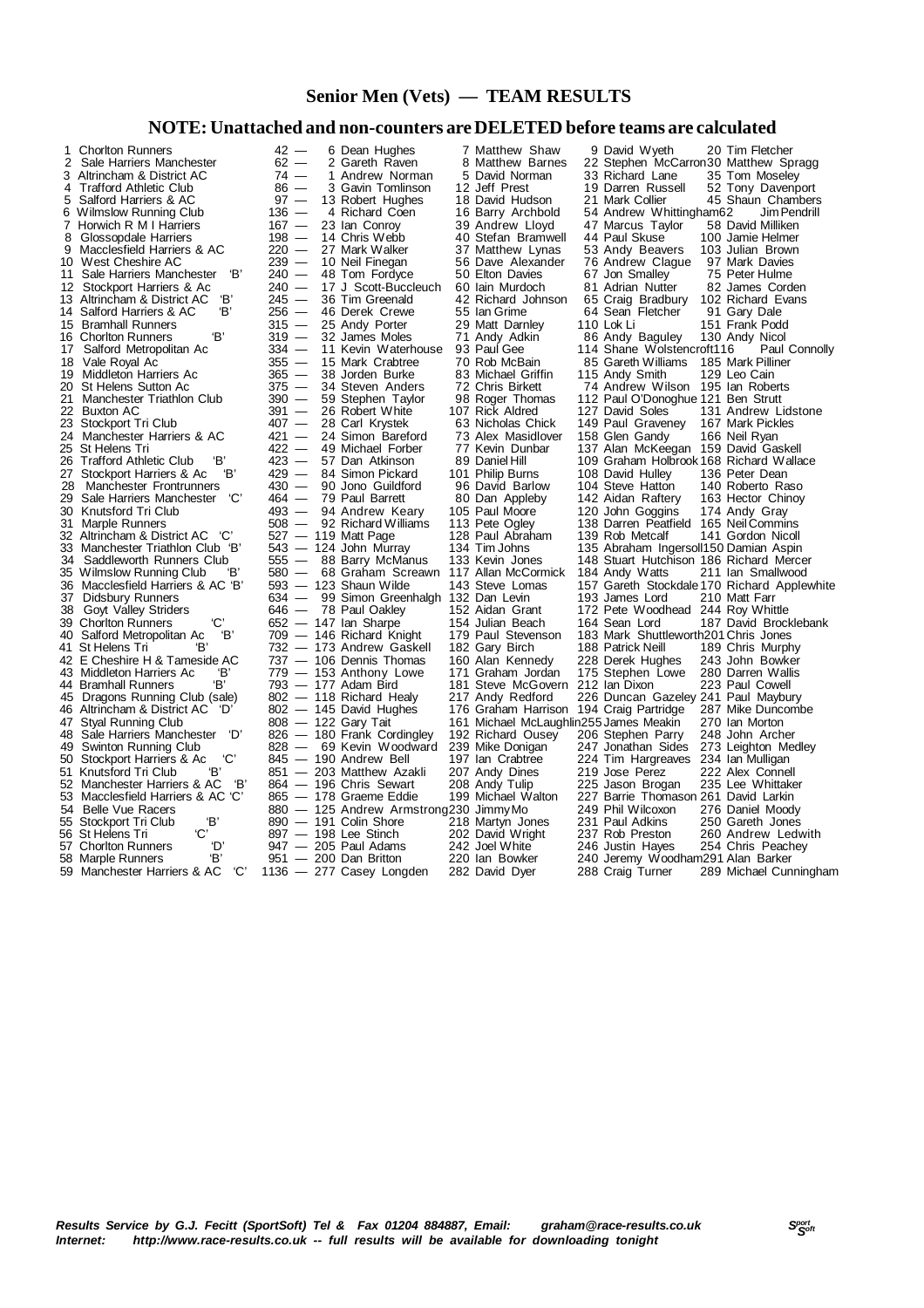# Senior Men (Vets) — TEAM RESULTS

## NOTE: Unattached and non-counters are DELETED before teams are calculated

| | | | | | | | |
|---|---|---|---|---|---|---|---|
| 1 | Chorlton Runners | 42 — | 6 Dean Hughes | 7 Matthew Shaw | 9 David Wyeth | 20 Tim Fletcher |
| 2 | Sale Harriers Manchester | 62 — | 2 Gareth Raven | 8 Matthew Barnes | 22 Stephen McCarron | 30 Matthew Spragg |
| 3 | Altrincham & District AC | 74 — | 1 Andrew Norman | 5 David Norman | 33 Richard Lane | 35 Tom Moseley |
| 4 | Trafford Athletic Club | 86 — | 3 Gavin Tomlinson | 12 Jeff Prest | 19 Darren Russell | 52 Tony Davenport |
| 5 | Salford Harriers & AC | 97 — | 13 Robert Hughes | 18 David Hudson | 21 Mark Collier | 45 Shaun Chambers |
| 6 | Wilmslow Running Club | 136 — | 4 Richard Coen | 16 Barry Archbold | 54 Andrew Whittingham | 62 Jim Pendrill |
| 7 | Horwich R M I Harriers | 167 — | 23 Ian Conroy | 39 Andrew Lloyd | 47 Marcus Taylor | 58 David Milliken |
| 8 | Glossopdale Harriers | 198 — | 14 Chris Webb | 40 Stefan Bramwell | 44 Paul Skuse | 100 Jamie Helmer |
| 9 | Macclesfield Harriers & AC | 220 — | 27 Mark Walker | 37 Matthew Lynas | 53 Andy Beavers | 103 Julian Brown |
| 10 | West Cheshire AC | 239 — | 10 Neil Finegan | 56 Dave Alexander | 76 Andrew Clague | 97 Mark Davies |
| 11 | Sale Harriers Manchester 'B' | 240 — | 48 Tom Fordyce | 50 Elton Davies | 67 Jon Smalley | 75 Peter Hulme |
| 12 | Stockport Harriers & Ac | 240 — | 17 J Scott-Buccleuch | 60 Iain Murdoch | 81 Adrian Nutter | 82 James Corden |
| 13 | Altrincham & District AC 'B' | 245 — | 36 Tim Greenald | 42 Richard Johnson | 65 Craig Bradbury | 102 Richard Evans |
| 14 | Salford Harriers & AC 'B' | 256 — | 46 Derek Crewe | 55 Ian Grime | 64 Sean Fletcher | 91 Gary Dale |
| 15 | Bramhall Runners | 315 — | 25 Andy Porter | 29 Matt Darnley | 110 Lok Li | 151 Frank Podd |
| 16 | Chorlton Runners 'B' | 319 — | 32 James Moles | 71 Andy Adkin | 86 Andy Baguley | 130 Andy Nicol |
| 17 | Salford Metropolitan Ac | 334 — | 11 Kevin Waterhouse | 93 Paul Gee | 114 Shane Wolstencroft | 116 Paul Connolly |
| 18 | Vale Royal Ac | 355 — | 15 Mark Crabtree | 70 Rob McBain | 85 Gareth Williams | 185 Mark Pilliner |
| 19 | Middleton Harriers Ac | 365 — | 38 Jorden Burke | 83 Michael Griffin | 115 Andy Smith | 129 Leo Cain |
| 20 | St Helens Sutton Ac | 375 — | 34 Steven Anders | 72 Chris Birkett | 74 Andrew Wilson | 195 Ian Roberts |
| 21 | Manchester Triathlon Club | 390 — | 59 Stephen Taylor | 98 Roger Thomas | 112 Paul O'Donoghue | 121 Ben Strutt |
| 22 | Buxton AC | 391 — | 26 Robert White | 107 Rick Aldred | 127 David Soles | 131 Andrew Lidstone |
| 23 | Stockport Tri Club | 407 — | 28 Carl Krystek | 63 Nicholas Chick | 149 Paul Graveney | 167 Mark Pickles |
| 24 | Manchester Harriers & AC | 421 — | 24 Simon Bareford | 73 Alex Masidlover | 158 Glen Gandy | 166 Neil Ryan |
| 25 | St Helens Tri | 422 — | 49 Michael Forber | 77 Kevin Dunbar | 137 Alan McKeegan | 159 David Gaskell |
| 26 | Trafford Athletic Club 'B' | 423 — | 57 Dan Atkinson | 89 Daniel Hill | 109 Graham Holbrook | 168 Richard Wallace |
| 27 | Stockport Harriers & Ac 'B' | 429 — | 84 Simon Pickard | 101 Philip Burns | 108 David Hulley | 136 Peter Dean |
| 28 | Manchester Frontrunners | 430 — | 90 Jono Guildford | 96 David Barlow | 104 Steve Hatton | 140 Roberto Raso |
| 29 | Sale Harriers Manchester 'C' | 464 — | 79 Paul Barrett | 80 Dan Appleby | 142 Aidan Raftery | 163 Hector Chinoy |
| 30 | Knutsford Tri Club | 493 — | 94 Andrew Keary | 105 Paul Moore | 120 John Goggins | 174 Andy Gray |
| 31 | Marple Runners | 508 — | 92 Richard Williams | 113 Pete Ogley | 138 Darren Peatfield | 165 Neil Commins |
| 32 | Altrincham & District AC 'C' | 527 — | 119 Matt Page | 128 Paul Abraham | 139 Rob Metcalf | 141 Gordon Nicoll |
| 33 | Manchester Triathlon Club 'B' | 543 — | 124 John Murray | 134 Tim Johns | 135 Abraham Ingersoll | 150 Damian Aspin |
| 34 | Saddleworth Runners Club | 555 — | 88 Barry McManus | 133 Kevin Jones | 148 Stuart Hutchison | 186 Richard Mercer |
| 35 | Wilmslow Running Club 'B' | 580 — | 68 Graham Screawn | 117 Allan McCormick | 184 Andy Watts | 211 Ian Smallwood |
| 36 | Macclesfield Harriers & AC 'B' | 593 — | 123 Shaun Wilde | 143 Steve Lomas | 157 Gareth Stockdale | 170 Richard Applewhite |
| 37 | Didsbury Runners | 634 — | 99 Simon Greenhalgh | 132 Dan Levin | 193 James Lord | 210 Matt Farr |
| 38 | Goyt Valley Striders | 646 — | 78 Paul Oakley | 152 Aidan Grant | 172 Pete Woodhead | 244 Roy Whittle |
| 39 | Chorlton Runners 'C' | 652 — | 147 Ian Sharpe | 154 Julian Beach | 164 Sean Lord | 187 David Brocklebank |
| 40 | Salford Metropolitan Ac 'B' | 709 — | 146 Richard Knight | 179 Paul Stevenson | 183 Mark Shuttleworth | 201 Chris Jones |
| 41 | St Helens Tri 'B' | 732 — | 173 Andrew Gaskell | 182 Gary Birch | 188 Patrick Neill | 189 Chris Murphy |
| 42 | E Cheshire H & Tameside AC | 737 — | 106 Dennis Thomas | 160 Alan Kennedy | 228 Derek Hughes | 243 John Bowker |
| 43 | Middleton Harriers Ac 'B' | 779 — | 153 Anthony Lowe | 171 Graham Jordan | 175 Stephen Lowe | 280 Darren Wallis |
| 44 | Bramhall Runners 'B' | 793 — | 177 Adam Bird | 181 Steve McGovern | 212 Ian Dixon | 223 Paul Cowell |
| 45 | Dragons Running Club (sale) | 802 — | 118 Richard Healy | 217 Andy Redford | 226 Duncan Gazeley | 241 Paul Maybury |
| 46 | Altrincham & District AC 'D' | 802 — | 145 David Hughes | 176 Graham Harrison | 194 Craig Partridge | 287 Mike Duncombe |
| 47 | Styal Running Club | 808 — | 122 Gary Tait | 161 Michael McLaughlin | 255 James Meakin | 270 Ian Morton |
| 48 | Sale Harriers Manchester 'D' | 826 — | 180 Frank Cordingley | 192 Richard Ousey | 206 Stephen Parry | 248 John Archer |
| 49 | Swinton Running Club | 828 — | 69 Kevin Woodward | 239 Mike Donigan | 247 Jonathan Sides | 273 Leighton Medley |
| 50 | Stockport Harriers & Ac 'C' | 845 — | 190 Andrew Bell | 197 Ian Crabtree | 224 Tim Hargreaves | 234 Ian Mulligan |
| 51 | Knutsford Tri Club 'B' | 851 — | 203 Matthew Azakli | 207 Andy Dines | 219 Jose Perez | 222 Alex Connell |
| 52 | Manchester Harriers & AC 'B' | 864 — | 196 Chris Sewart | 208 Andy Tulip | 225 Jason Brogan | 235 Lee Whittaker |
| 53 | Macclesfield Harriers & AC 'C' | 865 — | 178 Graeme Eddie | 199 Michael Walton | 227 Barrie Thomason | 261 David Larkin |
| 54 | Belle Vue Racers | 880 — | 125 Andrew Armstrong | 230 Jimmy Mo | 249 Phil Wilcoxon | 276 Daniel Moody |
| 55 | Stockport Tri Club 'B' | 890 — | 191 Colin Shore | 218 Martyn Jones | 231 Paul Adkins | 250 Gareth Jones |
| 56 | St Helens Tri 'C' | 897 — | 198 Lee Stinch | 202 David Wright | 237 Rob Preston | 260 Andrew Ledwith |
| 57 | Chorlton Runners 'D' | 947 — | 205 Paul Adams | 242 Joel White | 246 Justin Hayes | 254 Chris Peachey |
| 58 | Marple Runners 'B' | 951 — | 200 Dan Britton | 220 Ian Bowker | 240 Jeremy Woodham | 291 Alan Barker |
| 59 | Manchester Harriers & AC 'C' | 1136 — | 277 Casey Longden | 282 David Dyer | 288 Craig Turner | 289 Michael Cunningham |

*Results Service by G.J. Fecitt (SportSoft) Tel & Fax 01204 884887, Email: graham@race-results.co.uk*
*Internet: http://www.race-results.co.uk -- full results will be available for downloading tonight*